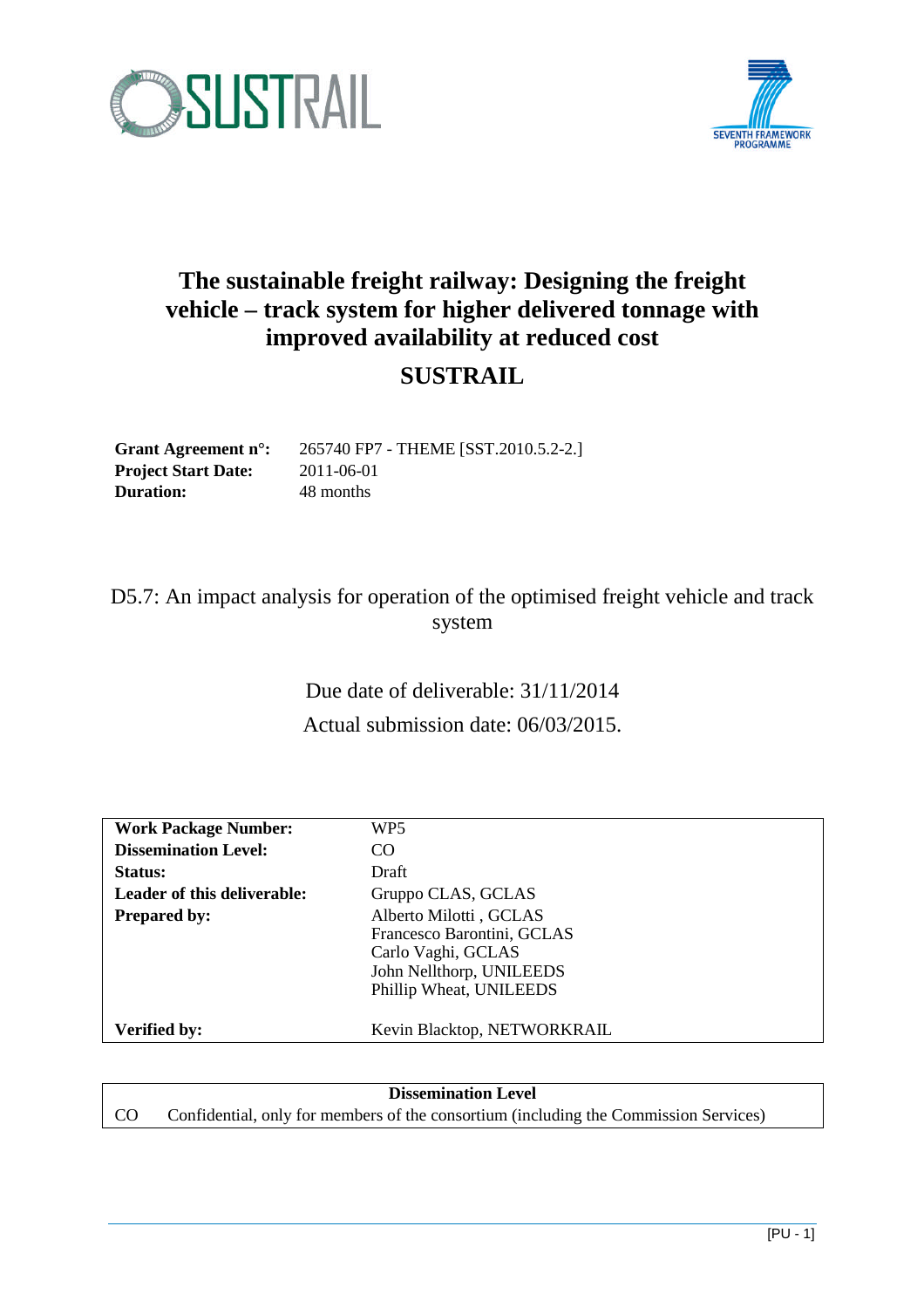SUSTRAIL

SEVENTH FRAMEWORK PROGRAMME

# The sustainable freight railway: Designing the freight vehicle – track system for higher delivered tonnage with improved availability at reduced cost

# SUSTRAIL

**Grant Agreement n°:** 265740 FP7 - THEME [SST.2010.5.2-2.]
**Project Start Date:** 2011-06-01
**Duration:** 48 months

## D5.7: An impact analysis for operation of the optimised freight vehicle and track system

Due date of deliverable: 31/11/2014

Actual submission date: 06/03/2015.

| | |
|---|---|
| **Work Package Number:** | WP5 |
| **Dissemination Level:** | CO |
| **Status:** | Draft |
| **Leader of this deliverable:** | Gruppo CLAS, GCLAS |
| **Prepared by:** | Alberto Milotti , GCLAS<br>Francesco Barontini, GCLAS<br>Carlo Vaghi, GCLAS<br>John Nellthorp, UNILEEDS<br>Phillip Wheat, UNILEEDS |
| **Verified by:** | Kevin Blacktop, NETWORKRAIL |

| Dissemination Level | |
|---|---|
| CO | Confidential, only for members of the consortium (including the Commission Services) |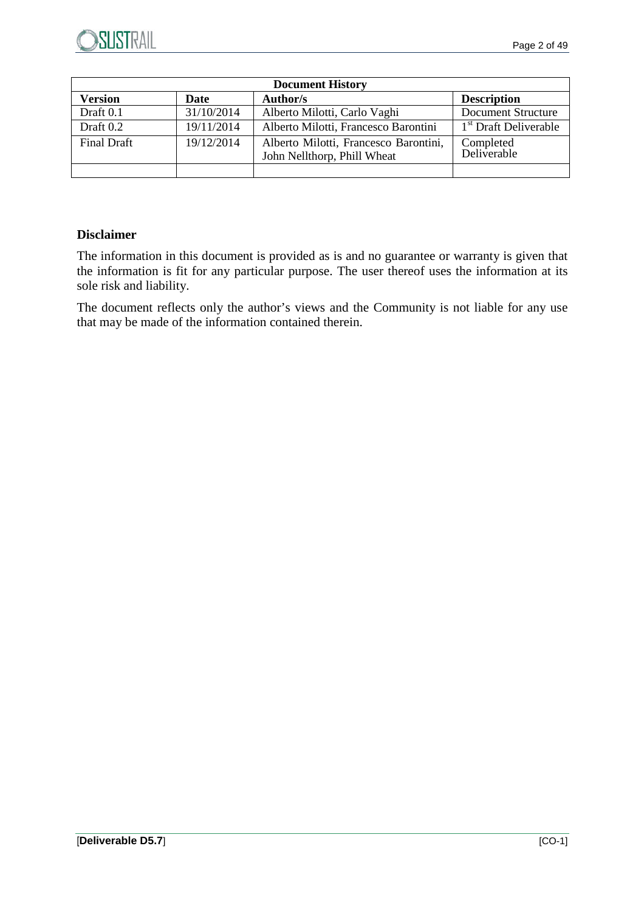| Document History | | | |
|---|---|---|---|
| **Version** | **Date** | **Author/s** | **Description** |
| Draft 0.1 | 31/10/2014 | Alberto Milotti, Carlo Vaghi | Document Structure |
| Draft 0.2 | 19/11/2014 | Alberto Milotti, Francesco Barontini | 1st Draft Deliverable |
| Final Draft | 19/12/2014 | Alberto Milotti, Francesco Barontini, John Nellthorp, Phill Wheat | Completed Deliverable |
| | | | |

**Disclaimer**

The information in this document is provided as is and no guarantee or warranty is given that the information is fit for any particular purpose. The user thereof uses the information at its sole risk and liability.

The document reflects only the author's views and the Community is not liable for any use that may be made of the information contained therein.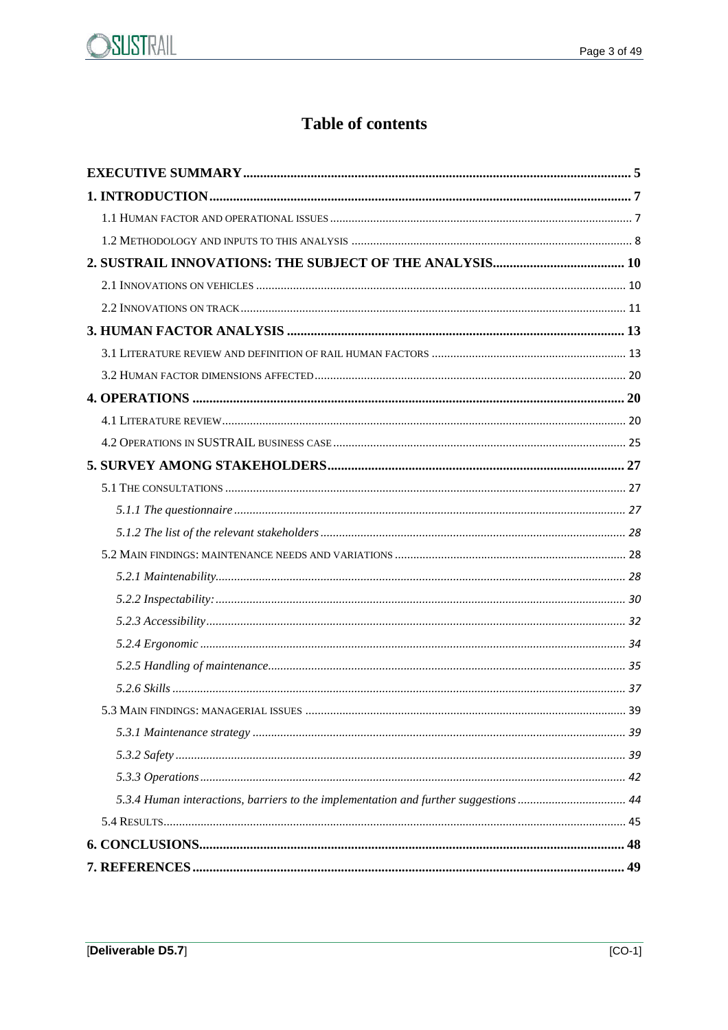# Table of contents

**EXECUTIVE SUMMARY** ..... 5

**1. INTRODUCTION** ..... 7

- 1.1 Human factor and operational issues ..... 7
- 1.2 Methodology and inputs to this analysis ..... 8

**2. SUSTRAIL INNOVATIONS: THE SUBJECT OF THE ANALYSIS** ..... 10

- 2.1 Innovations on vehicles ..... 10
- 2.2 Innovations on track ..... 11

**3. HUMAN FACTOR ANALYSIS** ..... 13

- 3.1 Literature review and definition of rail human factors ..... 13
- 3.2 Human factor dimensions affected ..... 20

**4. OPERATIONS** ..... 20

- 4.1 Literature review ..... 20
- 4.2 Operations in SUSTRAIL business case ..... 25

**5. SURVEY AMONG STAKEHOLDERS** ..... 27

- 5.1 The consultations ..... 27
  - *5.1.1 The questionnaire* ..... 27
  - *5.1.2 The list of the relevant stakeholders* ..... 28
- 5.2 Main findings: maintenance needs and variations ..... 28
  - *5.2.1 Maintenability* ..... 28
  - *5.2.2 Inspectability:* ..... 30
  - *5.2.3 Accessibility* ..... 32
  - *5.2.4 Ergonomic* ..... 34
  - *5.2.5 Handling of maintenance* ..... 35
  - *5.2.6 Skills* ..... 37
- 5.3 Main findings: managerial issues ..... 39
  - *5.3.1 Maintenance strategy* ..... 39
  - *5.3.2 Safety* ..... 39
  - *5.3.3 Operations* ..... 42
  - *5.3.4 Human interactions, barriers to the implementation and further suggestions* ..... 44
- 5.4 Results ..... 45

**6. CONCLUSIONS** ..... 48

**7. REFERENCES** ..... 49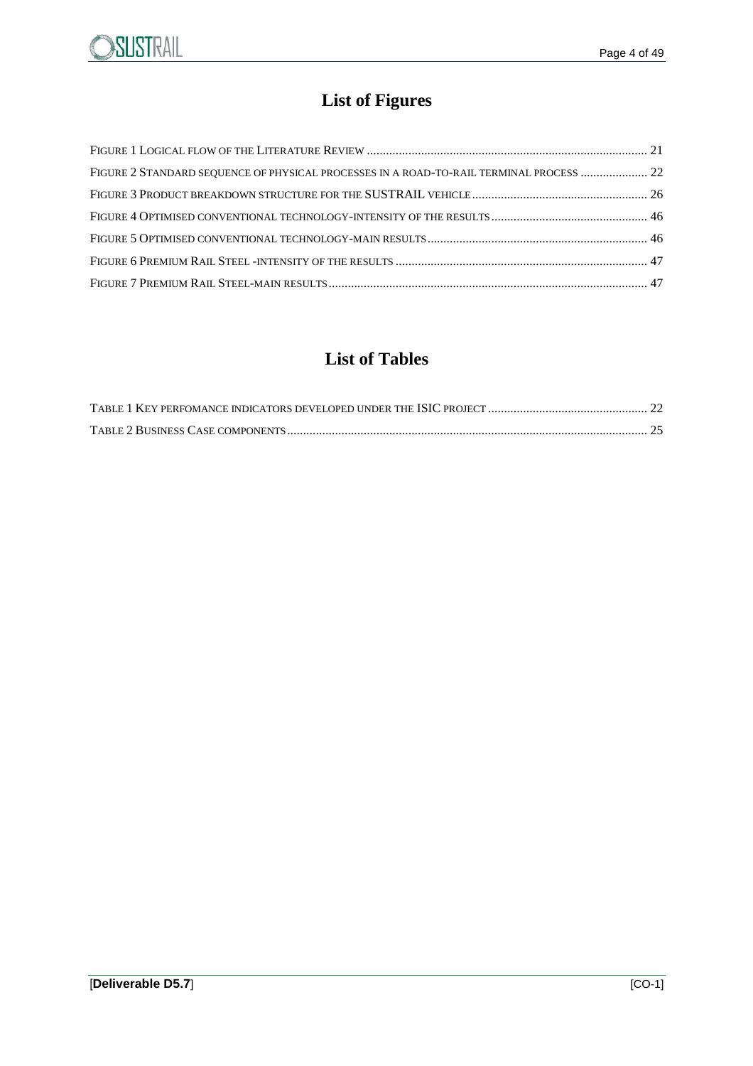# List of Figures

Figure 1 Logical flow of the Literature Review ........................................................................................ 21

Figure 2 Standard sequence of physical processes in a road-to-rail terminal process ..................... 22

Figure 3 Product breakdown structure for the SUSTRAIL vehicle ....................................................... 26

Figure 4 Optimised conventional technology-intensity of the results ................................................. 46

Figure 5 Optimised conventional technology-main results .................................................................... 46

Figure 6 Premium Rail Steel -intensity of the results .............................................................................. 47

Figure 7 Premium Rail Steel-main results ................................................................................................... 47

# List of Tables

Table 1 Key perfomance indicators developed under the ISIC project .................................................. 22

Table 2 Business Case components ............................................................................................................... 25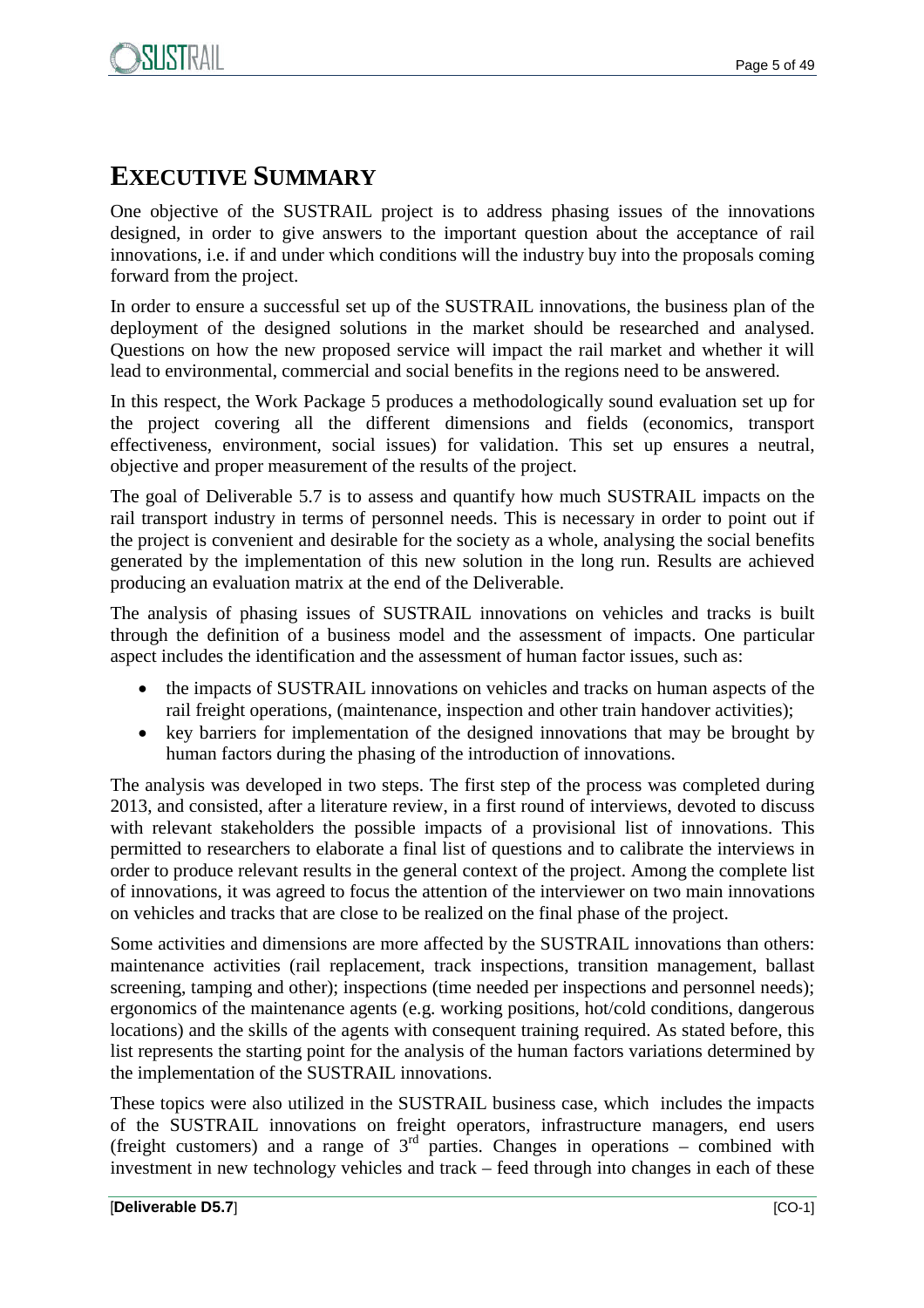# EXECUTIVE SUMMARY

One objective of the SUSTRAIL project is to address phasing issues of the innovations designed, in order to give answers to the important question about the acceptance of rail innovations, i.e. if and under which conditions will the industry buy into the proposals coming forward from the project.

In order to ensure a successful set up of the SUSTRAIL innovations, the business plan of the deployment of the designed solutions in the market should be researched and analysed. Questions on how the new proposed service will impact the rail market and whether it will lead to environmental, commercial and social benefits in the regions need to be answered.

In this respect, the Work Package 5 produces a methodologically sound evaluation set up for the project covering all the different dimensions and fields (economics, transport effectiveness, environment, social issues) for validation. This set up ensures a neutral, objective and proper measurement of the results of the project.

The goal of Deliverable 5.7 is to assess and quantify how much SUSTRAIL impacts on the rail transport industry in terms of personnel needs. This is necessary in order to point out if the project is convenient and desirable for the society as a whole, analysing the social benefits generated by the implementation of this new solution in the long run. Results are achieved producing an evaluation matrix at the end of the Deliverable.

The analysis of phasing issues of SUSTRAIL innovations on vehicles and tracks is built through the definition of a business model and the assessment of impacts. One particular aspect includes the identification and the assessment of human factor issues, such as:

- the impacts of SUSTRAIL innovations on vehicles and tracks on human aspects of the rail freight operations, (maintenance, inspection and other train handover activities);
- key barriers for implementation of the designed innovations that may be brought by human factors during the phasing of the introduction of innovations.

The analysis was developed in two steps. The first step of the process was completed during 2013, and consisted, after a literature review, in a first round of interviews, devoted to discuss with relevant stakeholders the possible impacts of a provisional list of innovations. This permitted to researchers to elaborate a final list of questions and to calibrate the interviews in order to produce relevant results in the general context of the project. Among the complete list of innovations, it was agreed to focus the attention of the interviewer on two main innovations on vehicles and tracks that are close to be realized on the final phase of the project.

Some activities and dimensions are more affected by the SUSTRAIL innovations than others: maintenance activities (rail replacement, track inspections, transition management, ballast screening, tamping and other); inspections (time needed per inspections and personnel needs); ergonomics of the maintenance agents (e.g. working positions, hot/cold conditions, dangerous locations) and the skills of the agents with consequent training required. As stated before, this list represents the starting point for the analysis of the human factors variations determined by the implementation of the SUSTRAIL innovations.

These topics were also utilized in the SUSTRAIL business case, which includes the impacts of the SUSTRAIL innovations on freight operators, infrastructure managers, end users (freight customers) and a range of 3rd parties. Changes in operations – combined with investment in new technology vehicles and track – feed through into changes in each of these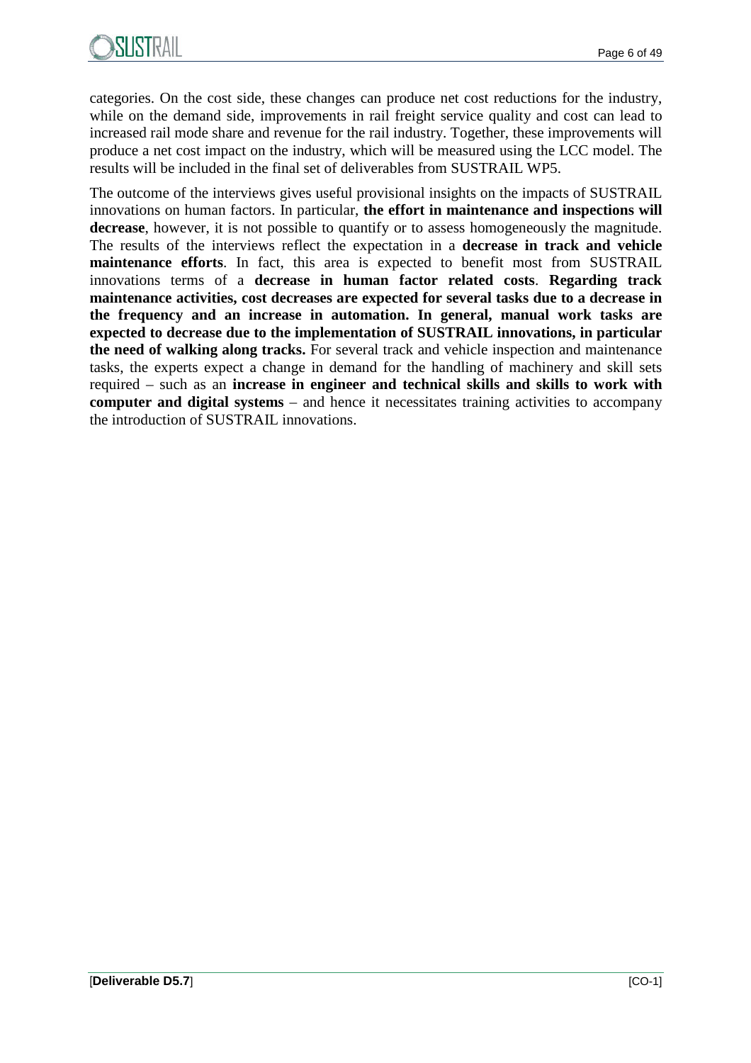categories. On the cost side, these changes can produce net cost reductions for the industry, while on the demand side, improvements in rail freight service quality and cost can lead to increased rail mode share and revenue for the rail industry. Together, these improvements will produce a net cost impact on the industry, which will be measured using the LCC model. The results will be included in the final set of deliverables from SUSTRAIL WP5.

The outcome of the interviews gives useful provisional insights on the impacts of SUSTRAIL innovations on human factors. In particular, **the effort in maintenance and inspections will decrease**, however, it is not possible to quantify or to assess homogeneously the magnitude. The results of the interviews reflect the expectation in a **decrease in track and vehicle maintenance efforts**. In fact, this area is expected to benefit most from SUSTRAIL innovations terms of a **decrease in human factor related costs**. **Regarding track maintenance activities, cost decreases are expected for several tasks due to a decrease in the frequency and an increase in automation. In general, manual work tasks are expected to decrease due to the implementation of SUSTRAIL innovations, in particular the need of walking along tracks.** For several track and vehicle inspection and maintenance tasks, the experts expect a change in demand for the handling of machinery and skill sets required – such as an **increase in engineer and technical skills and skills to work with computer and digital systems** – and hence it necessitates training activities to accompany the introduction of SUSTRAIL innovations.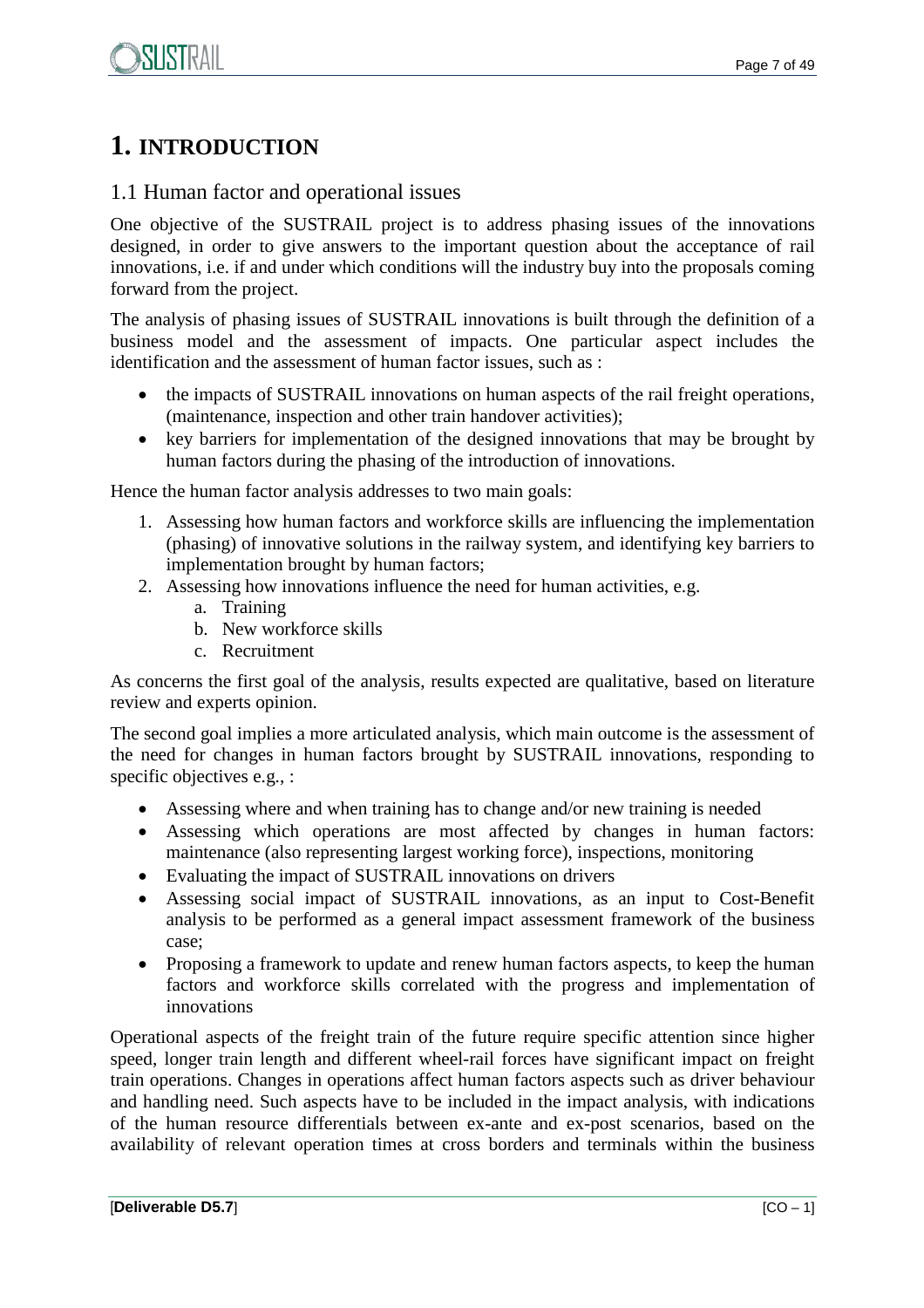# 1. INTRODUCTION

## 1.1 Human factor and operational issues

One objective of the SUSTRAIL project is to address phasing issues of the innovations designed, in order to give answers to the important question about the acceptance of rail innovations, i.e. if and under which conditions will the industry buy into the proposals coming forward from the project.

The analysis of phasing issues of SUSTRAIL innovations is built through the definition of a business model and the assessment of impacts. One particular aspect includes the identification and the assessment of human factor issues, such as :

- the impacts of SUSTRAIL innovations on human aspects of the rail freight operations, (maintenance, inspection and other train handover activities);
- key barriers for implementation of the designed innovations that may be brought by human factors during the phasing of the introduction of innovations.

Hence the human factor analysis addresses to two main goals:

1. Assessing how human factors and workforce skills are influencing the implementation (phasing) of innovative solutions in the railway system, and identifying key barriers to implementation brought by human factors;
2. Assessing how innovations influence the need for human activities, e.g.
   a. Training
   b. New workforce skills
   c. Recruitment

As concerns the first goal of the analysis, results expected are qualitative, based on literature review and experts opinion.

The second goal implies a more articulated analysis, which main outcome is the assessment of the need for changes in human factors brought by SUSTRAIL innovations, responding to specific objectives e.g., :

- Assessing where and when training has to change and/or new training is needed
- Assessing which operations are most affected by changes in human factors: maintenance (also representing largest working force), inspections, monitoring
- Evaluating the impact of SUSTRAIL innovations on drivers
- Assessing social impact of SUSTRAIL innovations, as an input to Cost-Benefit analysis to be performed as a general impact assessment framework of the business case;
- Proposing a framework to update and renew human factors aspects, to keep the human factors and workforce skills correlated with the progress and implementation of innovations

Operational aspects of the freight train of the future require specific attention since higher speed, longer train length and different wheel-rail forces have significant impact on freight train operations. Changes in operations affect human factors aspects such as driver behaviour and handling need. Such aspects have to be included in the impact analysis, with indications of the human resource differentials between ex-ante and ex-post scenarios, based on the availability of relevant operation times at cross borders and terminals within the business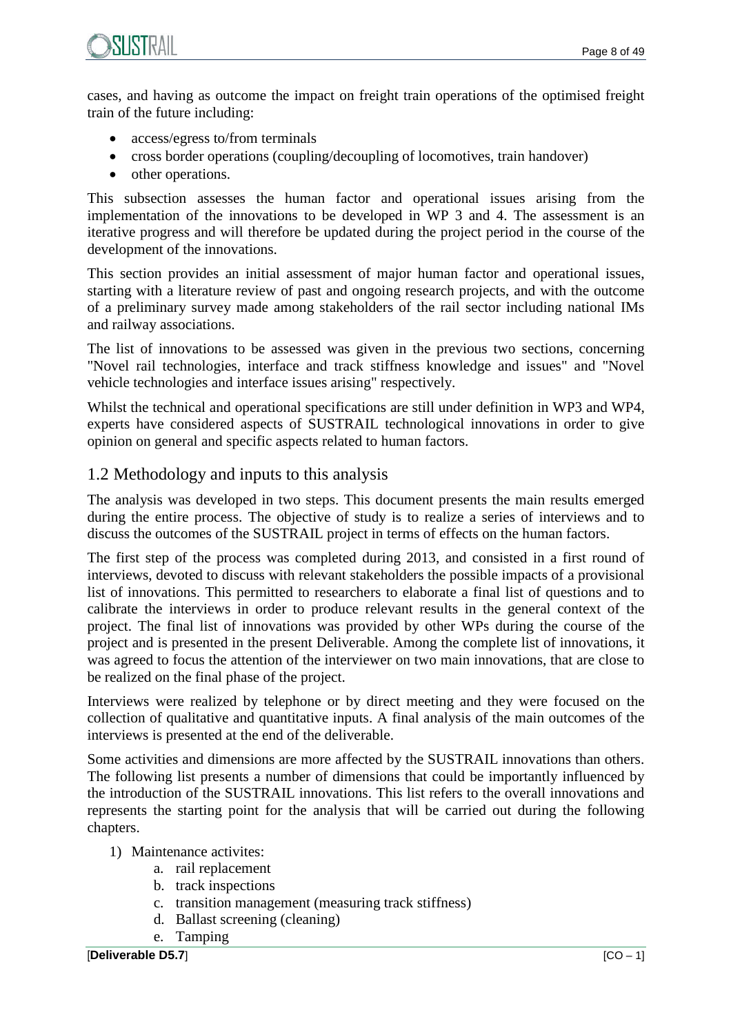cases, and having as outcome the impact on freight train operations of the optimised freight train of the future including:

- access/egress to/from terminals
- cross border operations (coupling/decoupling of locomotives, train handover)
- other operations.

This subsection assesses the human factor and operational issues arising from the implementation of the innovations to be developed in WP 3 and 4. The assessment is an iterative progress and will therefore be updated during the project period in the course of the development of the innovations.

This section provides an initial assessment of major human factor and operational issues, starting with a literature review of past and ongoing research projects, and with the outcome of a preliminary survey made among stakeholders of the rail sector including national IMs and railway associations.

The list of innovations to be assessed was given in the previous two sections, concerning "Novel rail technologies, interface and track stiffness knowledge and issues" and "Novel vehicle technologies and interface issues arising" respectively.

Whilst the technical and operational specifications are still under definition in WP3 and WP4, experts have considered aspects of SUSTRAIL technological innovations in order to give opinion on general and specific aspects related to human factors.

## 1.2 Methodology and inputs to this analysis

The analysis was developed in two steps. This document presents the main results emerged during the entire process. The objective of study is to realize a series of interviews and to discuss the outcomes of the SUSTRAIL project in terms of effects on the human factors.

The first step of the process was completed during 2013, and consisted in a first round of interviews, devoted to discuss with relevant stakeholders the possible impacts of a provisional list of innovations. This permitted to researchers to elaborate a final list of questions and to calibrate the interviews in order to produce relevant results in the general context of the project. The final list of innovations was provided by other WPs during the course of the project and is presented in the present Deliverable. Among the complete list of innovations, it was agreed to focus the attention of the interviewer on two main innovations, that are close to be realized on the final phase of the project.

Interviews were realized by telephone or by direct meeting and they were focused on the collection of qualitative and quantitative inputs. A final analysis of the main outcomes of the interviews is presented at the end of the deliverable.

Some activities and dimensions are more affected by the SUSTRAIL innovations than others. The following list presents a number of dimensions that could be importantly influenced by the introduction of the SUSTRAIL innovations. This list refers to the overall innovations and represents the starting point for the analysis that will be carried out during the following chapters.

1) Maintenance activites:
    a. rail replacement
    b. track inspections
    c. transition management (measuring track stiffness)
    d. Ballast screening (cleaning)
    e. Tamping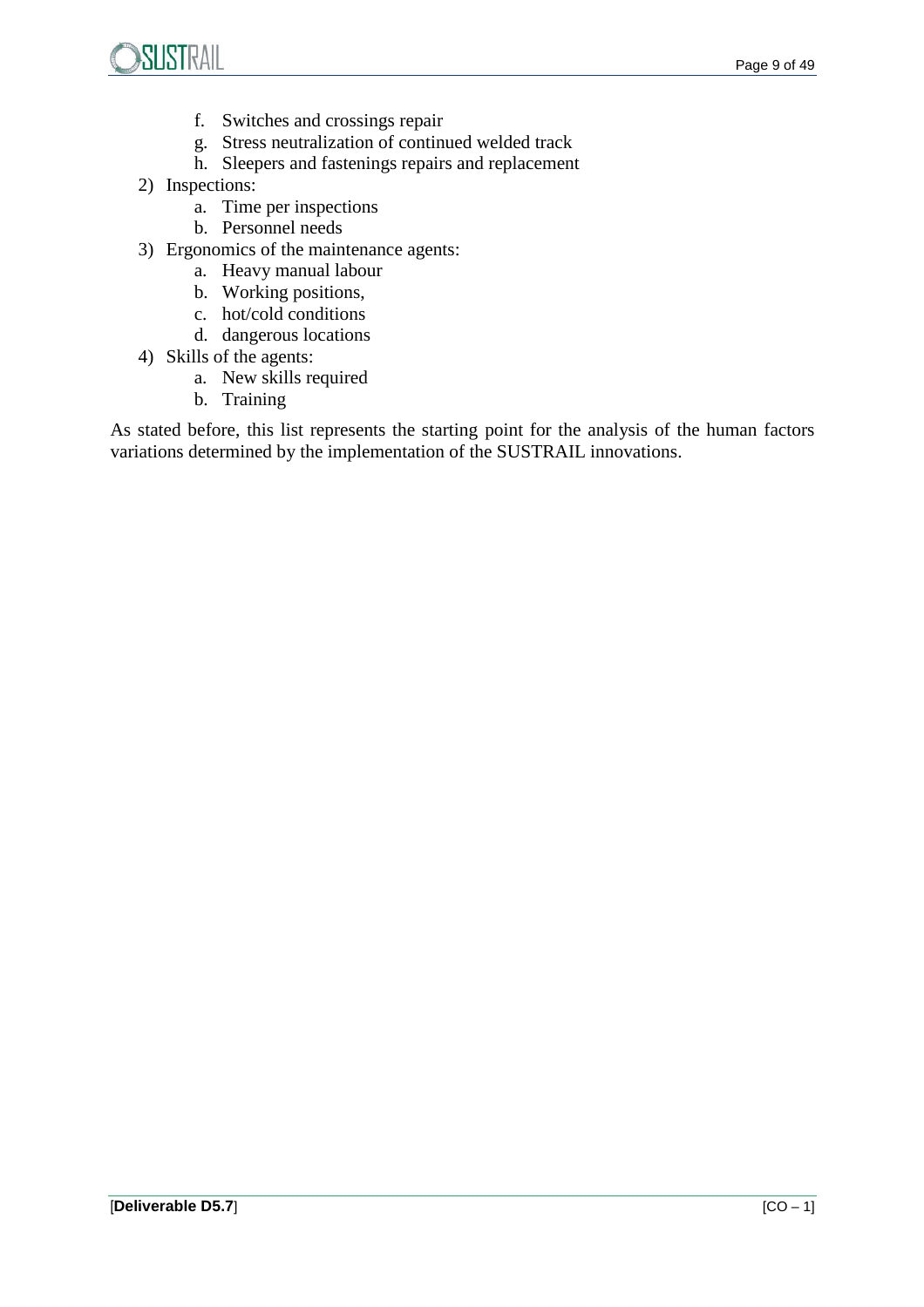f. Switches and crossings repair
   g. Stress neutralization of continued welded track
   h. Sleepers and fastenings repairs and replacement
2) Inspections:
   a. Time per inspections
   b. Personnel needs
3) Ergonomics of the maintenance agents:
   a. Heavy manual labour
   b. Working positions,
   c. hot/cold conditions
   d. dangerous locations
4) Skills of the agents:
   a. New skills required
   b. Training

As stated before, this list represents the starting point for the analysis of the human factors variations determined by the implementation of the SUSTRAIL innovations.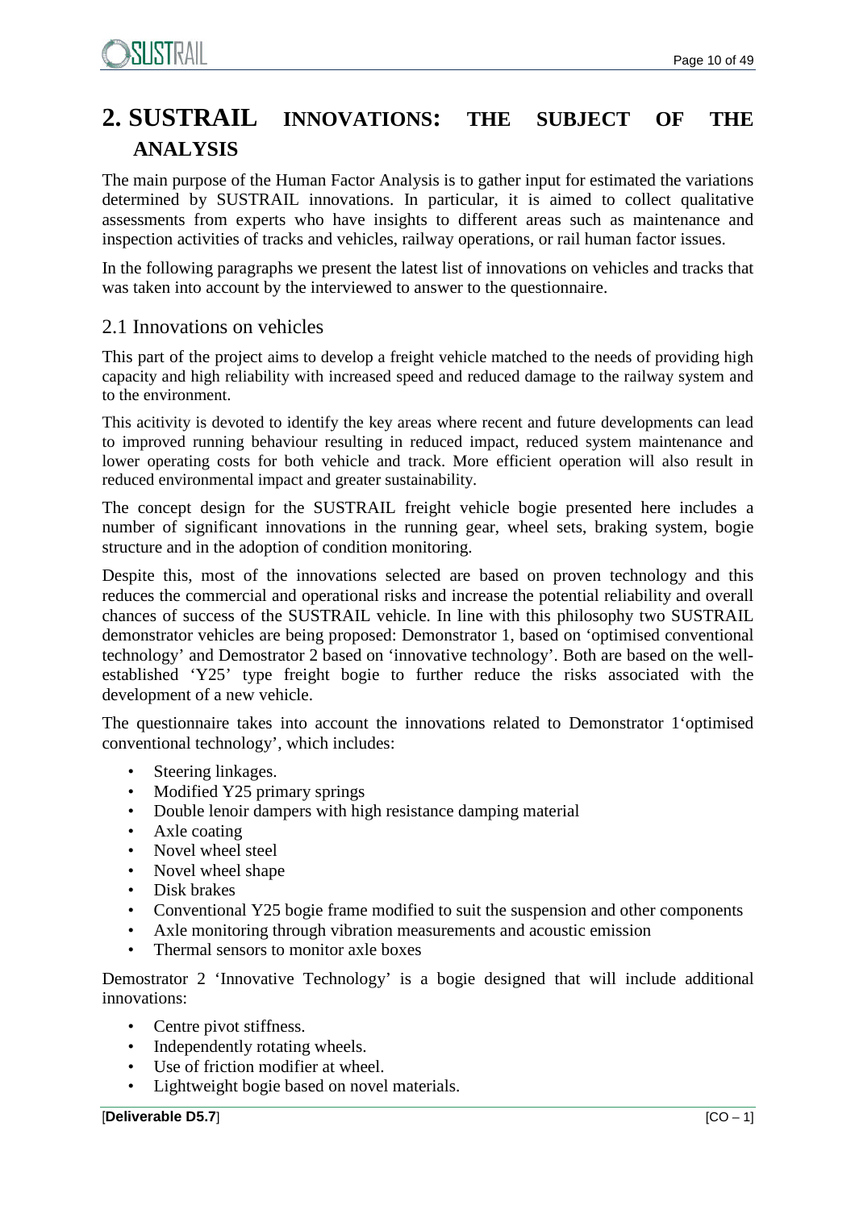# 2. SUSTRAIL INNOVATIONS: THE SUBJECT OF THE ANALYSIS

The main purpose of the Human Factor Analysis is to gather input for estimated the variations determined by SUSTRAIL innovations. In particular, it is aimed to collect qualitative assessments from experts who have insights to different areas such as maintenance and inspection activities of tracks and vehicles, railway operations, or rail human factor issues.

In the following paragraphs we present the latest list of innovations on vehicles and tracks that was taken into account by the interviewed to answer to the questionnaire.

## 2.1 Innovations on vehicles

This part of the project aims to develop a freight vehicle matched to the needs of providing high capacity and high reliability with increased speed and reduced damage to the railway system and to the environment.

This acitivity is devoted to identify the key areas where recent and future developments can lead to improved running behaviour resulting in reduced impact, reduced system maintenance and lower operating costs for both vehicle and track. More efficient operation will also result in reduced environmental impact and greater sustainability.

The concept design for the SUSTRAIL freight vehicle bogie presented here includes a number of significant innovations in the running gear, wheel sets, braking system, bogie structure and in the adoption of condition monitoring.

Despite this, most of the innovations selected are based on proven technology and this reduces the commercial and operational risks and increase the potential reliability and overall chances of success of the SUSTRAIL vehicle. In line with this philosophy two SUSTRAIL demonstrator vehicles are being proposed: Demonstrator 1, based on 'optimised conventional technology' and Demostrator 2 based on 'innovative technology'. Both are based on the well-established 'Y25' type freight bogie to further reduce the risks associated with the development of a new vehicle.

The questionnaire takes into account the innovations related to Demonstrator 1'optimised conventional technology', which includes:

- Steering linkages.
- Modified Y25 primary springs
- Double lenoir dampers with high resistance damping material
- Axle coating
- Novel wheel steel
- Novel wheel shape
- Disk brakes
- Conventional Y25 bogie frame modified to suit the suspension and other components
- Axle monitoring through vibration measurements and acoustic emission
- Thermal sensors to monitor axle boxes

Demostrator 2 'Innovative Technology' is a bogie designed that will include additional innovations:

- Centre pivot stiffness.
- Independently rotating wheels.
- Use of friction modifier at wheel.
- Lightweight bogie based on novel materials.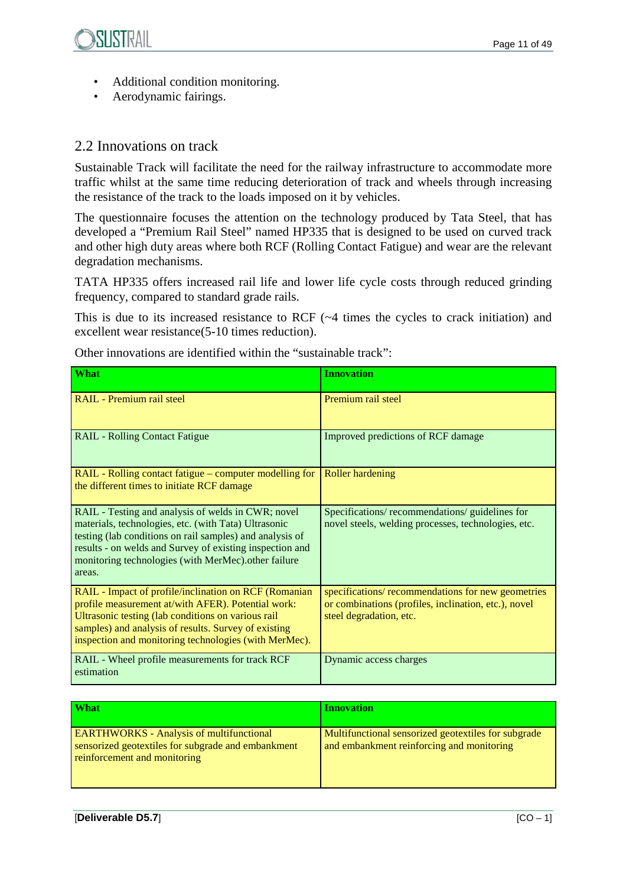- Additional condition monitoring.
- Aerodynamic fairings.

## 2.2 Innovations on track

Sustainable Track will facilitate the need for the railway infrastructure to accommodate more traffic whilst at the same time reducing deterioration of track and wheels through increasing the resistance of the track to the loads imposed on it by vehicles.

The questionnaire focuses the attention on the technology produced by Tata Steel, that has developed a "Premium Rail Steel" named HP335 that is designed to be used on curved track and other high duty areas where both RCF (Rolling Contact Fatigue) and wear are the relevant degradation mechanisms.

TATA HP335 offers increased rail life and lower life cycle costs through reduced grinding frequency, compared to standard grade rails.

This is due to its increased resistance to RCF (~4 times the cycles to crack initiation) and excellent wear resistance(5-10 times reduction).

Other innovations are identified within the "sustainable track":

| What | Innovation |
|---|---|
| RAIL - Premium rail steel | Premium rail steel |
| RAIL - Rolling Contact Fatigue | Improved predictions of RCF damage |
| RAIL - Rolling contact fatigue – computer modelling for the different times to initiate RCF damage | Roller hardening |
| RAIL - Testing and analysis of welds in CWR; novel materials, technologies, etc. (with Tata) Ultrasonic testing (lab conditions on rail samples) and analysis of results - on welds and Survey of existing inspection and monitoring technologies (with MerMec).other failure areas. | Specifications/ recommendations/ guidelines for novel steels, welding processes, technologies, etc. |
| RAIL - Impact of profile/inclination on RCF (Romanian profile measurement at/with AFER). Potential work: Ultrasonic testing (lab conditions on various rail samples) and analysis of results. Survey of existing inspection and monitoring technologies (with MerMec). | specifications/ recommendations for new geometries or combinations (profiles, inclination, etc.), novel steel degradation, etc. |
| RAIL - Wheel profile measurements for track RCF estimation | Dynamic access charges |

| What | Innovation |
|---|---|
| EARTHWORKS - Analysis of multifunctional sensorized geotextiles for subgrade and embankment reinforcement and monitoring | Multifunctional sensorized geotextiles for subgrade and embankment reinforcing and monitoring |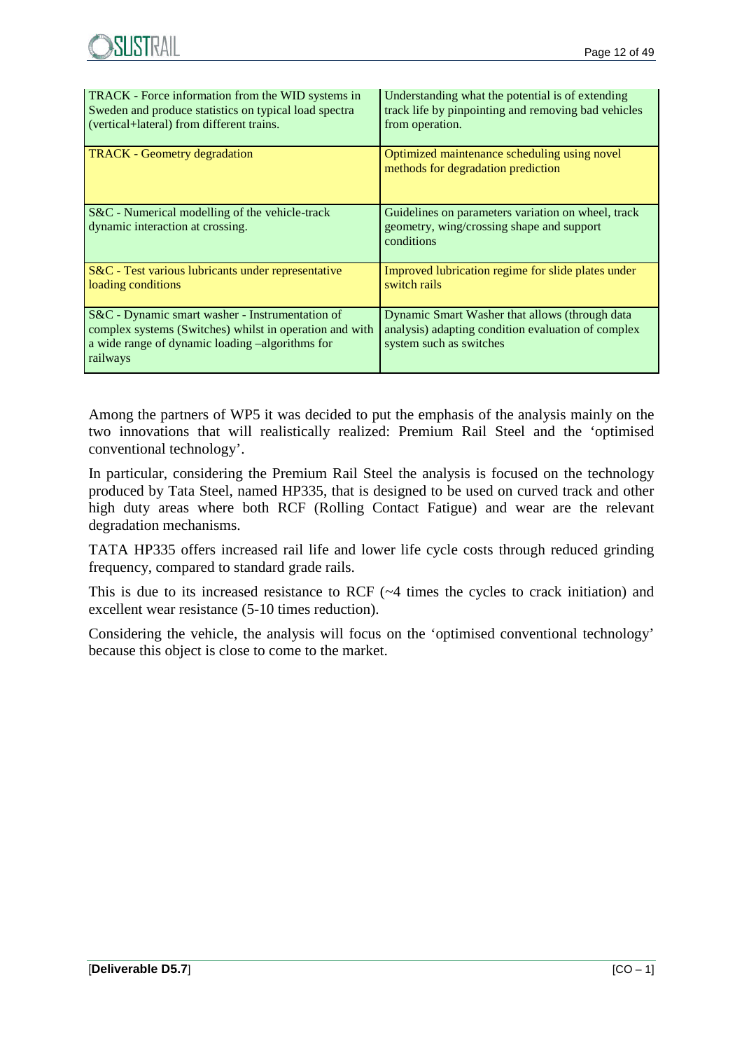| | |
|---|---|
| TRACK - Force information from the WID systems in Sweden and produce statistics on typical load spectra (vertical+lateral) from different trains. | Understanding what the potential is of extending track life by pinpointing and removing bad vehicles from operation. |
| TRACK - Geometry degradation | Optimized maintenance scheduling using novel methods for degradation prediction |
| S&C - Numerical modelling of the vehicle-track dynamic interaction at crossing. | Guidelines on parameters variation on wheel, track geometry, wing/crossing shape and support conditions |
| S&C - Test various lubricants under representative loading conditions | Improved lubrication regime for slide plates under switch rails |
| S&C - Dynamic smart washer - Instrumentation of complex systems (Switches) whilst in operation and with a wide range of dynamic loading –algorithms for railways | Dynamic Smart Washer that allows (through data analysis) adapting condition evaluation of complex system such as switches |

Among the partners of WP5 it was decided to put the emphasis of the analysis mainly on the two innovations that will realistically realized: Premium Rail Steel and the 'optimised conventional technology'.

In particular, considering the Premium Rail Steel the analysis is focused on the technology produced by Tata Steel, named HP335, that is designed to be used on curved track and other high duty areas where both RCF (Rolling Contact Fatigue) and wear are the relevant degradation mechanisms.

TATA HP335 offers increased rail life and lower life cycle costs through reduced grinding frequency, compared to standard grade rails.

This is due to its increased resistance to RCF (~4 times the cycles to crack initiation) and excellent wear resistance (5-10 times reduction).

Considering the vehicle, the analysis will focus on the 'optimised conventional technology' because this object is close to come to the market.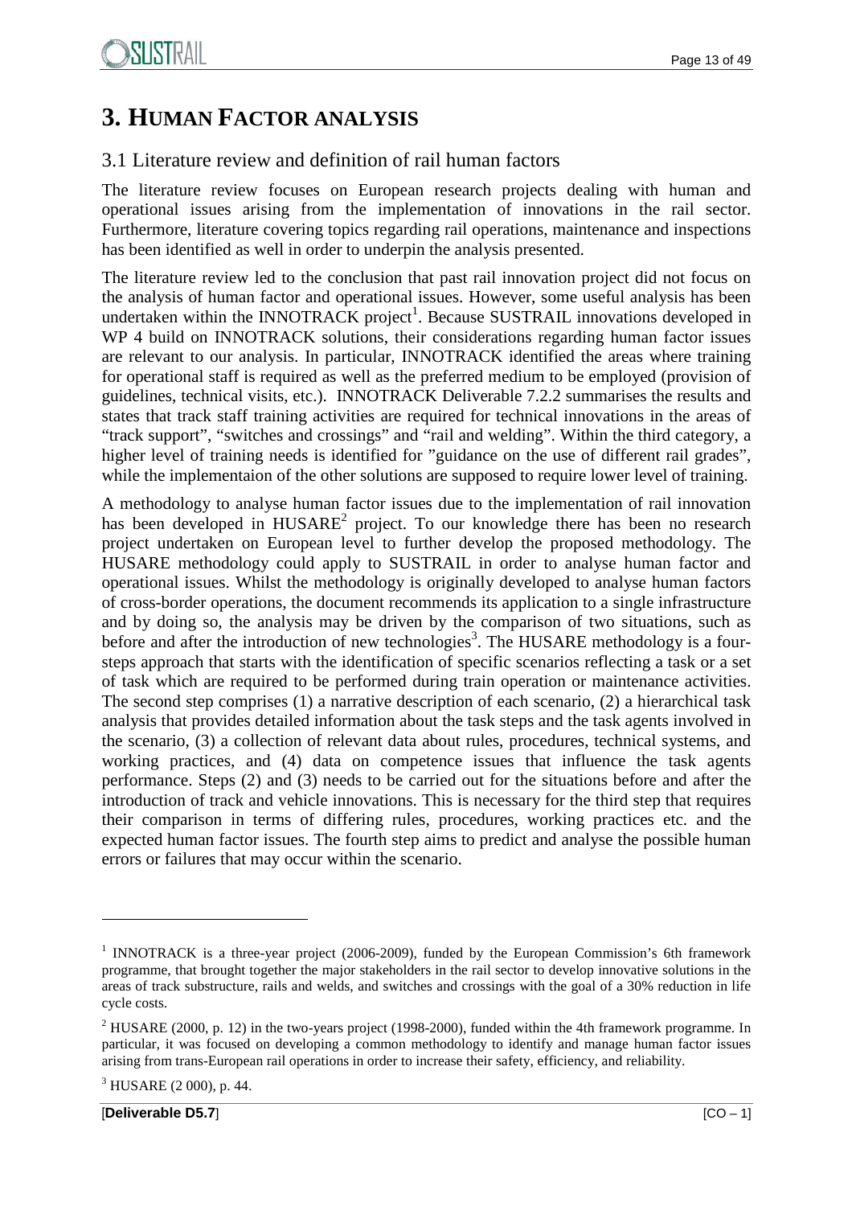# 3. HUMAN FACTOR ANALYSIS

## 3.1 Literature review and definition of rail human factors

The literature review focuses on European research projects dealing with human and operational issues arising from the implementation of innovations in the rail sector. Furthermore, literature covering topics regarding rail operations, maintenance and inspections has been identified as well in order to underpin the analysis presented.

The literature review led to the conclusion that past rail innovation project did not focus on the analysis of human factor and operational issues. However, some useful analysis has been undertaken within the INNOTRACK project[1]. Because SUSTRAIL innovations developed in WP 4 build on INNOTRACK solutions, their considerations regarding human factor issues are relevant to our analysis. In particular, INNOTRACK identified the areas where training for operational staff is required as well as the preferred medium to be employed (provision of guidelines, technical visits, etc.). INNOTRACK Deliverable 7.2.2 summarises the results and states that track staff training activities are required for technical innovations in the areas of "track support", "switches and crossings" and "rail and welding". Within the third category, a higher level of training needs is identified for "guidance on the use of different rail grades", while the implementaion of the other solutions are supposed to require lower level of training.

A methodology to analyse human factor issues due to the implementation of rail innovation has been developed in HUSARE[2] project. To our knowledge there has been no research project undertaken on European level to further develop the proposed methodology. The HUSARE methodology could apply to SUSTRAIL in order to analyse human factor and operational issues. Whilst the methodology is originally developed to analyse human factors of cross-border operations, the document recommends its application to a single infrastructure and by doing so, the analysis may be driven by the comparison of two situations, such as before and after the introduction of new technologies[3]. The HUSARE methodology is a four-steps approach that starts with the identification of specific scenarios reflecting a task or a set of task which are required to be performed during train operation or maintenance activities. The second step comprises (1) a narrative description of each scenario, (2) a hierarchical task analysis that provides detailed information about the task steps and the task agents involved in the scenario, (3) a collection of relevant data about rules, procedures, technical systems, and working practices, and (4) data on competence issues that influence the task agents performance. Steps (2) and (3) needs to be carried out for the situations before and after the introduction of track and vehicle innovations. This is necessary for the third step that requires their comparison in terms of differing rules, procedures, working practices etc. and the expected human factor issues. The fourth step aims to predict and analyse the possible human errors or failures that may occur within the scenario.

---

[1] INNOTRACK is a three-year project (2006-2009), funded by the European Commission's 6th framework programme, that brought together the major stakeholders in the rail sector to develop innovative solutions in the areas of track substructure, rails and welds, and switches and crossings with the goal of a 30% reduction in life cycle costs.

[2] HUSARE (2000, p. 12) in the two-years project (1998-2000), funded within the 4th framework programme. In particular, it was focused on developing a common methodology to identify and manage human factor issues arising from trans-European rail operations in order to increase their safety, efficiency, and reliability.

[3] HUSARE (2 000), p. 44.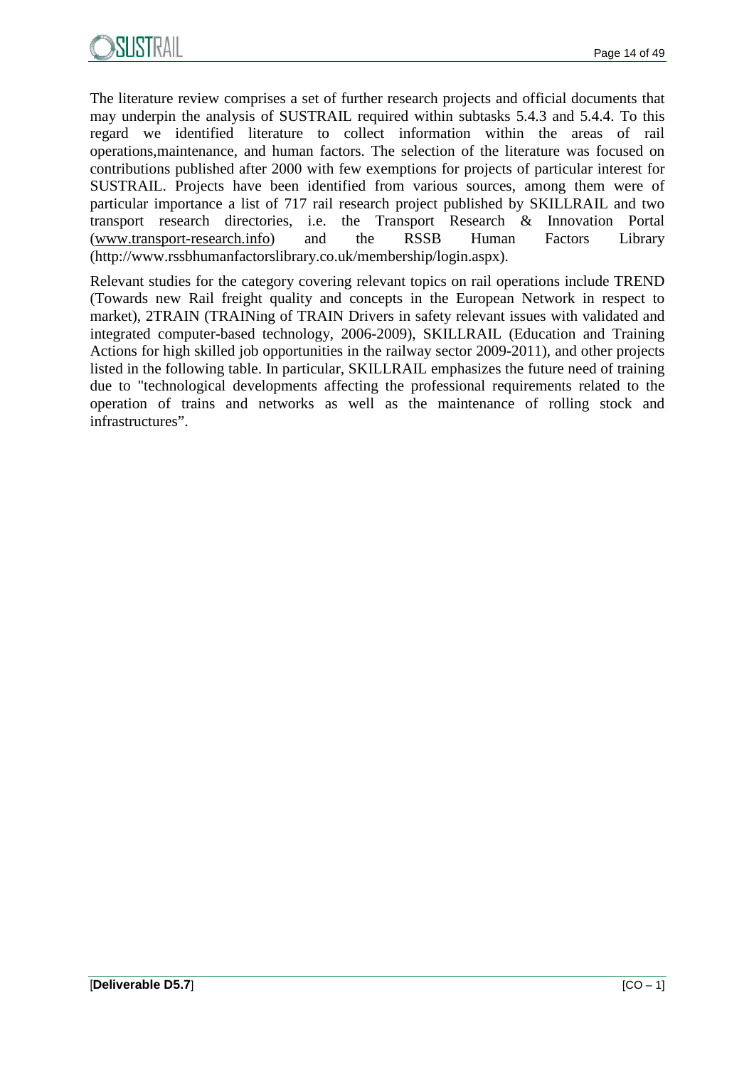The literature review comprises a set of further research projects and official documents that may underpin the analysis of SUSTRAIL required within subtasks 5.4.3 and 5.4.4. To this regard we identified literature to collect information within the areas of rail operations,maintenance, and human factors. The selection of the literature was focused on contributions published after 2000 with few exemptions for projects of particular interest for SUSTRAIL. Projects have been identified from various sources, among them were of particular importance a list of 717 rail research project published by SKILLRAIL and two transport research directories, i.e. the Transport Research & Innovation Portal (www.transport-research.info) and the RSSB Human Factors Library (http://www.rssbhumanfactorslibrary.co.uk/membership/login.aspx).

Relevant studies for the category covering relevant topics on rail operations include TREND (Towards new Rail freight quality and concepts in the European Network in respect to market), 2TRAIN (TRAINing of TRAIN Drivers in safety relevant issues with validated and integrated computer-based technology, 2006-2009), SKILLRAIL (Education and Training Actions for high skilled job opportunities in the railway sector 2009-2011), and other projects listed in the following table. In particular, SKILLRAIL emphasizes the future need of training due to "technological developments affecting the professional requirements related to the operation of trains and networks as well as the maintenance of rolling stock and infrastructures".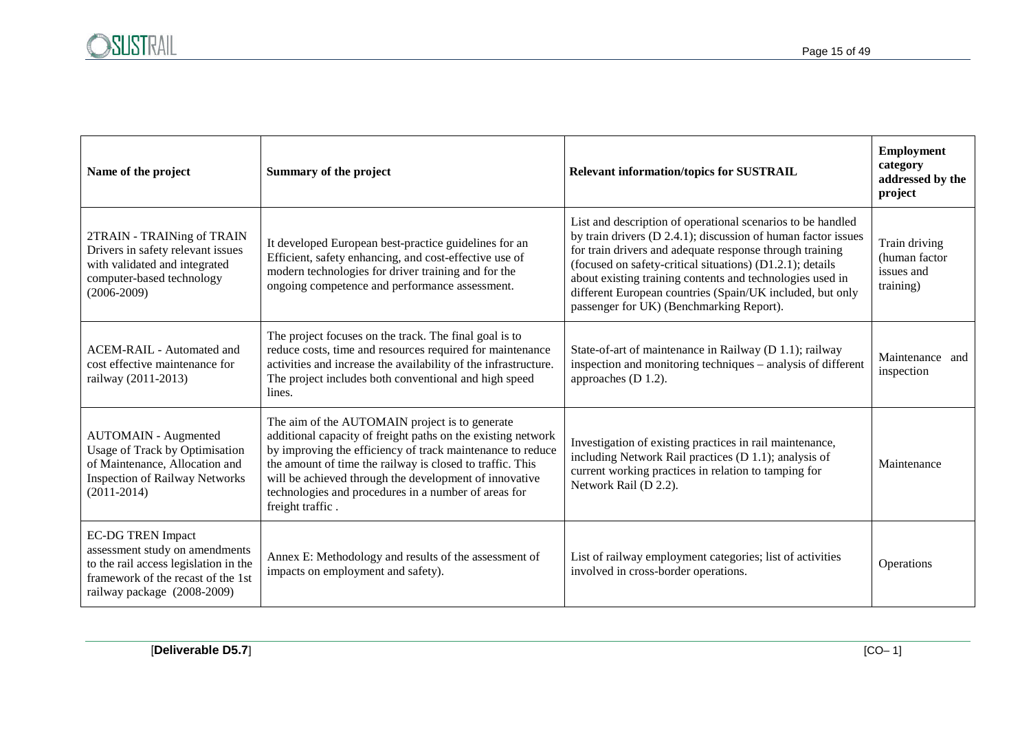| Name of the project | Summary of the project | Relevant information/topics for SUSTRAIL | Employment category addressed by the project |
|---|---|---|---|
| 2TRAIN - TRAINing of TRAIN Drivers in safety relevant issues with validated and integrated computer-based technology (2006-2009) | It developed European best-practice guidelines for an Efficient, safety enhancing, and cost-effective use of modern technologies for driver training and for the ongoing competence and performance assessment. | List and description of operational scenarios to be handled by train drivers (D 2.4.1); discussion of human factor issues for train drivers and adequate response through training (focused on safety-critical situations) (D1.2.1); details about existing training contents and technologies used in different European countries (Spain/UK included, but only passenger for UK) (Benchmarking Report). | Train driving (human factor issues and training) |
| ACEM-RAIL - Automated and cost effective maintenance for railway (2011-2013) | The project focuses on the track. The final goal is to reduce costs, time and resources required for maintenance activities and increase the availability of the infrastructure. The project includes both conventional and high speed lines. | State-of-art of maintenance in Railway (D 1.1); railway inspection and monitoring techniques – analysis of different approaches (D 1.2). | Maintenance and inspection |
| AUTOMAIN - Augmented Usage of Track by Optimisation of Maintenance, Allocation and Inspection of Railway Networks (2011-2014) | The aim of the AUTOMAIN project is to generate additional capacity of freight paths on the existing network by improving the efficiency of track maintenance to reduce the amount of time the railway is closed to traffic. This will be achieved through the development of innovative technologies and procedures in a number of areas for freight traffic . | Investigation of existing practices in rail maintenance, including Network Rail practices (D 1.1); analysis of current working practices in relation to tamping for Network Rail (D 2.2). | Maintenance |
| EC-DG TREN Impact assessment study on amendments to the rail access legislation in the framework of the recast of the 1st railway package (2008-2009) | Annex E: Methodology and results of the assessment of impacts on employment and safety). | List of railway employment categories; list of activities involved in cross-border operations. | Operations |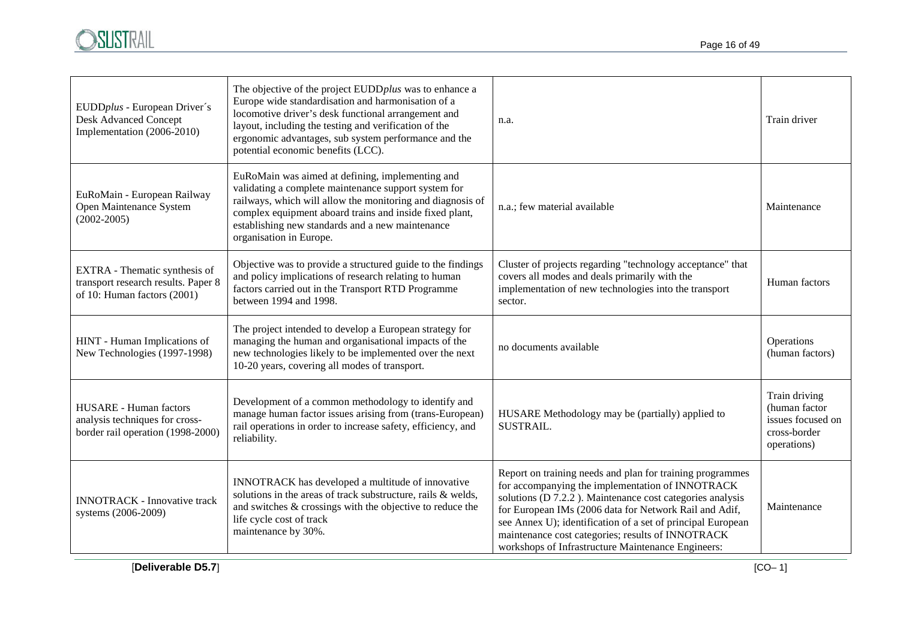| | | | |
|---|---|---|---|
| EUDD*plus* - European Driver´s Desk Advanced Concept Implementation (2006-2010) | The objective of the project EUDD*plus* was to enhance a Europe wide standardisation and harmonisation of a locomotive driver's desk functional arrangement and layout, including the testing and verification of the ergonomic advantages, sub system performance and the potential economic benefits (LCC). | n.a. | Train driver |
| EuRoMain - European Railway Open Maintenance System (2002-2005) | EuRoMain was aimed at defining, implementing and validating a complete maintenance support system for railways, which will allow the monitoring and diagnosis of complex equipment aboard trains and inside fixed plant, establishing new standards and a new maintenance organisation in Europe. | n.a.; few material available | Maintenance |
| EXTRA - Thematic synthesis of transport research results. Paper 8 of 10: Human factors (2001) | Objective was to provide a structured guide to the findings and policy implications of research relating to human factors carried out in the Transport RTD Programme between 1994 and 1998. | Cluster of projects regarding "technology acceptance" that covers all modes and deals primarily with the implementation of new technologies into the transport sector. | Human factors |
| HINT - Human Implications of New Technologies (1997-1998) | The project intended to develop a European strategy for managing the human and organisational impacts of the new technologies likely to be implemented over the next 10-20 years, covering all modes of transport. | no documents available | Operations (human factors) |
| HUSARE - Human factors analysis techniques for cross-border rail operation (1998-2000) | Development of a common methodology to identify and manage human factor issues arising from (trans-European) rail operations in order to increase safety, efficiency, and reliability. | HUSARE Methodology may be (partially) applied to SUSTRAIL. | Train driving (human factor issues focused on cross-border operations) |
| INNOTRACK - Innovative track systems (2006-2009) | INNOTRACK has developed a multitude of innovative solutions in the areas of track substructure, rails & welds, and switches & crossings with the objective to reduce the life cycle cost of track maintenance by 30%. | Report on training needs and plan for training programmes for accompanying the implementation of INNOTRACK solutions (D 7.2.2 ). Maintenance cost categories analysis for European IMs (2006 data for Network Rail and Adif, see Annex U); identification of a set of principal European maintenance cost categories; results of INNOTRACK workshops of Infrastructure Maintenance Engineers: | Maintenance |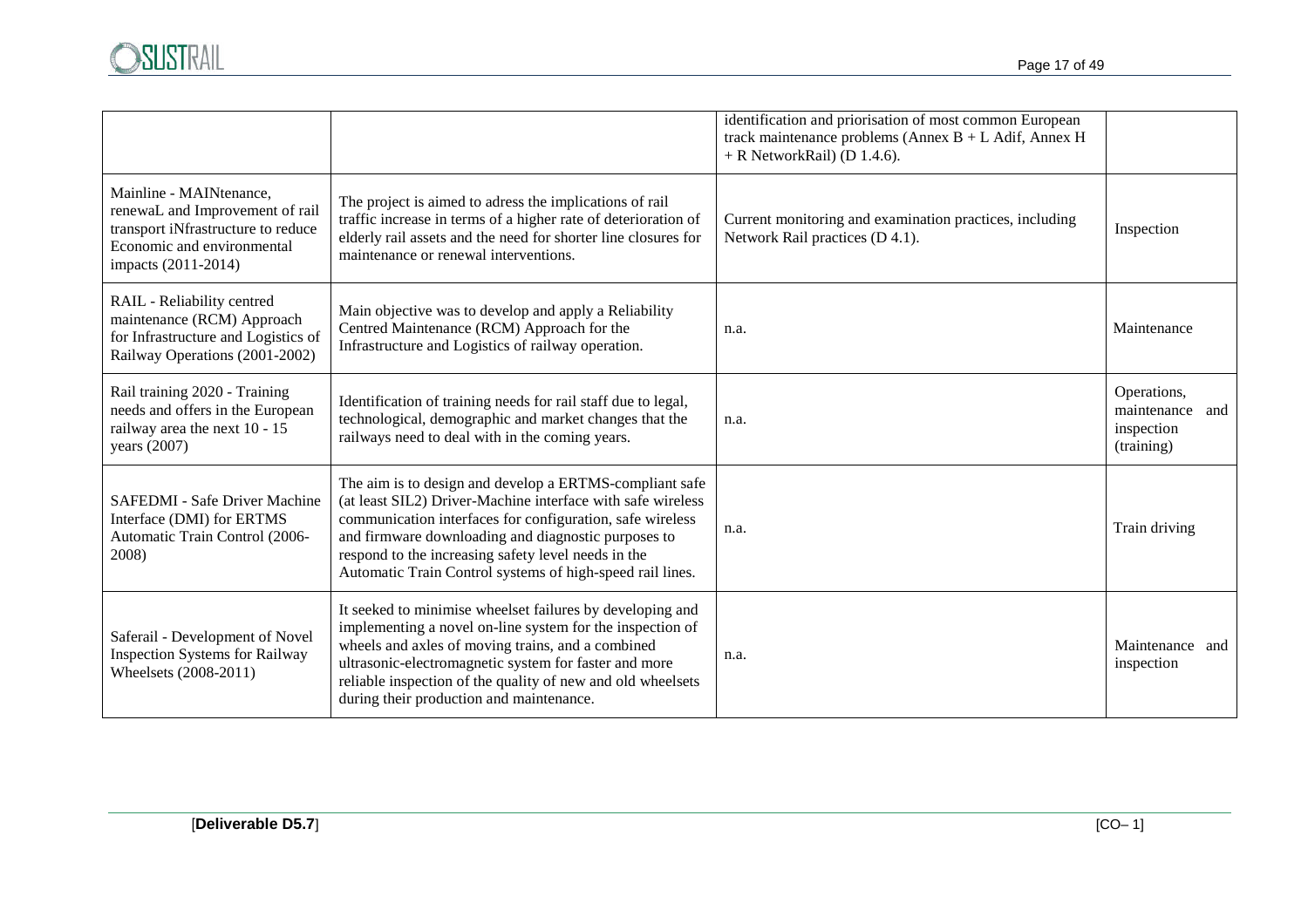| | | | |
|---|---|---|---|
| | | identification and priorisation of most common European track maintenance problems (Annex B + L Adif, Annex H + R NetworkRail) (D 1.4.6). | |
| Mainline - MAINtenance, renewaL and Improvement of rail transport iNfrastructure to reduce Economic and environmental impacts (2011-2014) | The project is aimed to adress the implications of rail traffic increase in terms of a higher rate of deterioration of elderly rail assets and the need for shorter line closures for maintenance or renewal interventions. | Current monitoring and examination practices, including Network Rail practices (D 4.1). | Inspection |
| RAIL - Reliability centred maintenance (RCM) Approach for Infrastructure and Logistics of Railway Operations (2001-2002) | Main objective was to develop and apply a Reliability Centred Maintenance (RCM) Approach for the Infrastructure and Logistics of railway operation. | n.a. | Maintenance |
| Rail training 2020 - Training needs and offers in the European railway area the next 10 - 15 years (2007) | Identification of training needs for rail staff due to legal, technological, demographic and market changes that the railways need to deal with in the coming years. | n.a. | Operations, maintenance and inspection (training) |
| SAFEDMI - Safe Driver Machine Interface (DMI) for ERTMS Automatic Train Control (2006-2008) | The aim is to design and develop a ERTMS-compliant safe (at least SIL2) Driver-Machine interface with safe wireless communication interfaces for configuration, safe wireless and firmware downloading and diagnostic purposes to respond to the increasing safety level needs in the Automatic Train Control systems of high-speed rail lines. | n.a. | Train driving |
| Saferail - Development of Novel Inspection Systems for Railway Wheelsets (2008-2011) | It seeked to minimise wheelset failures by developing and implementing a novel on-line system for the inspection of wheels and axles of moving trains, and a combined ultrasonic-electromagnetic system for faster and more reliable inspection of the quality of new and old wheelsets during their production and maintenance. | n.a. | Maintenance and inspection |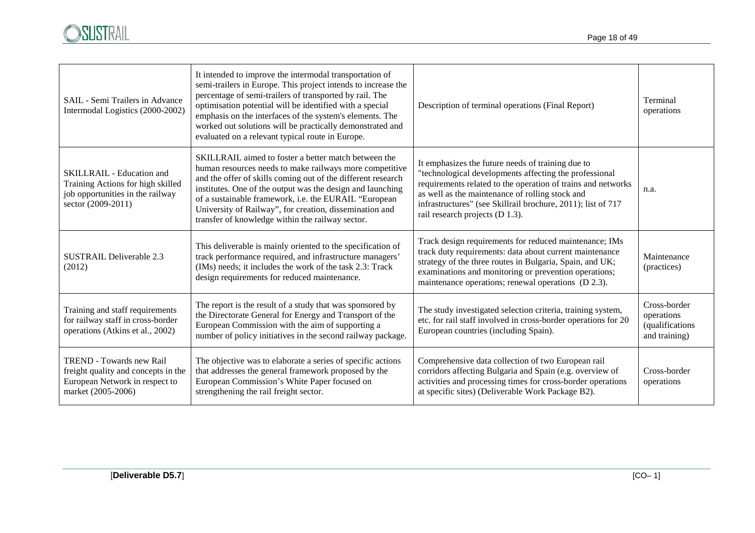| | | | |
|---|---|---|---|
| SAIL - Semi Trailers in Advance Intermodal Logistics (2000-2002) | It intended to improve the intermodal transportation of semi-trailers in Europe. This project intends to increase the percentage of semi-trailers of transported by rail. The optimisation potential will be identified with a special emphasis on the interfaces of the system's elements. The worked out solutions will be practically demonstrated and evaluated on a relevant typical route in Europe. | Description of terminal operations (Final Report) | Terminal operations |
| SKILLRAIL - Education and Training Actions for high skilled job opportunities in the railway sector (2009-2011) | SKILLRAIL aimed to foster a better match between the human resources needs to make railways more competitive and the offer of skills coming out of the different research institutes. One of the output was the design and launching of a sustainable framework, i.e. the EURAIL "European University of Railway", for creation, dissemination and transfer of knowledge within the railway sector. | It emphasizes the future needs of training due to "technological developments affecting the professional requirements related to the operation of trains and networks as well as the maintenance of rolling stock and infrastructures" (see Skillrail brochure, 2011); list of 717 rail research projects (D 1.3). | n.a. |
| SUSTRAIL Deliverable 2.3 (2012) | This deliverable is mainly oriented to the specification of track performance required, and infrastructure managers' (IMs) needs; it includes the work of the task 2.3: Track design requirements for reduced maintenance. | Track design requirements for reduced maintenance; IMs track duty requirements: data about current maintenance strategy of the three routes in Bulgaria, Spain, and UK; examinations and monitoring or prevention operations; maintenance operations; renewal operations (D 2.3). | Maintenance (practices) |
| Training and staff requirements for railway staff in cross-border operations (Atkins et al., 2002) | The report is the result of a study that was sponsored by the Directorate General for Energy and Transport of the European Commission with the aim of supporting a number of policy initiatives in the second railway package. | The study investigated selection criteria, training system, etc. for rail staff involved in cross-border operations for 20 European countries (including Spain). | Cross-border operations (qualifications and training) |
| TREND - Towards new Rail freight quality and concepts in the European Network in respect to market (2005-2006) | The objective was to elaborate a series of specific actions that addresses the general framework proposed by the European Commission's White Paper focused on strengthening the rail freight sector. | Comprehensive data collection of two European rail corridors affecting Bulgaria and Spain (e.g. overview of activities and processing times for cross-border operations at specific sites) (Deliverable Work Package B2). | Cross-border operations |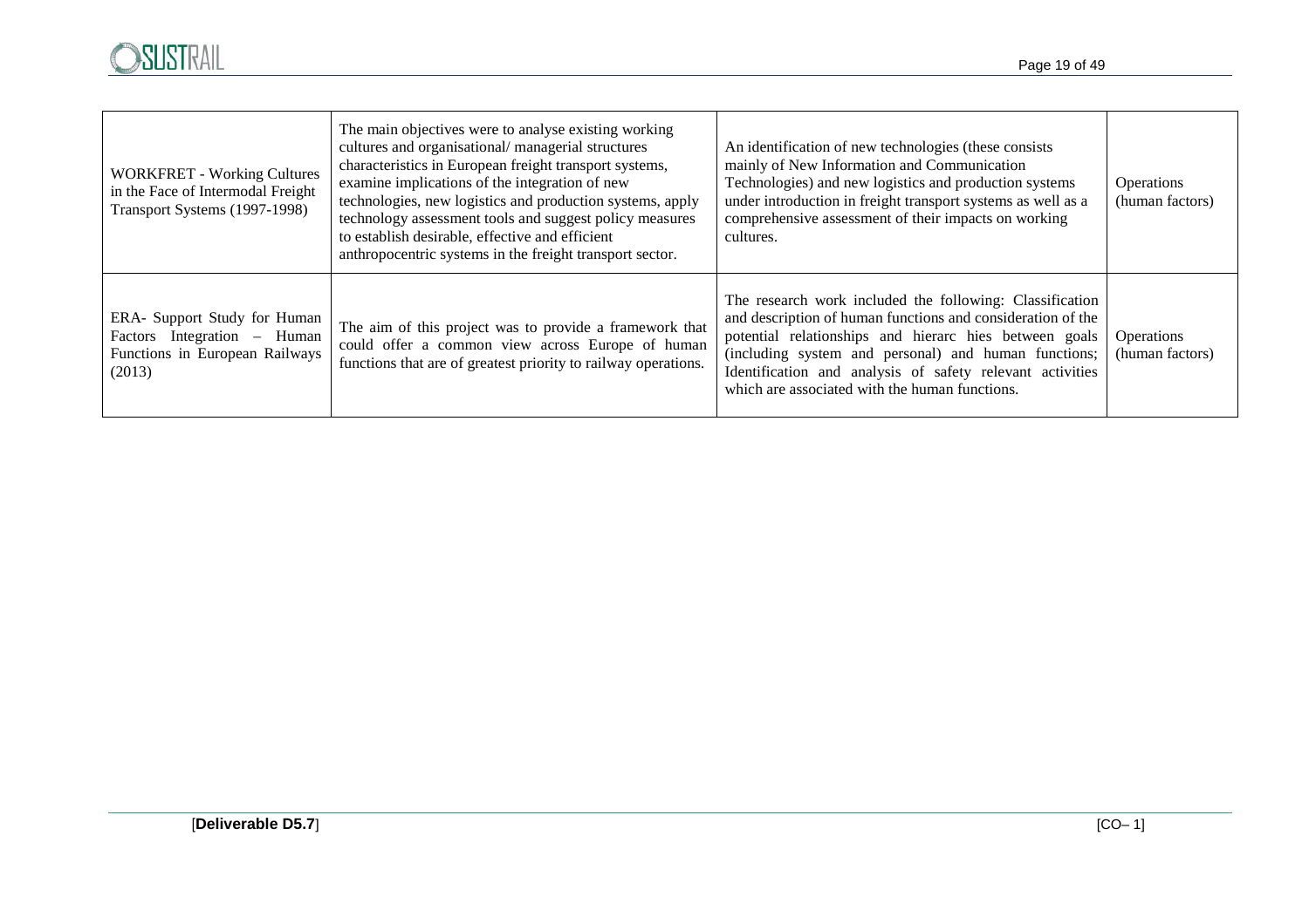| | | | |
|---|---|---|---|
| WORKFRET - Working Cultures in the Face of Intermodal Freight Transport Systems (1997-1998) | The main objectives were to analyse existing working cultures and organisational/ managerial structures characteristics in European freight transport systems, examine implications of the integration of new technologies, new logistics and production systems, apply technology assessment tools and suggest policy measures to establish desirable, effective and efficient anthropocentric systems in the freight transport sector. | An identification of new technologies (these consists mainly of New Information and Communication Technologies) and new logistics and production systems under introduction in freight transport systems as well as a comprehensive assessment of their impacts on working cultures. | Operations (human factors) |
| ERA- Support Study for Human Factors Integration – Human Functions in European Railways (2013) | The aim of this project was to provide a framework that could offer a common view across Europe of human functions that are of greatest priority to railway operations. | The research work included the following: Classification and description of human functions and consideration of the potential relationships and hierarc hies between goals (including system and personal) and human functions; Identification and analysis of safety relevant activities which are associated with the human functions. | Operations (human factors) |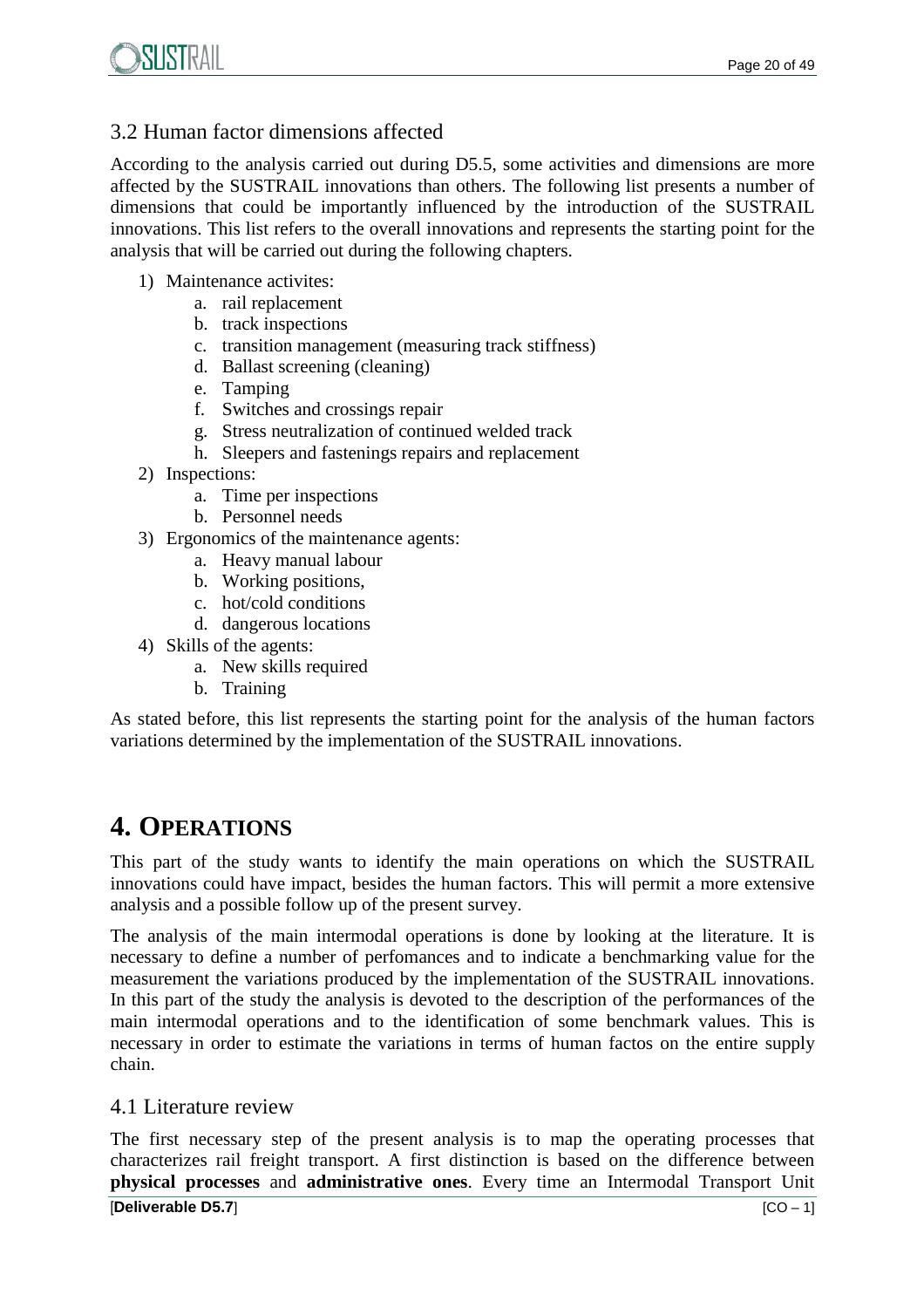## 3.2 Human factor dimensions affected

According to the analysis carried out during D5.5, some activities and dimensions are more affected by the SUSTRAIL innovations than others. The following list presents a number of dimensions that could be importantly influenced by the introduction of the SUSTRAIL innovations. This list refers to the overall innovations and represents the starting point for the analysis that will be carried out during the following chapters.

1) Maintenance activites:
    a. rail replacement
    b. track inspections
    c. transition management (measuring track stiffness)
    d. Ballast screening (cleaning)
    e. Tamping
    f. Switches and crossings repair
    g. Stress neutralization of continued welded track
    h. Sleepers and fastenings repairs and replacement
2) Inspections:
    a. Time per inspections
    b. Personnel needs
3) Ergonomics of the maintenance agents:
    a. Heavy manual labour
    b. Working positions,
    c. hot/cold conditions
    d. dangerous locations
4) Skills of the agents:
    a. New skills required
    b. Training

As stated before, this list represents the starting point for the analysis of the human factors variations determined by the implementation of the SUSTRAIL innovations.

# 4. OPERATIONS

This part of the study wants to identify the main operations on which the SUSTRAIL innovations could have impact, besides the human factors. This will permit a more extensive analysis and a possible follow up of the present survey.

The analysis of the main intermodal operations is done by looking at the literature. It is necessary to define a number of perfomances and to indicate a benchmarking value for the measurement the variations produced by the implementation of the SUSTRAIL innovations. In this part of the study the analysis is devoted to the description of the performances of the main intermodal operations and to the identification of some benchmark values. This is necessary in order to estimate the variations in terms of human factos on the entire supply chain.

## 4.1 Literature review

The first necessary step of the present analysis is to map the operating processes that characterizes rail freight transport. A first distinction is based on the difference between **physical processes** and **administrative ones**. Every time an Intermodal Transport Unit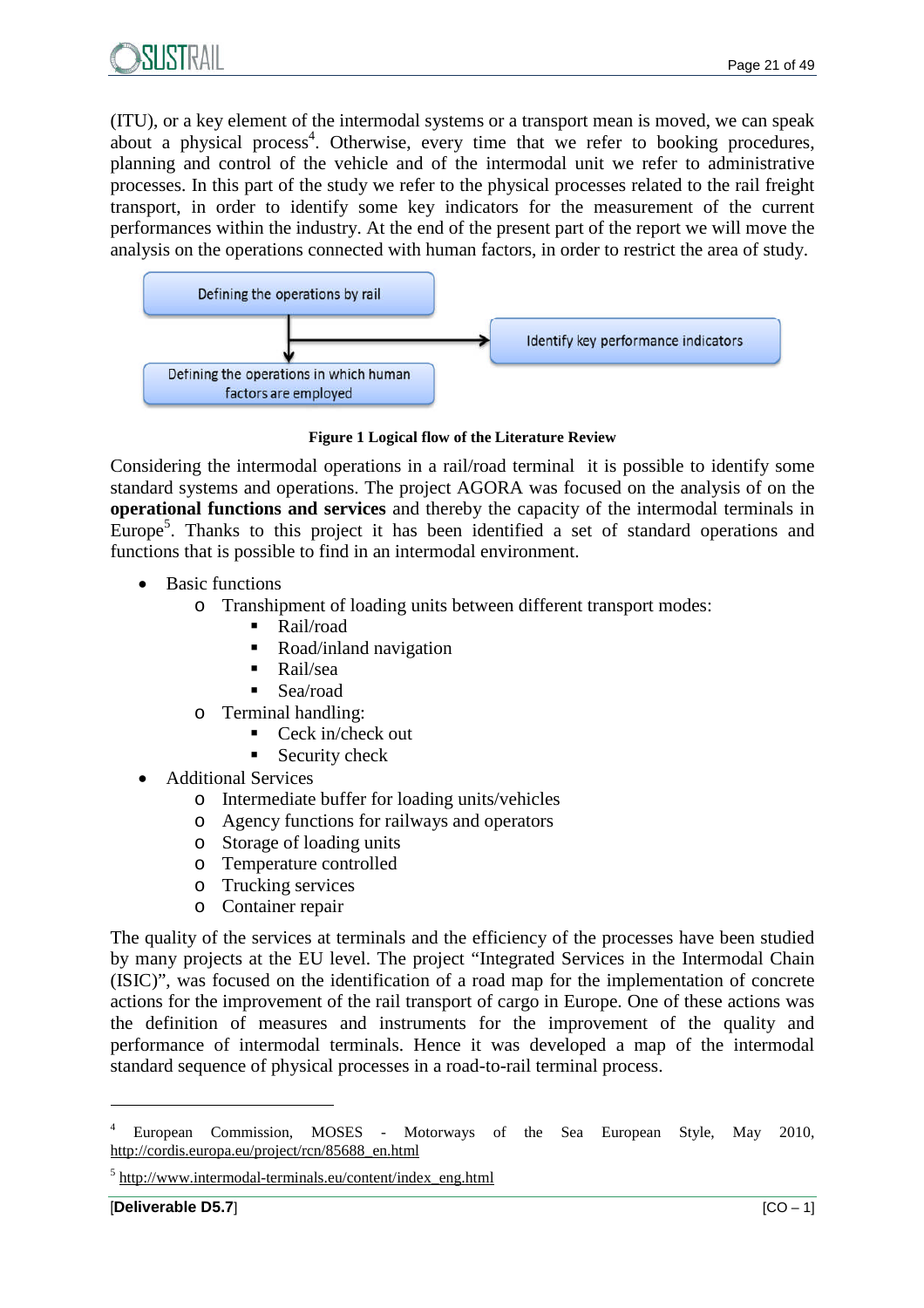(ITU), or a key element of the intermodal systems or a transport mean is moved, we can speak about a physical process[4]. Otherwise, every time that we refer to booking procedures, planning and control of the vehicle and of the intermodal unit we refer to administrative processes. In this part of the study we refer to the physical processes related to the rail freight transport, in order to identify some key indicators for the measurement of the current performances within the industry. At the end of the present part of the report we will move the analysis on the operations connected with human factors, in order to restrict the area of study.

Defining the operations by rail

Identify key performance indicators

Defining the operations in which human factors are employed

**Figure 1 Logical flow of the Literature Review**

Considering the intermodal operations in a rail/road terminal it is possible to identify some standard systems and operations. The project AGORA was focused on the analysis of on the **operational functions and services** and thereby the capacity of the intermodal terminals in Europe[5]. Thanks to this project it has been identified a set of standard operations and functions that is possible to find in an intermodal environment.

- Basic functions
  - Transhipment of loading units between different transport modes:
    - Rail/road
    - Road/inland navigation
    - Rail/sea
    - Sea/road
  - Terminal handling:
    - Ceck in/check out
    - Security check
- Additional Services
  - Intermediate buffer for loading units/vehicles
  - Agency functions for railways and operators
  - Storage of loading units
  - Temperature controlled
  - Trucking services
  - Container repair

The quality of the services at terminals and the efficiency of the processes have been studied by many projects at the EU level. The project "Integrated Services in the Intermodal Chain (ISIC)", was focused on the identification of a road map for the implementation of concrete actions for the improvement of the rail transport of cargo in Europe. One of these actions was the definition of measures and instruments for the improvement of the quality and performance of intermodal terminals. Hence it was developed a map of the intermodal standard sequence of physical processes in a road-to-rail terminal process.

---

[4] European Commission, MOSES - Motorways of the Sea European Style, May 2010, http://cordis.europa.eu/project/rcn/85688_en.html

[5] http://www.intermodal-terminals.eu/content/index_eng.html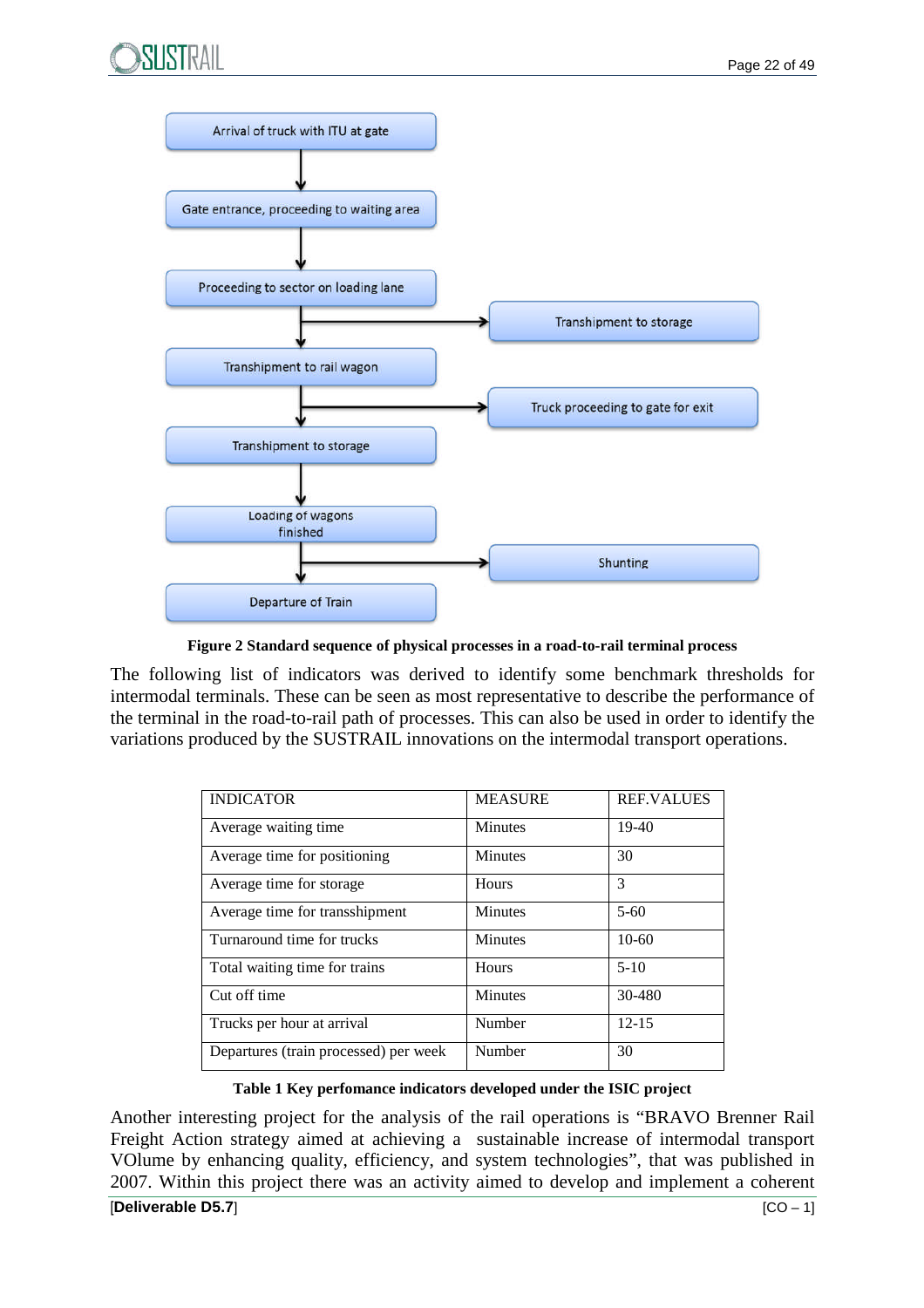Arrival of truck with ITU at gate

Gate entrance, proceeding to waiting area

Proceeding to sector on loading lane

Transhipment to storage

Transhipment to rail wagon

Truck proceeding to gate for exit

Transhipment to storage

Loading of wagons finished

Shunting

Departure of Train

**Figure 2 Standard sequence of physical processes in a road-to-rail terminal process**

The following list of indicators was derived to identify some benchmark thresholds for intermodal terminals. These can be seen as most representative to describe the performance of the terminal in the road-to-rail path of processes. This can also be used in order to identify the variations produced by the SUSTRAIL innovations on the intermodal transport operations.

| INDICATOR | MEASURE | REF.VALUES |
|---|---|---|
| Average waiting time | Minutes | 19-40 |
| Average time for positioning | Minutes | 30 |
| Average time for storage | Hours | 3 |
| Average time for transshipment | Minutes | 5-60 |
| Turnaround time for trucks | Minutes | 10-60 |
| Total waiting time for trains | Hours | 5-10 |
| Cut off time | Minutes | 30-480 |
| Trucks per hour at arrival | Number | 12-15 |
| Departures (train processed) per week | Number | 30 |

**Table 1 Key perfomance indicators developed under the ISIC project**

Another interesting project for the analysis of the rail operations is "BRAVO Brenner Rail Freight Action strategy aimed at achieving a sustainable increase of intermodal transport VOlume by enhancing quality, efficiency, and system technologies", that was published in 2007. Within this project there was an activity aimed to develop and implement a coherent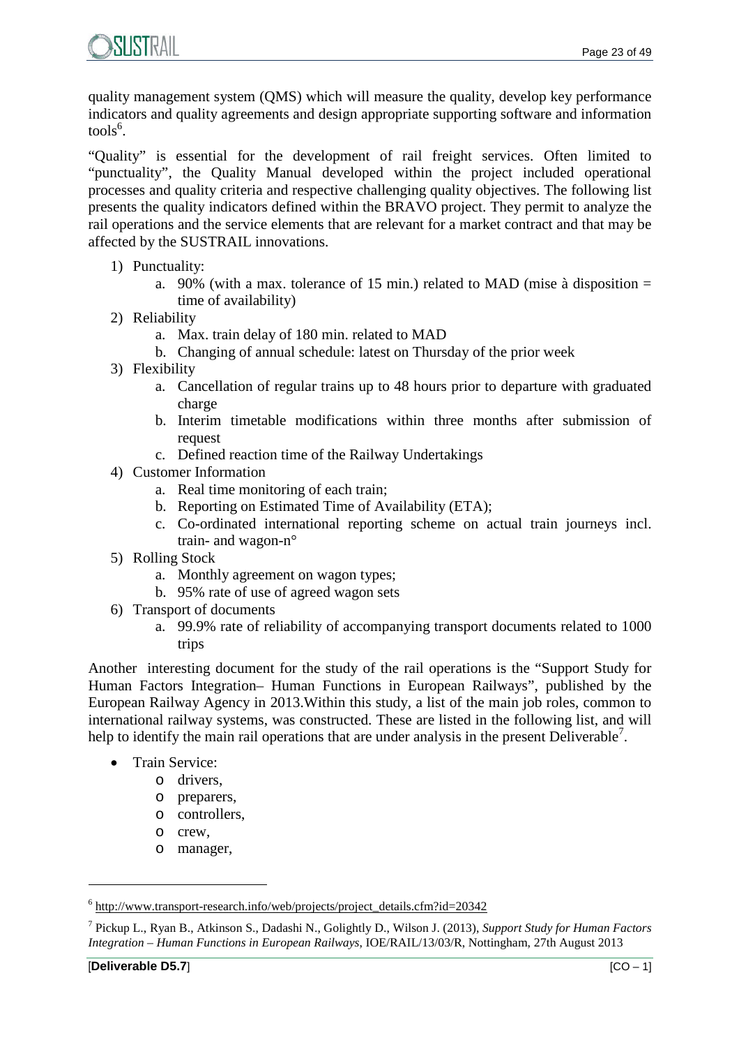quality management system (QMS) which will measure the quality, develop key performance indicators and quality agreements and design appropriate supporting software and information tools[6].

"Quality" is essential for the development of rail freight services. Often limited to "punctuality", the Quality Manual developed within the project included operational processes and quality criteria and respective challenging quality objectives. The following list presents the quality indicators defined within the BRAVO project. They permit to analyze the rail operations and the service elements that are relevant for a market contract and that may be affected by the SUSTRAIL innovations.

1) Punctuality:
   a. 90% (with a max. tolerance of 15 min.) related to MAD (mise à disposition = time of availability)
2) Reliability
   a. Max. train delay of 180 min. related to MAD
   b. Changing of annual schedule: latest on Thursday of the prior week
3) Flexibility
   a. Cancellation of regular trains up to 48 hours prior to departure with graduated charge
   b. Interim timetable modifications within three months after submission of request
   c. Defined reaction time of the Railway Undertakings
4) Customer Information
   a. Real time monitoring of each train;
   b. Reporting on Estimated Time of Availability (ETA);
   c. Co-ordinated international reporting scheme on actual train journeys incl. train- and wagon-n°
5) Rolling Stock
   a. Monthly agreement on wagon types;
   b. 95% rate of use of agreed wagon sets
6) Transport of documents
   a. 99.9% rate of reliability of accompanying transport documents related to 1000 trips

Another interesting document for the study of the rail operations is the "Support Study for Human Factors Integration– Human Functions in European Railways", published by the European Railway Agency in 2013.Within this study, a list of the main job roles, common to international railway systems, was constructed. These are listed in the following list, and will help to identify the main rail operations that are under analysis in the present Deliverable[7].

- Train Service:
  - drivers,
  - preparers,
  - controllers,
  - crew,
  - manager,

---

[6] http://www.transport-research.info/web/projects/project_details.cfm?id=20342

[7] Pickup L., Ryan B., Atkinson S., Dadashi N., Golightly D., Wilson J. (2013), *Support Study for Human Factors Integration – Human Functions in European Railways*, IOE/RAIL/13/03/R, Nottingham, 27th August 2013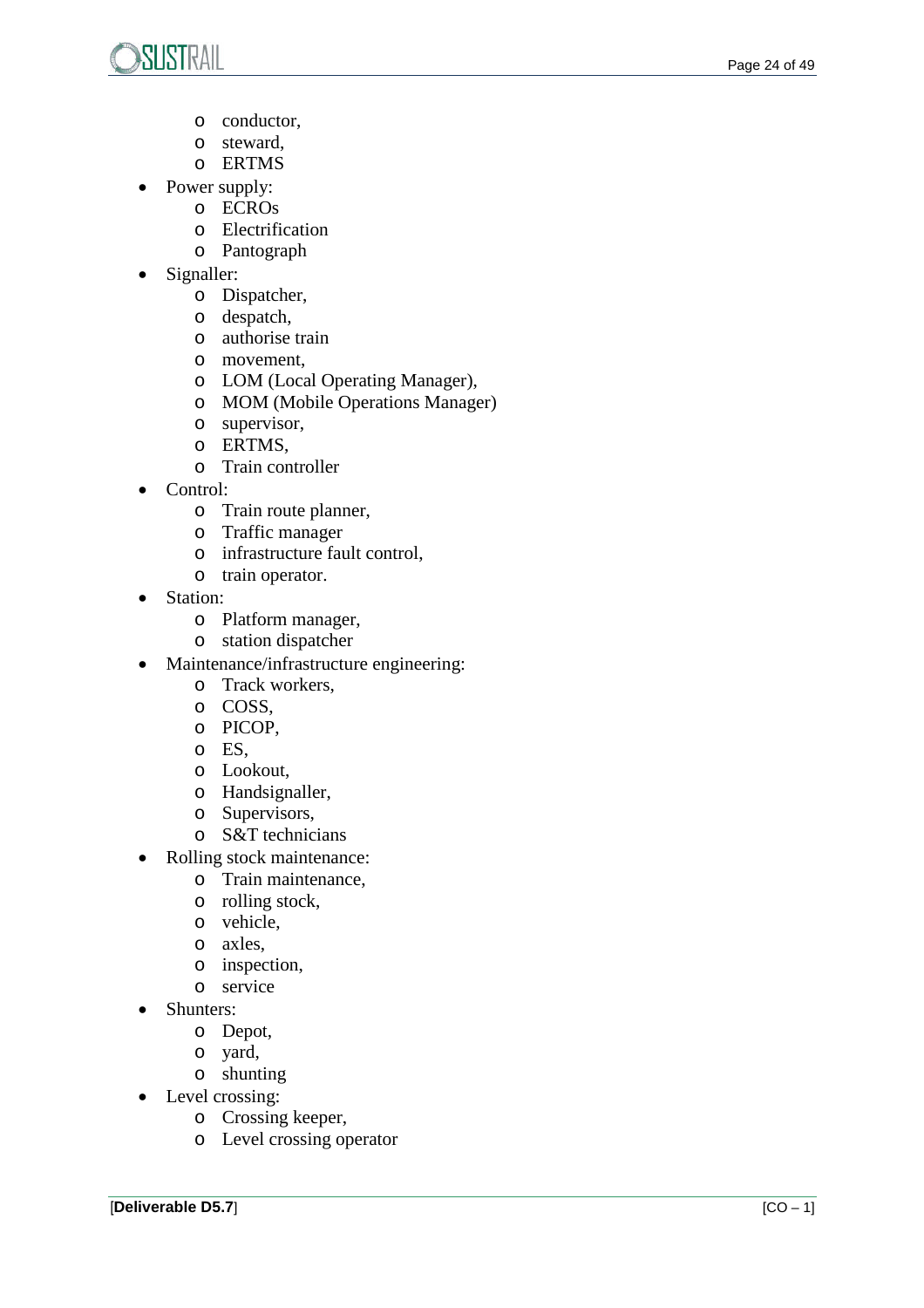- conductor,
  - steward,
  - ERTMS
- Power supply:
  - ECROs
  - Electrification
  - Pantograph
- Signaller:
  - Dispatcher,
  - despatch,
  - authorise train
  - movement,
  - LOM (Local Operating Manager),
  - MOM (Mobile Operations Manager)
  - supervisor,
  - ERTMS,
  - Train controller
- Control:
  - Train route planner,
  - Traffic manager
  - infrastructure fault control,
  - train operator.
- Station:
  - Platform manager,
  - station dispatcher
- Maintenance/infrastructure engineering:
  - Track workers,
  - COSS,
  - PICOP,
  - ES,
  - Lookout,
  - Handsignaller,
  - Supervisors,
  - S&T technicians
- Rolling stock maintenance:
  - Train maintenance,
  - rolling stock,
  - vehicle,
  - axles,
  - inspection,
  - service
- Shunters:
  - Depot,
  - yard,
  - shunting
- Level crossing:
  - Crossing keeper,
  - Level crossing operator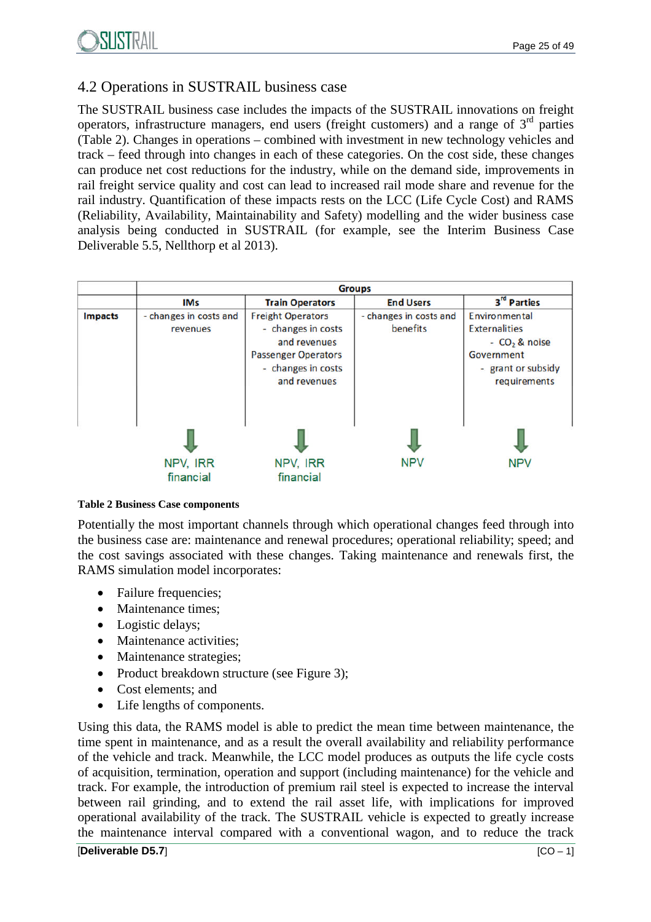## 4.2 Operations in SUSTRAIL business case

The SUSTRAIL business case includes the impacts of the SUSTRAIL innovations on freight operators, infrastructure managers, end users (freight customers) and a range of 3rd parties (Table 2). Changes in operations – combined with investment in new technology vehicles and track – feed through into changes in each of these categories. On the cost side, these changes can produce net cost reductions for the industry, while on the demand side, improvements in rail freight service quality and cost can lead to increased rail mode share and revenue for the rail industry. Quantification of these impacts rests on the LCC (Life Cycle Cost) and RAMS (Reliability, Availability, Maintainability and Safety) modelling and the wider business case analysis being conducted in SUSTRAIL (for example, see the Interim Business Case Deliverable 5.5, Nellthorp et al 2013).

| | **Groups** | | | |
|---|---|---|---|---|
| | **IMs** | **Train Operators** | **End Users** | **3rd Parties** |
| **Impacts** | - changes in costs and revenues | Freight Operators<br>- changes in costs and revenues<br>Passenger Operators<br>- changes in costs and revenues | - changes in costs and benefits | Environmental Externalities<br>- $CO_2$ & noise<br>Government<br>- grant or subsidy requirements |
| | ↓<br>NPV, IRR financial | ↓<br>NPV, IRR financial | ↓<br>NPV | ↓<br>NPV |

**Table 2 Business Case components**

Potentially the most important channels through which operational changes feed through into the business case are: maintenance and renewal procedures; operational reliability; speed; and the cost savings associated with these changes. Taking maintenance and renewals first, the RAMS simulation model incorporates:

- Failure frequencies;
- Maintenance times;
- Logistic delays;
- Maintenance activities;
- Maintenance strategies;
- Product breakdown structure (see Figure 3);
- Cost elements; and
- Life lengths of components.

Using this data, the RAMS model is able to predict the mean time between maintenance, the time spent in maintenance, and as a result the overall availability and reliability performance of the vehicle and track. Meanwhile, the LCC model produces as outputs the life cycle costs of acquisition, termination, operation and support (including maintenance) for the vehicle and track. For example, the introduction of premium rail steel is expected to increase the interval between rail grinding, and to extend the rail asset life, with implications for improved operational availability of the track. The SUSTRAIL vehicle is expected to greatly increase the maintenance interval compared with a conventional wagon, and to reduce the track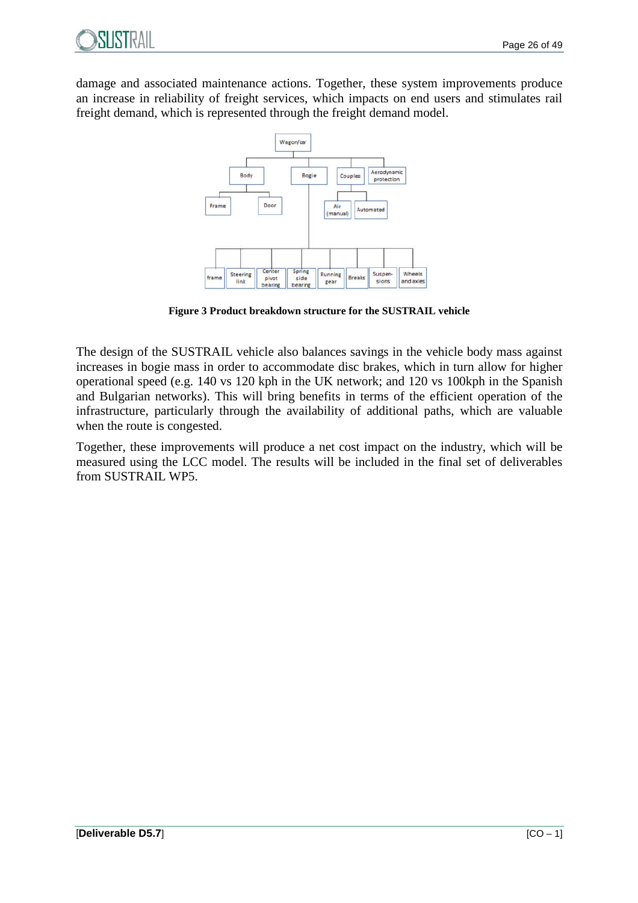damage and associated maintenance actions. Together, these system improvements produce an increase in reliability of freight services, which impacts on end users and stimulates rail freight demand, which is represented through the freight demand model.

**Figure 3 Product breakdown structure for the SUSTRAIL vehicle**

The design of the SUSTRAIL vehicle also balances savings in the vehicle body mass against increases in bogie mass in order to accommodate disc brakes, which in turn allow for higher operational speed (e.g. 140 vs 120 kph in the UK network; and 120 vs 100kph in the Spanish and Bulgarian networks). This will bring benefits in terms of the efficient operation of the infrastructure, particularly through the availability of additional paths, which are valuable when the route is congested.

Together, these improvements will produce a net cost impact on the industry, which will be measured using the LCC model. The results will be included in the final set of deliverables from SUSTRAIL WP5.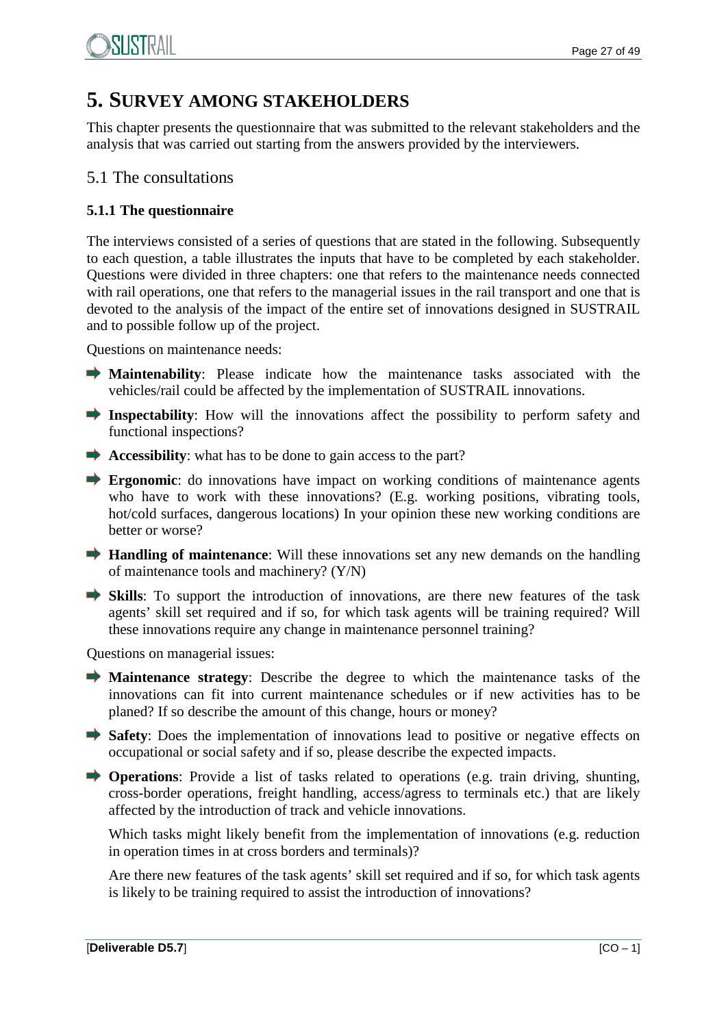# 5. SURVEY AMONG STAKEHOLDERS

This chapter presents the questionnaire that was submitted to the relevant stakeholders and the analysis that was carried out starting from the answers provided by the interviewers.

## 5.1 The consultations

### 5.1.1 The questionnaire

The interviews consisted of a series of questions that are stated in the following. Subsequently to each question, a table illustrates the inputs that have to be completed by each stakeholder. Questions were divided in three chapters: one that refers to the maintenance needs connected with rail operations, one that refers to the managerial issues in the rail transport and one that is devoted to the analysis of the impact of the entire set of innovations designed in SUSTRAIL and to possible follow up of the project.

Questions on maintenance needs:

- **Maintenability**: Please indicate how the maintenance tasks associated with the vehicles/rail could be affected by the implementation of SUSTRAIL innovations.
- **Inspectability**: How will the innovations affect the possibility to perform safety and functional inspections?
- **Accessibility**: what has to be done to gain access to the part?
- **Ergonomic**: do innovations have impact on working conditions of maintenance agents who have to work with these innovations? (E.g. working positions, vibrating tools, hot/cold surfaces, dangerous locations) In your opinion these new working conditions are better or worse?
- **Handling of maintenance**: Will these innovations set any new demands on the handling of maintenance tools and machinery? (Y/N)
- **Skills**: To support the introduction of innovations, are there new features of the task agents' skill set required and if so, for which task agents will be training required? Will these innovations require any change in maintenance personnel training?

Questions on managerial issues:

- **Maintenance strategy**: Describe the degree to which the maintenance tasks of the innovations can fit into current maintenance schedules or if new activities has to be planed? If so describe the amount of this change, hours or money?
- **Safety**: Does the implementation of innovations lead to positive or negative effects on occupational or social safety and if so, please describe the expected impacts.
- **Operations**: Provide a list of tasks related to operations (e.g. train driving, shunting, cross-border operations, freight handling, access/agress to terminals etc.) that are likely affected by the introduction of track and vehicle innovations.

  Which tasks might likely benefit from the implementation of innovations (e.g. reduction in operation times in at cross borders and terminals)?

  Are there new features of the task agents' skill set required and if so, for which task agents is likely to be training required to assist the introduction of innovations?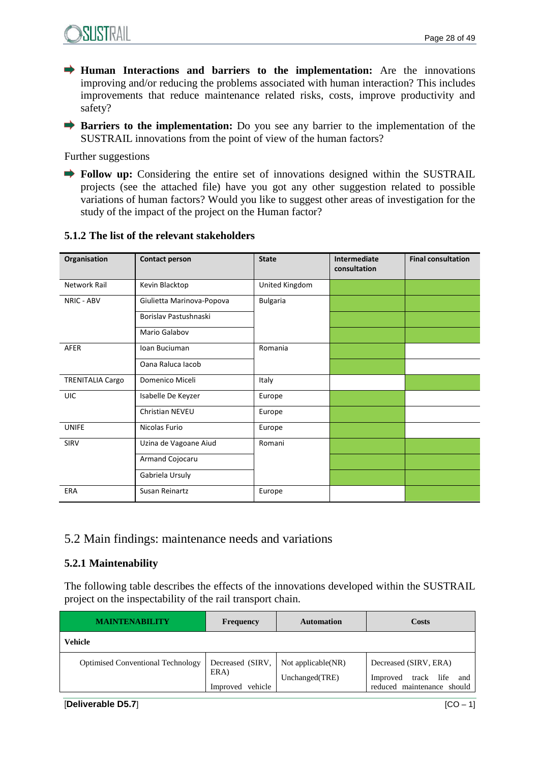- **Human Interactions and barriers to the implementation:** Are the innovations improving and/or reducing the problems associated with human interaction? This includes improvements that reduce maintenance related risks, costs, improve productivity and safety?
- **Barriers to the implementation:** Do you see any barrier to the implementation of the SUSTRAIL innovations from the point of view of the human factors?

Further suggestions

- **Follow up:** Considering the entire set of innovations designed within the SUSTRAIL projects (see the attached file) have you got any other suggestion related to possible variations of human factors? Would you like to suggest other areas of investigation for the study of the impact of the project on the Human factor?

### 5.1.2 The list of the relevant stakeholders

| Organisation | Contact person | State | Intermediate consultation | Final consultation |
|---|---|---|---|---|
| Network Rail | Kevin Blacktop | United Kingdom | | |
| NRIC - ABV | Giulietta Marinova-Popova | Bulgaria | | |
| | Borislav Pastushnaski | | | |
| | Mario Galabov | | | |
| AFER | Ioan Buciuman | Romania | | |
| | Oana Raluca Iacob | | | |
| TRENITALIA Cargo | Domenico Miceli | Italy | | |
| UIC | Isabelle De Keyzer | Europe | | |
| | Christian NEVEU | Europe | | |
| UNIFE | Nicolas Furio | Europe | | |
| SIRV | Uzina de Vagoane Aiud | Romani | | |
| | Armand Cojocaru | | | |
| | Gabriela Ursuly | | | |
| ERA | Susan Reinartz | Europe | | |

## 5.2 Main findings: maintenance needs and variations

### 5.2.1 Maintenability

The following table describes the effects of the innovations developed within the SUSTRAIL project on the inspectability of the rail transport chain.

| MAINTENABILITY | Frequency | Automation | Costs |
|---|---|---|---|
| **Vehicle** | | | |
| Optimised Conventional Technology | Decreased (SIRV, ERA)<br>Improved vehicle | Not applicable(NR)<br>Unchanged(TRE) | Decreased (SIRV, ERA)<br>Improved track life and reduced maintenance should |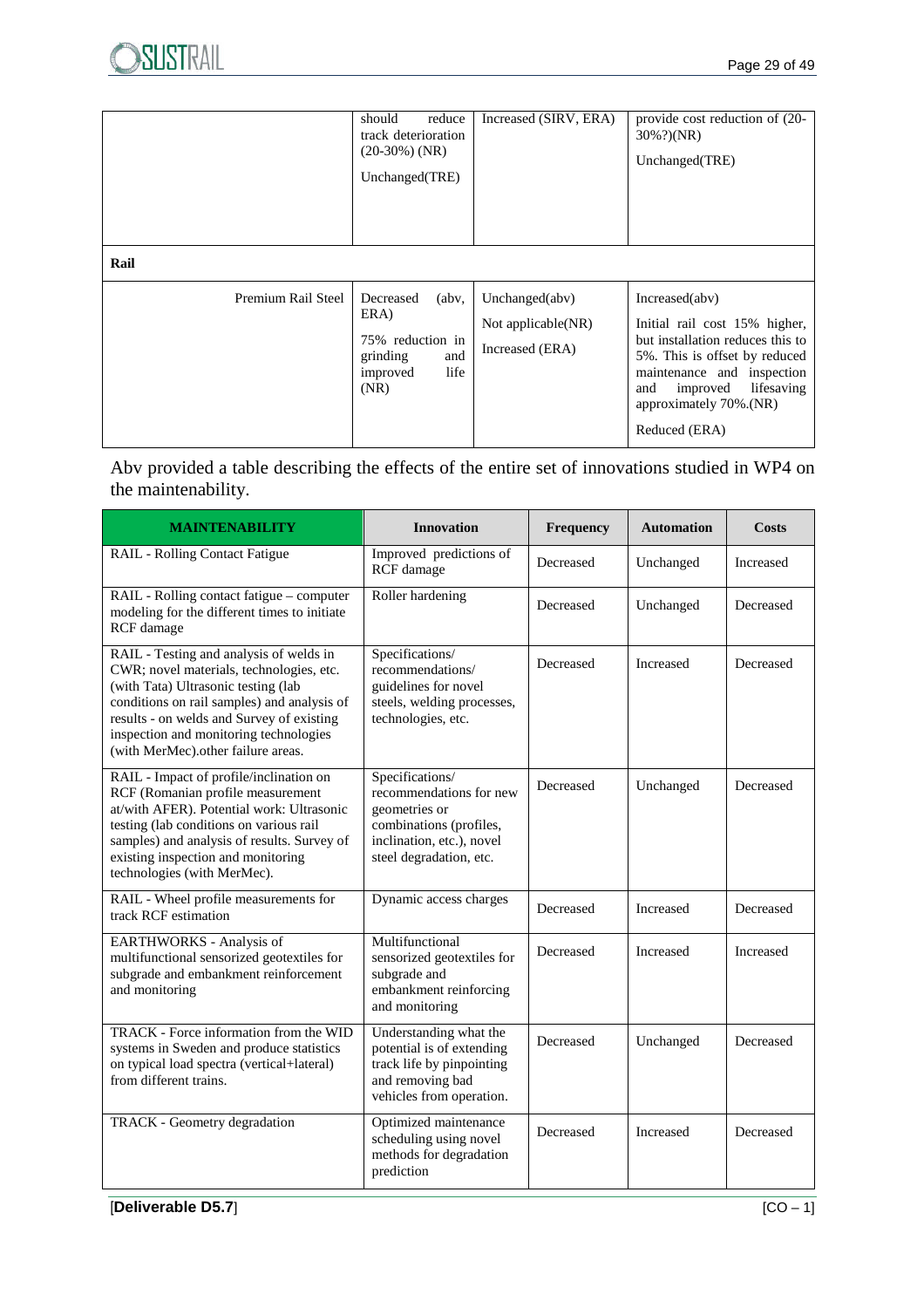| | | | |
|---|---|---|---|
| | should reduce track deterioration (20-30%) (NR)<br><br>Unchanged(TRE) | Increased (SIRV, ERA) | provide cost reduction of (20-30%?)(NR)<br><br>Unchanged(TRE) |
| **Rail** | | | |
| Premium Rail Steel | Decreased (abv, ERA)<br><br>75% reduction in grinding and improved life (NR) | Unchanged(abv)<br><br>Not applicable(NR)<br><br>Increased (ERA) | Increased(abv)<br><br>Initial rail cost 15% higher, but installation reduces this to 5%. This is offset by reduced maintenance and inspection and improved lifesaving approximately 70%.(NR)<br><br>Reduced (ERA) |

Abv provided a table describing the effects of the entire set of innovations studied in WP4 on the maintenability.

| MAINTENABILITY | Innovation | Frequency | Automation | Costs |
|---|---|---|---|---|
| RAIL - Rolling Contact Fatigue | Improved predictions of RCF damage | Decreased | Unchanged | Increased |
| RAIL - Rolling contact fatigue – computer modeling for the different times to initiate RCF damage | Roller hardening | Decreased | Unchanged | Decreased |
| RAIL - Testing and analysis of welds in CWR; novel materials, technologies, etc. (with Tata) Ultrasonic testing (lab conditions on rail samples) and analysis of results - on welds and Survey of existing inspection and monitoring technologies (with MerMec).other failure areas. | Specifications/ recommendations/ guidelines for novel steels, welding processes, technologies, etc. | Decreased | Increased | Decreased |
| RAIL - Impact of profile/inclination on RCF (Romanian profile measurement at/with AFER). Potential work: Ultrasonic testing (lab conditions on various rail samples) and analysis of results. Survey of existing inspection and monitoring technologies (with MerMec). | Specifications/ recommendations for new geometries or combinations (profiles, inclination, etc.), novel steel degradation, etc. | Decreased | Unchanged | Decreased |
| RAIL - Wheel profile measurements for track RCF estimation | Dynamic access charges | Decreased | Increased | Decreased |
| EARTHWORKS - Analysis of multifunctional sensorized geotextiles for subgrade and embankment reinforcement and monitoring | Multifunctional sensorized geotextiles for subgrade and embankment reinforcing and monitoring | Decreased | Increased | Increased |
| TRACK - Force information from the WID systems in Sweden and produce statistics on typical load spectra (vertical+lateral) from different trains. | Understanding what the potential is of extending track life by pinpointing and removing bad vehicles from operation. | Decreased | Unchanged | Decreased |
| TRACK - Geometry degradation | Optimized maintenance scheduling using novel methods for degradation prediction | Decreased | Increased | Decreased |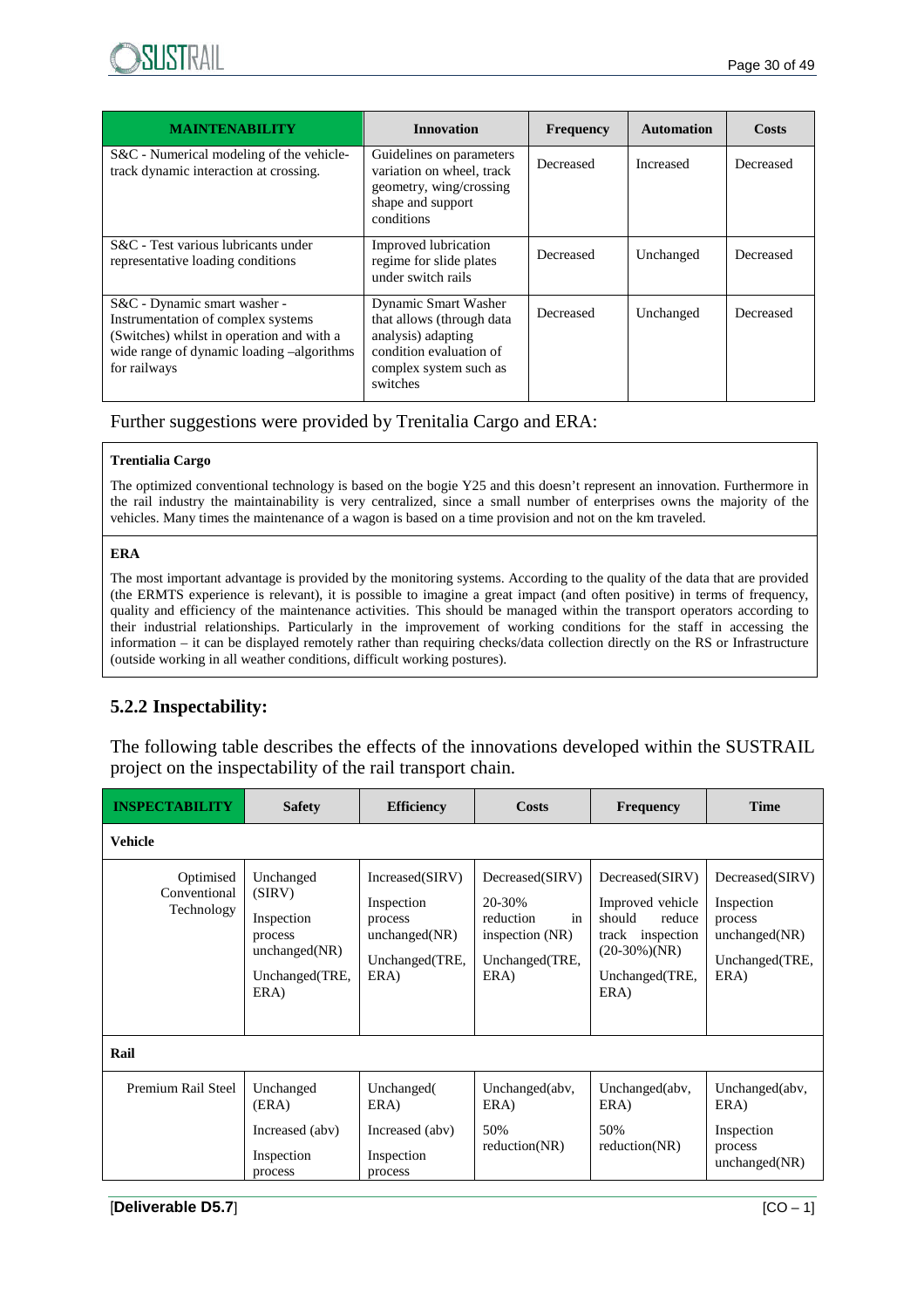| MAINTENABILITY | Innovation | Frequency | Automation | Costs |
| --- | --- | --- | --- | --- |
| S&C - Numerical modeling of the vehicle-track dynamic interaction at crossing. | Guidelines on parameters variation on wheel, track geometry, wing/crossing shape and support conditions | Decreased | Increased | Decreased |
| S&C - Test various lubricants under representative loading conditions | Improved lubrication regime for slide plates under switch rails | Decreased | Unchanged | Decreased |
| S&C - Dynamic smart washer - Instrumentation of complex systems (Switches) whilst in operation and with a wide range of dynamic loading –algorithms for railways | Dynamic Smart Washer that allows (through data analysis) adapting condition evaluation of complex system such as switches | Decreased | Unchanged | Decreased |

Further suggestions were provided by Trenitalia Cargo and ERA:

**Trentialia Cargo**

The optimized conventional technology is based on the bogie Y25 and this doesn't represent an innovation. Furthermore in the rail industry the maintainability is very centralized, since a small number of enterprises owns the majority of the vehicles. Many times the maintenance of a wagon is based on a time provision and not on the km traveled.

**ERA**

The most important advantage is provided by the monitoring systems. According to the quality of the data that are provided (the ERMTS experience is relevant), it is possible to imagine a great impact (and often positive) in terms of frequency, quality and efficiency of the maintenance activities. This should be managed within the transport operators according to their industrial relationships. Particularly in the improvement of working conditions for the staff in accessing the information – it can be displayed remotely rather than requiring checks/data collection directly on the RS or Infrastructure (outside working in all weather conditions, difficult working postures).

### 5.2.2 Inspectability:

The following table describes the effects of the innovations developed within the SUSTRAIL project on the inspectability of the rail transport chain.

| INSPECTABILITY | Safety | Efficiency | Costs | Frequency | Time |
| --- | --- | --- | --- | --- | --- |
| **Vehicle** | | | | | |
| Optimised Conventional Technology | Unchanged (SIRV) Inspection process unchanged(NR) Unchanged(TRE, ERA) | Increased(SIRV) Inspection process unchanged(NR) Unchanged(TRE, ERA) | Decreased(SIRV) 20-30% reduction in inspection (NR) Unchanged(TRE, ERA) | Decreased(SIRV) Improved vehicle should reduce track inspection (20-30%)(NR) Unchanged(TRE, ERA) | Decreased(SIRV) Inspection process unchanged(NR) Unchanged(TRE, ERA) |
| **Rail** | | | | | |
| Premium Rail Steel | Unchanged (ERA) Increased (abv) Inspection process | Unchanged( ERA) Increased (abv) Inspection process | Unchanged(abv, ERA) 50% reduction(NR) | Unchanged(abv, ERA) 50% reduction(NR) | Unchanged(abv, ERA) Inspection process unchanged(NR) |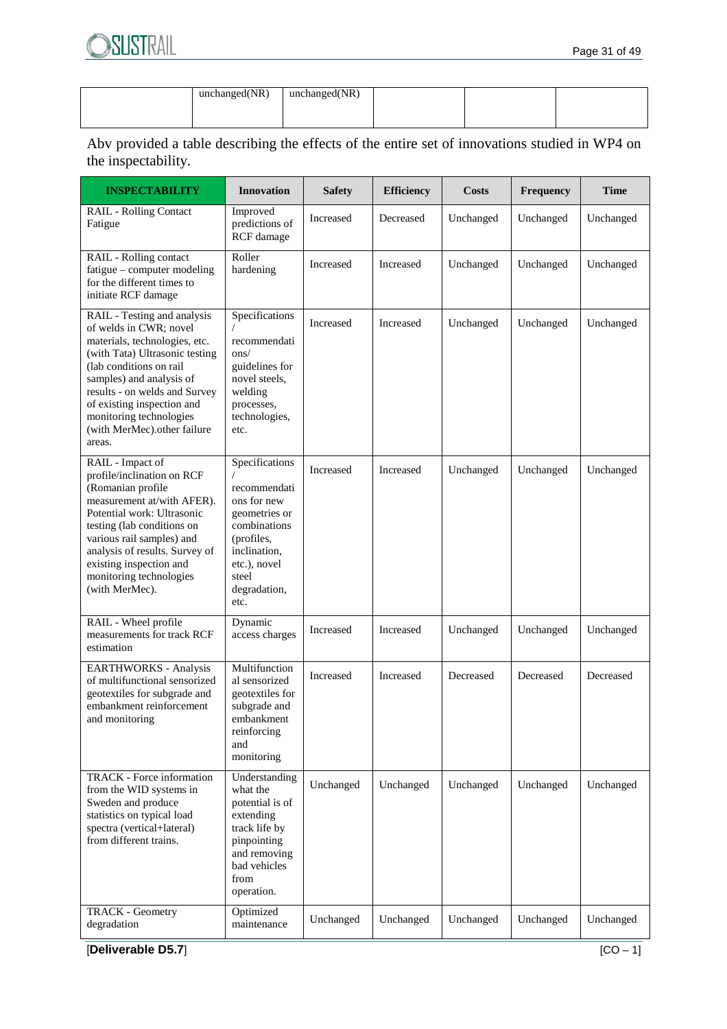| | unchanged(NR) | unchanged(NR) | | | |
|---|---|---|---|---|---|

Abv provided a table describing the effects of the entire set of innovations studied in WP4 on the inspectability.

| INSPECTABILITY | Innovation | Safety | Efficiency | Costs | Frequency | Time |
|---|---|---|---|---|---|---|
| RAIL - Rolling Contact Fatigue | Improved predictions of RCF damage | Increased | Decreased | Unchanged | Unchanged | Unchanged |
| RAIL - Rolling contact fatigue – computer modeling for the different times to initiate RCF damage | Roller hardening | Increased | Increased | Unchanged | Unchanged | Unchanged |
| RAIL - Testing and analysis of welds in CWR; novel materials, technologies, etc. (with Tata) Ultrasonic testing (lab conditions on rail samples) and analysis of results - on welds and Survey of existing inspection and monitoring technologies (with MerMec).other failure areas. | Specifications / recommendations/ guidelines for novel steels, welding processes, technologies, etc. | Increased | Increased | Unchanged | Unchanged | Unchanged |
| RAIL - Impact of profile/inclination on RCF (Romanian profile measurement at/with AFER). Potential work: Ultrasonic testing (lab conditions on various rail samples) and analysis of results. Survey of existing inspection and monitoring technologies (with MerMec). | Specifications / recommendations for new geometries or combinations (profiles, inclination, etc.), novel steel degradation, etc. | Increased | Increased | Unchanged | Unchanged | Unchanged |
| RAIL - Wheel profile measurements for track RCF estimation | Dynamic access charges | Increased | Increased | Unchanged | Unchanged | Unchanged |
| EARTHWORKS - Analysis of multifunctional sensorized geotextiles for subgrade and embankment reinforcement and monitoring | Multifunctional sensorized geotextiles for subgrade and embankment reinforcing and monitoring | Increased | Increased | Decreased | Decreased | Decreased |
| TRACK - Force information from the WID systems in Sweden and produce statistics on typical load spectra (vertical+lateral) from different trains. | Understanding what the potential is of extending track life by pinpointing and removing bad vehicles from operation. | Unchanged | Unchanged | Unchanged | Unchanged | Unchanged |
| TRACK - Geometry degradation | Optimized maintenance | Unchanged | Unchanged | Unchanged | Unchanged | Unchanged |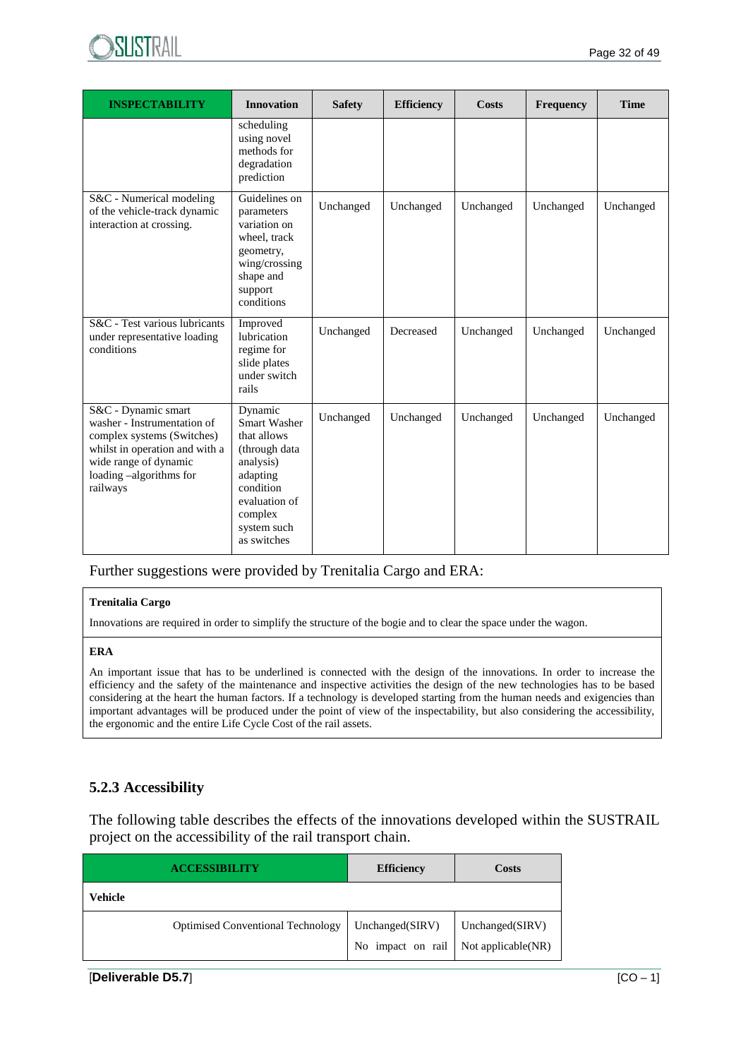| INSPECTABILITY | Innovation | Safety | Efficiency | Costs | Frequency | Time |
|---|---|---|---|---|---|---|
| | scheduling using novel methods for degradation prediction | | | | | |
| S&C - Numerical modeling of the vehicle-track dynamic interaction at crossing. | Guidelines on parameters variation on wheel, track geometry, wing/crossing shape and support conditions | Unchanged | Unchanged | Unchanged | Unchanged | Unchanged |
| S&C - Test various lubricants under representative loading conditions | Improved lubrication regime for slide plates under switch rails | Unchanged | Decreased | Unchanged | Unchanged | Unchanged |
| S&C - Dynamic smart washer - Instrumentation of complex systems (Switches) whilst in operation and with a wide range of dynamic loading –algorithms for railways | Dynamic Smart Washer that allows (through data analysis) adapting condition evaluation of complex system such as switches | Unchanged | Unchanged | Unchanged | Unchanged | Unchanged |

Further suggestions were provided by Trenitalia Cargo and ERA:

**Trenitalia Cargo**

Innovations are required in order to simplify the structure of the bogie and to clear the space under the wagon.

**ERA**

An important issue that has to be underlined is connected with the design of the innovations. In order to increase the efficiency and the safety of the maintenance and inspective activities the design of the new technologies has to be based considering at the heart the human factors. If a technology is developed starting from the human needs and exigencies than important advantages will be produced under the point of view of the inspectability, but also considering the accessibility, the ergonomic and the entire Life Cycle Cost of the rail assets.

### 5.2.3 Accessibility

The following table describes the effects of the innovations developed within the SUSTRAIL project on the accessibility of the rail transport chain.

| ACCESSIBILITY | Efficiency | Costs |
|---|---|---|
| **Vehicle** | | |
| Optimised Conventional Technology | Unchanged(SIRV)<br>No impact on rail | Unchanged(SIRV)<br>Not applicable(NR) |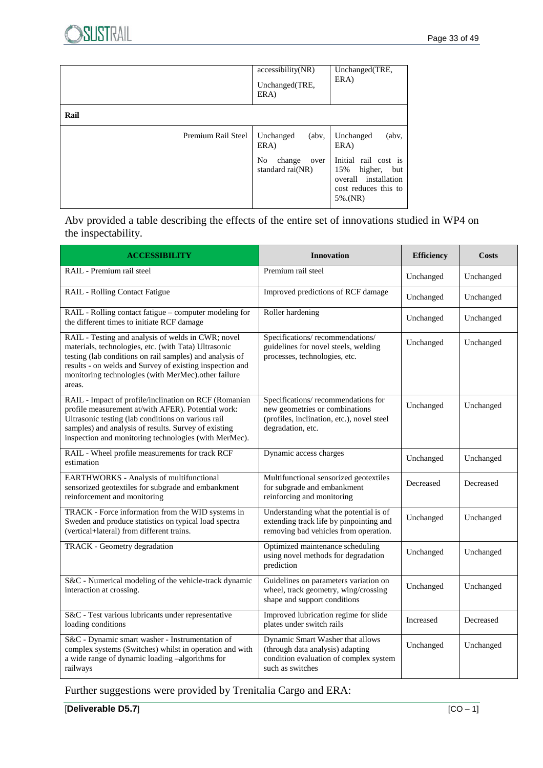| | | |
|---|---|---|
| | accessibility(NR)<br><br>Unchanged(TRE, ERA) | Unchanged(TRE, ERA) |
| **Rail** | | |
| Premium Rail Steel | Unchanged (abv, ERA)<br><br>No change over standard rai(NR) | Unchanged (abv, ERA)<br><br>Initial rail cost is 15% higher, but overall installation cost reduces this to 5%.(NR) |

Abv provided a table describing the effects of the entire set of innovations studied in WP4 on the inspectability.

| ACCESSIBILITY | Innovation | Efficiency | Costs |
|---|---|---|---|
| RAIL - Premium rail steel | Premium rail steel | Unchanged | Unchanged |
| RAIL - Rolling Contact Fatigue | Improved predictions of RCF damage | Unchanged | Unchanged |
| RAIL - Rolling contact fatigue – computer modeling for the different times to initiate RCF damage | Roller hardening | Unchanged | Unchanged |
| RAIL - Testing and analysis of welds in CWR; novel materials, technologies, etc. (with Tata) Ultrasonic testing (lab conditions on rail samples) and analysis of results - on welds and Survey of existing inspection and monitoring technologies (with MerMec).other failure areas. | Specifications/ recommendations/ guidelines for novel steels, welding processes, technologies, etc. | Unchanged | Unchanged |
| RAIL - Impact of profile/inclination on RCF (Romanian profile measurement at/with AFER). Potential work: Ultrasonic testing (lab conditions on rail samples) and analysis of results. Survey of existing inspection and monitoring technologies (with MerMec). | Specifications/ recommendations for new geometries or combinations (profiles, inclination, etc.), novel steel degradation, etc. | Unchanged | Unchanged |
| RAIL - Wheel profile measurements for track RCF estimation | Dynamic access charges | Unchanged | Unchanged |
| EARTHWORKS - Analysis of multifunctional sensorized geotextiles for subgrade and embankment reinforcement and monitoring | Multifunctional sensorized geotextiles for subgrade and embankment reinforcing and monitoring | Decreased | Decreased |
| TRACK - Force information from the WID systems in Sweden and produce statistics on typical load spectra (vertical+lateral) from different trains. | Understanding what the potential is of extending track life by pinpointing and removing bad vehicles from operation. | Unchanged | Unchanged |
| TRACK - Geometry degradation | Optimized maintenance scheduling using novel methods for degradation prediction | Unchanged | Unchanged |
| S&C - Numerical modeling of the vehicle-track dynamic interaction at crossing. | Guidelines on parameters variation on wheel, track geometry, wing/crossing shape and support conditions | Unchanged | Unchanged |
| S&C - Test various lubricants under representative loading conditions | Improved lubrication regime for slide plates under switch rails | Increased | Decreased |
| S&C - Dynamic smart washer - Instrumentation of complex systems (Switches) whilst in operation and with a wide range of dynamic loading –algorithms for railways | Dynamic Smart Washer that allows (through data analysis) adapting condition evaluation of complex system such as switches | Unchanged | Unchanged |

Further suggestions were provided by Trenitalia Cargo and ERA: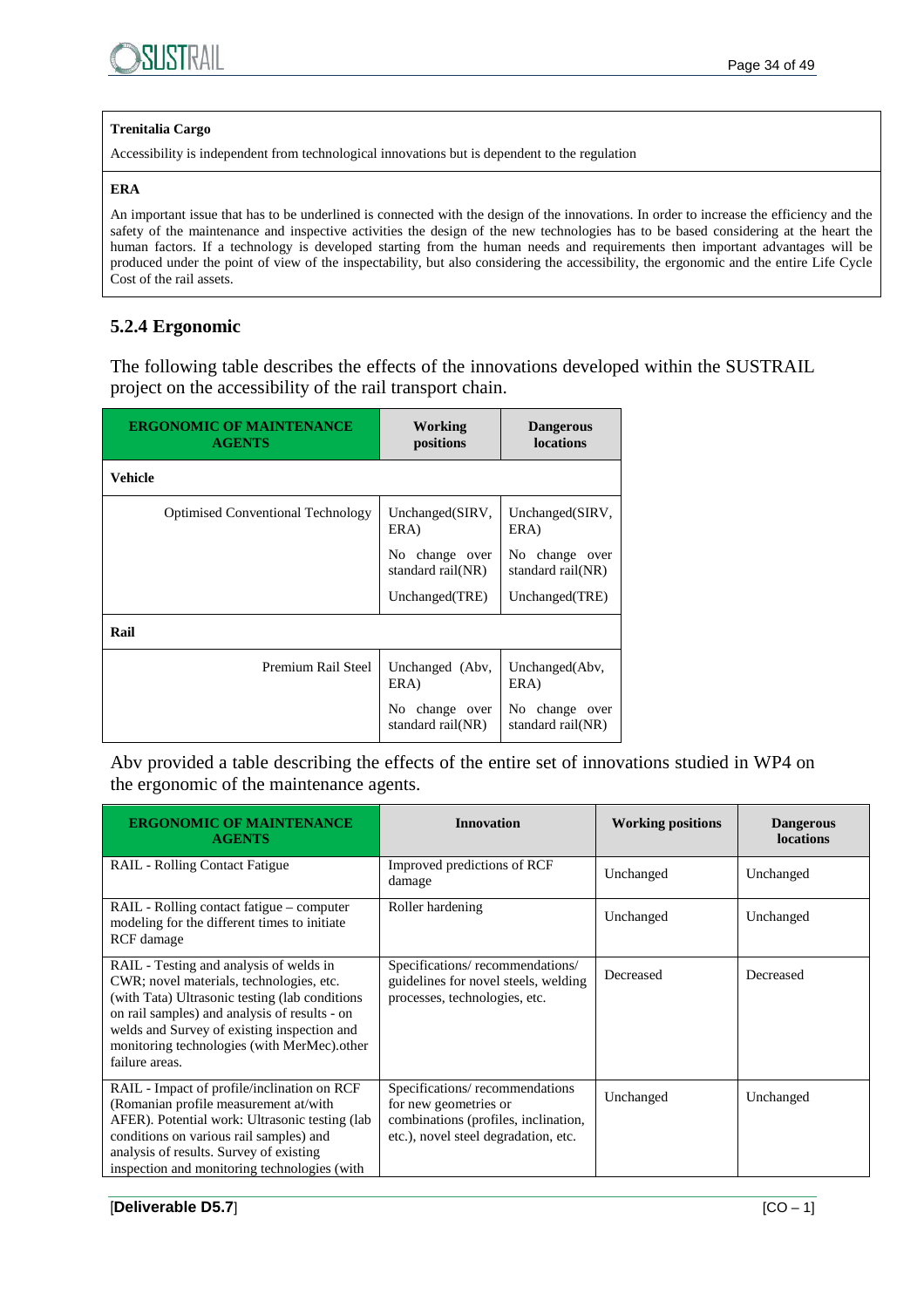| **Trenitalia Cargo** |
| --- |
| Accessibility is independent from technological innovations but is dependent to the regulation |
| **ERA** |
| An important issue that has to be underlined is connected with the design of the innovations. In order to increase the efficiency and the safety of the maintenance and inspective activities the design of the new technologies has to be based considering at the heart the human factors. If a technology is developed starting from the human needs and requirements then important advantages will be produced under the point of view of the inspectability, but also considering the accessibility, the ergonomic and the entire Life Cycle Cost of the rail assets. |

### 5.2.4 Ergonomic

The following table describes the effects of the innovations developed within the SUSTRAIL project on the accessibility of the rail transport chain.

| ERGONOMIC OF MAINTENANCE AGENTS | Working positions | Dangerous locations |
| --- | --- | --- |
| **Vehicle** | | |
| Optimised Conventional Technology | Unchanged(SIRV, ERA)<br>No change over standard rail(NR)<br>Unchanged(TRE) | Unchanged(SIRV, ERA)<br>No change over standard rail(NR)<br>Unchanged(TRE) |
| **Rail** | | |
| Premium Rail Steel | Unchanged (Abv, ERA)<br>No change over standard rail(NR) | Unchanged(Abv, ERA)<br>No change over standard rail(NR) |

Abv provided a table describing the effects of the entire set of innovations studied in WP4 on the ergonomic of the maintenance agents.

| ERGONOMIC OF MAINTENANCE AGENTS | Innovation | Working positions | Dangerous locations |
| --- | --- | --- | --- |
| RAIL - Rolling Contact Fatigue | Improved predictions of RCF damage | Unchanged | Unchanged |
| RAIL - Rolling contact fatigue – computer modeling for the different times to initiate RCF damage | Roller hardening | Unchanged | Unchanged |
| RAIL - Testing and analysis of welds in CWR; novel materials, technologies, etc. (with Tata) Ultrasonic testing (lab conditions on rail samples) and analysis of results - on welds and Survey of existing inspection and monitoring technologies (with MerMec).other failure areas. | Specifications/ recommendations/ guidelines for novel steels, welding processes, technologies, etc. | Decreased | Decreased |
| RAIL - Impact of profile/inclination on RCF (Romanian profile measurement at/with AFER). Potential work: Ultrasonic testing (lab conditions on various rail samples) and analysis of results. Survey of existing inspection and monitoring technologies (with | Specifications/ recommendations for new geometries or combinations (profiles, inclination, etc.), novel steel degradation, etc. | Unchanged | Unchanged |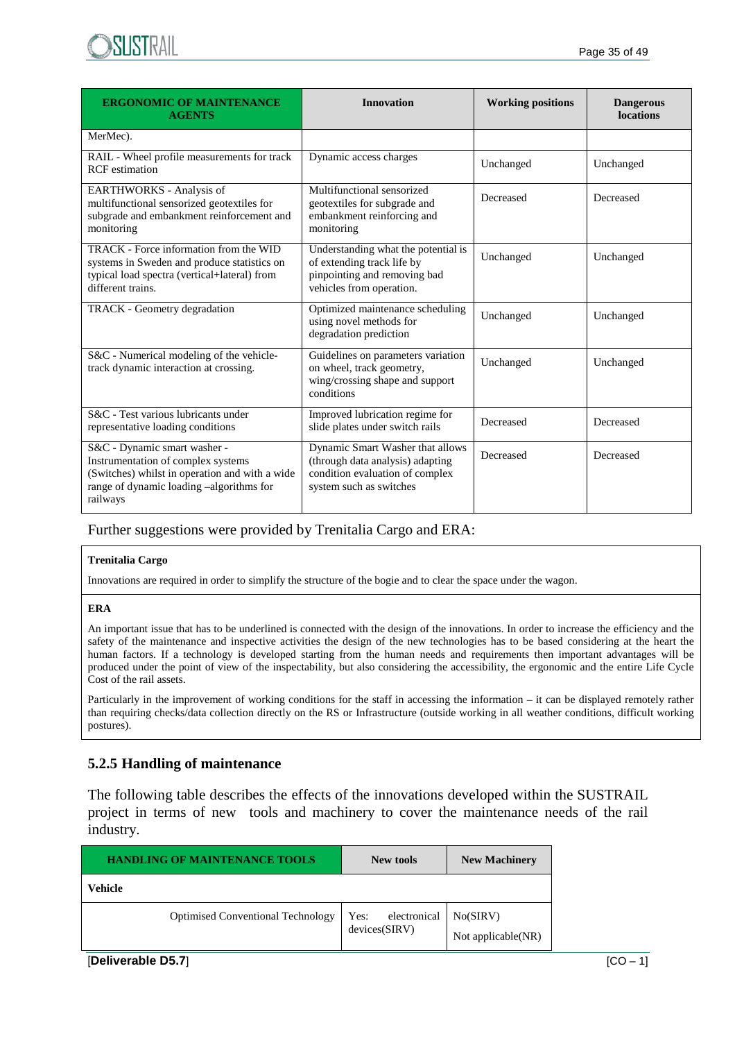| ERGONOMIC OF MAINTENANCE AGENTS | Innovation | Working positions | Dangerous locations |
|---|---|---|---|
| MerMec). | | | |
| RAIL - Wheel profile measurements for track RCF estimation | Dynamic access charges | Unchanged | Unchanged |
| EARTHWORKS - Analysis of multifunctional sensorized geotextiles for subgrade and embankment reinforcement and monitoring | Multifunctional sensorized geotextiles for subgrade and embankment reinforcing and monitoring | Decreased | Decreased |
| TRACK - Force information from the WID systems in Sweden and produce statistics on typical load spectra (vertical+lateral) from different trains. | Understanding what the potential is of extending track life by pinpointing and removing bad vehicles from operation. | Unchanged | Unchanged |
| TRACK - Geometry degradation | Optimized maintenance scheduling using novel methods for degradation prediction | Unchanged | Unchanged |
| S&C - Numerical modeling of the vehicle-track dynamic interaction at crossing. | Guidelines on parameters variation on wheel, track geometry, wing/crossing shape and support conditions | Unchanged | Unchanged |
| S&C - Test various lubricants under representative loading conditions | Improved lubrication regime for slide plates under switch rails | Decreased | Decreased |
| S&C - Dynamic smart washer - Instrumentation of complex systems (Switches) whilst in operation and with a wide range of dynamic loading –algorithms for railways | Dynamic Smart Washer that allows (through data analysis) adapting condition evaluation of complex system such as switches | Decreased | Decreased |

Further suggestions were provided by Trenitalia Cargo and ERA:

**Trenitalia Cargo**

Innovations are required in order to simplify the structure of the bogie and to clear the space under the wagon.

**ERA**

An important issue that has to be underlined is connected with the design of the innovations. In order to increase the efficiency and the safety of the maintenance and inspective activities the design of the new technologies has to be based considering at the heart the human factors. If a technology is developed starting from the human needs and requirements then important advantages will be produced under the point of view of the inspectability, but also considering the accessibility, the ergonomic and the entire Life Cycle Cost of the rail assets.

Particularly in the improvement of working conditions for the staff in accessing the information – it can be displayed remotely rather than requiring checks/data collection directly on the RS or Infrastructure (outside working in all weather conditions, difficult working postures).

### 5.2.5 Handling of maintenance

The following table describes the effects of the innovations developed within the SUSTRAIL project in terms of new tools and machinery to cover the maintenance needs of the rail industry.

| HANDLING OF MAINTENANCE TOOLS | New tools | New Machinery |
|---|---|---|
| **Vehicle** | | |
| Optimised Conventional Technology | Yes: electronical devices(SIRV) | No(SIRV)<br>Not applicable(NR) |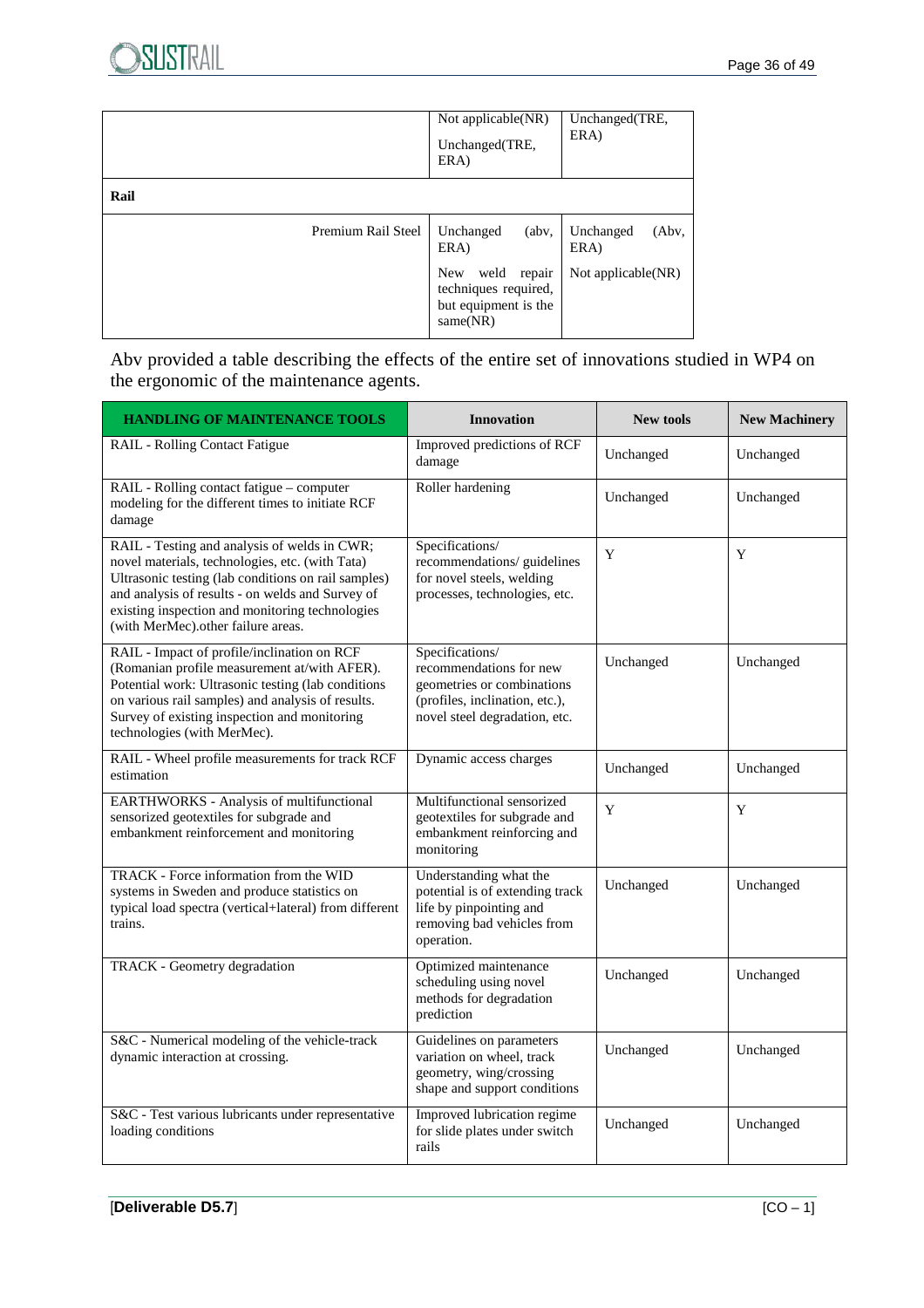| | | |
|---|---|---|
| | Not applicable(NR)<br>Unchanged(TRE, ERA) | Unchanged(TRE, ERA) |
| **Rail** | | |
| Premium Rail Steel | Unchanged (abv, ERA)<br>New weld repair techniques required, but equipment is the same(NR) | Unchanged (Abv, ERA)<br>Not applicable(NR) |

Abv provided a table describing the effects of the entire set of innovations studied in WP4 on the ergonomic of the maintenance agents.

| HANDLING OF MAINTENANCE TOOLS | Innovation | New tools | New Machinery |
|---|---|---|---|
| RAIL - Rolling Contact Fatigue | Improved predictions of RCF damage | Unchanged | Unchanged |
| RAIL - Rolling contact fatigue – computer modeling for the different times to initiate RCF damage | Roller hardening | Unchanged | Unchanged |
| RAIL - Testing and analysis of welds in CWR; novel materials, technologies, etc. (with Tata) Ultrasonic testing (lab conditions on rail samples) and analysis of results - on welds and Survey of existing inspection and monitoring technologies (with MerMec).other failure areas. | Specifications/ recommendations/ guidelines for novel steels, welding processes, technologies, etc. | Y | Y |
| RAIL - Impact of profile/inclination on RCF (Romanian profile measurement at/with AFER). Potential work: Ultrasonic testing (lab conditions on various rail samples) and analysis of results. Survey of existing inspection and monitoring technologies (with MerMec). | Specifications/ recommendations for new geometries or combinations (profiles, inclination, etc.), novel steel degradation, etc. | Unchanged | Unchanged |
| RAIL - Wheel profile measurements for track RCF estimation | Dynamic access charges | Unchanged | Unchanged |
| EARTHWORKS - Analysis of multifunctional sensorized geotextiles for subgrade and embankment reinforcement and monitoring | Multifunctional sensorized geotextiles for subgrade and embankment reinforcing and monitoring | Y | Y |
| TRACK - Force information from the WID systems in Sweden and produce statistics on typical load spectra (vertical+lateral) from different trains. | Understanding what the potential is of extending track life by pinpointing and removing bad vehicles from operation. | Unchanged | Unchanged |
| TRACK - Geometry degradation | Optimized maintenance scheduling using novel methods for degradation prediction | Unchanged | Unchanged |
| S&C - Numerical modeling of the vehicle-track dynamic interaction at crossing. | Guidelines on parameters variation on wheel, track geometry, wing/crossing shape and support conditions | Unchanged | Unchanged |
| S&C - Test various lubricants under representative loading conditions | Improved lubrication regime for slide plates under switch rails | Unchanged | Unchanged |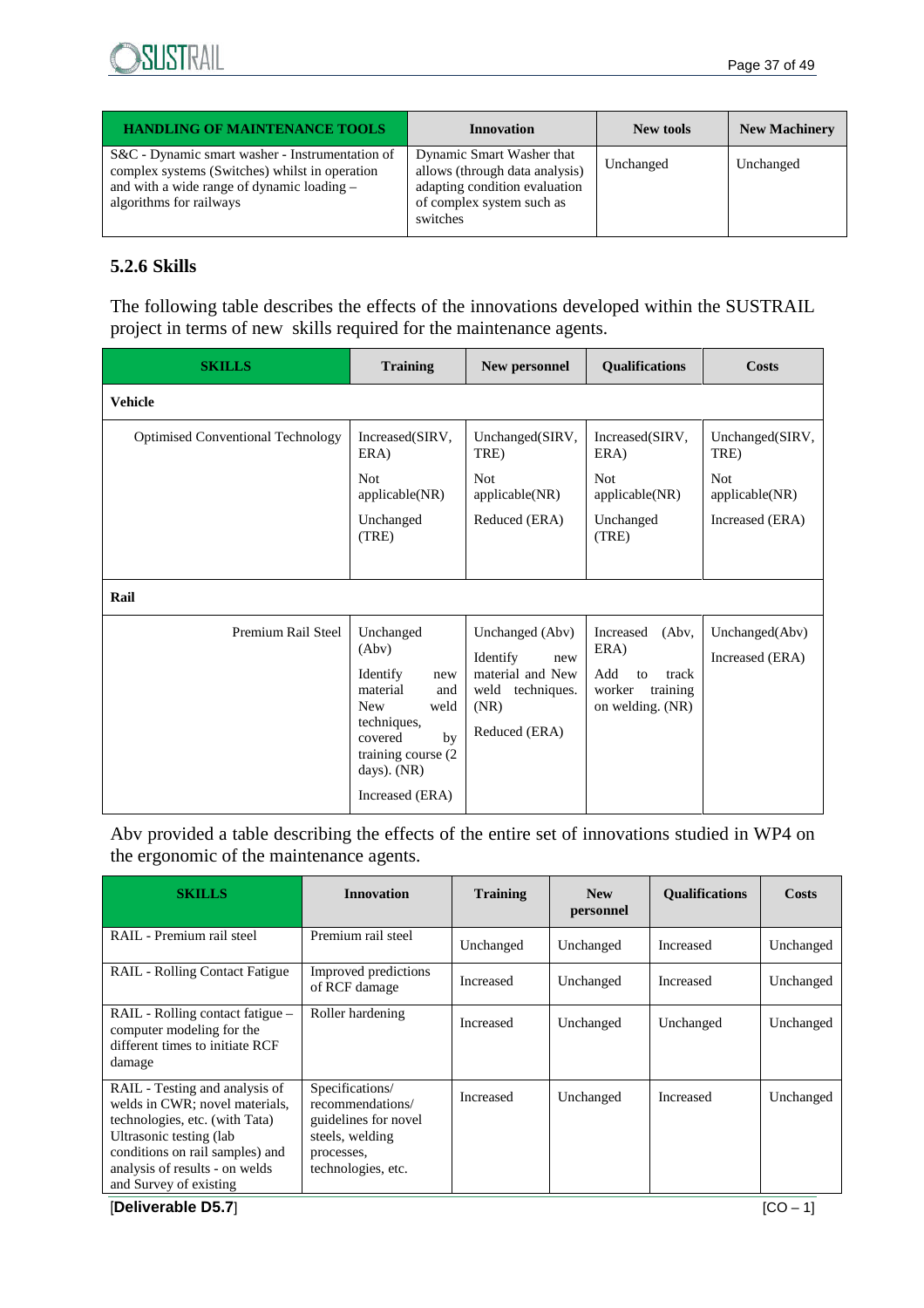| HANDLING OF MAINTENANCE TOOLS | Innovation | New tools | New Machinery |
|---|---|---|---|
| S&C - Dynamic smart washer - Instrumentation of complex systems (Switches) whilst in operation and with a wide range of dynamic loading – algorithms for railways | Dynamic Smart Washer that allows (through data analysis) adapting condition evaluation of complex system such as switches | Unchanged | Unchanged |

### 5.2.6 Skills

The following table describes the effects of the innovations developed within the SUSTRAIL project in terms of new skills required for the maintenance agents.

| SKILLS | Training | New personnel | Qualifications | Costs |
|---|---|---|---|---|
| **Vehicle** | | | | |
| Optimised Conventional Technology | Increased(SIRV, ERA)<br>Not applicable(NR)<br>Unchanged (TRE) | Unchanged(SIRV, TRE)<br>Not applicable(NR)<br>Reduced (ERA) | Increased(SIRV, ERA)<br>Not applicable(NR)<br>Unchanged (TRE) | Unchanged(SIRV, TRE)<br>Not applicable(NR)<br>Increased (ERA) |
| **Rail** | | | | |
| Premium Rail Steel | Unchanged (Abv)<br>Identify new material and New weld techniques, covered by training course (2 days). (NR)<br>Increased (ERA) | Unchanged (Abv)<br>Identify new material and New weld techniques. (NR)<br>Reduced (ERA) | Increased (Abv, ERA)<br>Add to track worker training on welding. (NR) | Unchanged(Abv)<br>Increased (ERA) |

Abv provided a table describing the effects of the entire set of innovations studied in WP4 on the ergonomic of the maintenance agents.

| SKILLS | Innovation | Training | New personnel | Qualifications | Costs |
|---|---|---|---|---|---|
| RAIL - Premium rail steel | Premium rail steel | Unchanged | Unchanged | Increased | Unchanged |
| RAIL - Rolling Contact Fatigue | Improved predictions of RCF damage | Increased | Unchanged | Increased | Unchanged |
| RAIL - Rolling contact fatigue – computer modeling for the different times to initiate RCF damage | Roller hardening | Increased | Unchanged | Unchanged | Unchanged |
| RAIL - Testing and analysis of welds in CWR; novel materials, technologies, etc. (with Tata) Ultrasonic testing (lab conditions on rail samples) and analysis of results - on welds and Survey of existing | Specifications/ recommendations/ guidelines for novel steels, welding processes, technologies, etc. | Increased | Unchanged | Increased | Unchanged |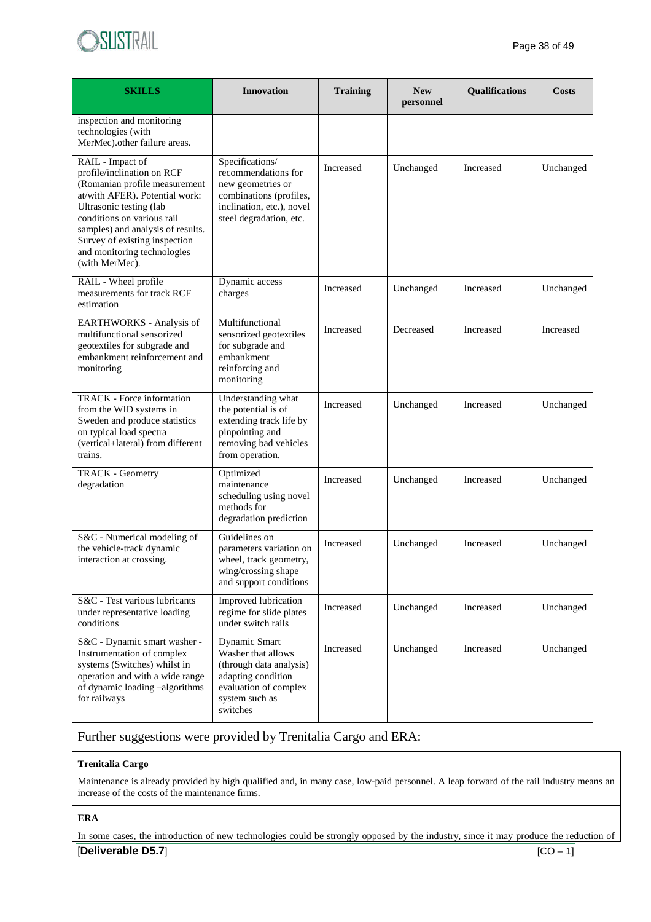| SKILLS | Innovation | Training | New personnel | Qualifications | Costs |
|---|---|---|---|---|---|
| inspection and monitoring technologies (with MerMec).other failure areas. | | | | | |
| RAIL - Impact of profile/inclination on RCF (Romanian profile measurement at/with AFER). Potential work: Ultrasonic testing (lab conditions on various rail samples) and analysis of results. Survey of existing inspection and monitoring technologies (with MerMec). | Specifications/ recommendations for new geometries or combinations (profiles, inclination, etc.), novel steel degradation, etc. | Increased | Unchanged | Increased | Unchanged |
| RAIL - Wheel profile measurements for track RCF estimation | Dynamic access charges | Increased | Unchanged | Increased | Unchanged |
| EARTHWORKS - Analysis of multifunctional sensorized geotextiles for subgrade and embankment reinforcement and monitoring | Multifunctional sensorized geotextiles for subgrade and embankment reinforcing and monitoring | Increased | Decreased | Increased | Increased |
| TRACK - Force information from the WID systems in Sweden and produce statistics on typical load spectra (vertical+lateral) from different trains. | Understanding what the potential is of extending track life by pinpointing and removing bad vehicles from operation. | Increased | Unchanged | Increased | Unchanged |
| TRACK - Geometry degradation | Optimized maintenance scheduling using novel methods for degradation prediction | Increased | Unchanged | Increased | Unchanged |
| S&C - Numerical modeling of the vehicle-track dynamic interaction at crossing. | Guidelines on parameters variation on wheel, track geometry, wing/crossing shape and support conditions | Increased | Unchanged | Increased | Unchanged |
| S&C - Test various lubricants under representative loading conditions | Improved lubrication regime for slide plates under switch rails | Increased | Unchanged | Increased | Unchanged |
| S&C - Dynamic smart washer - Instrumentation of complex systems (Switches) whilst in operation and with a wide range of dynamic loading –algorithms for railways | Dynamic Smart Washer that allows (through data analysis) adapting condition evaluation of complex system such as switches | Increased | Unchanged | Increased | Unchanged |

Further suggestions were provided by Trenitalia Cargo and ERA:

**Trenitalia Cargo**

Maintenance is already provided by high qualified and, in many case, low-paid personnel. A leap forward of the rail industry means an increase of the costs of the maintenance firms.

**ERA**

In some cases, the introduction of new technologies could be strongly opposed by the industry, since it may produce the reduction of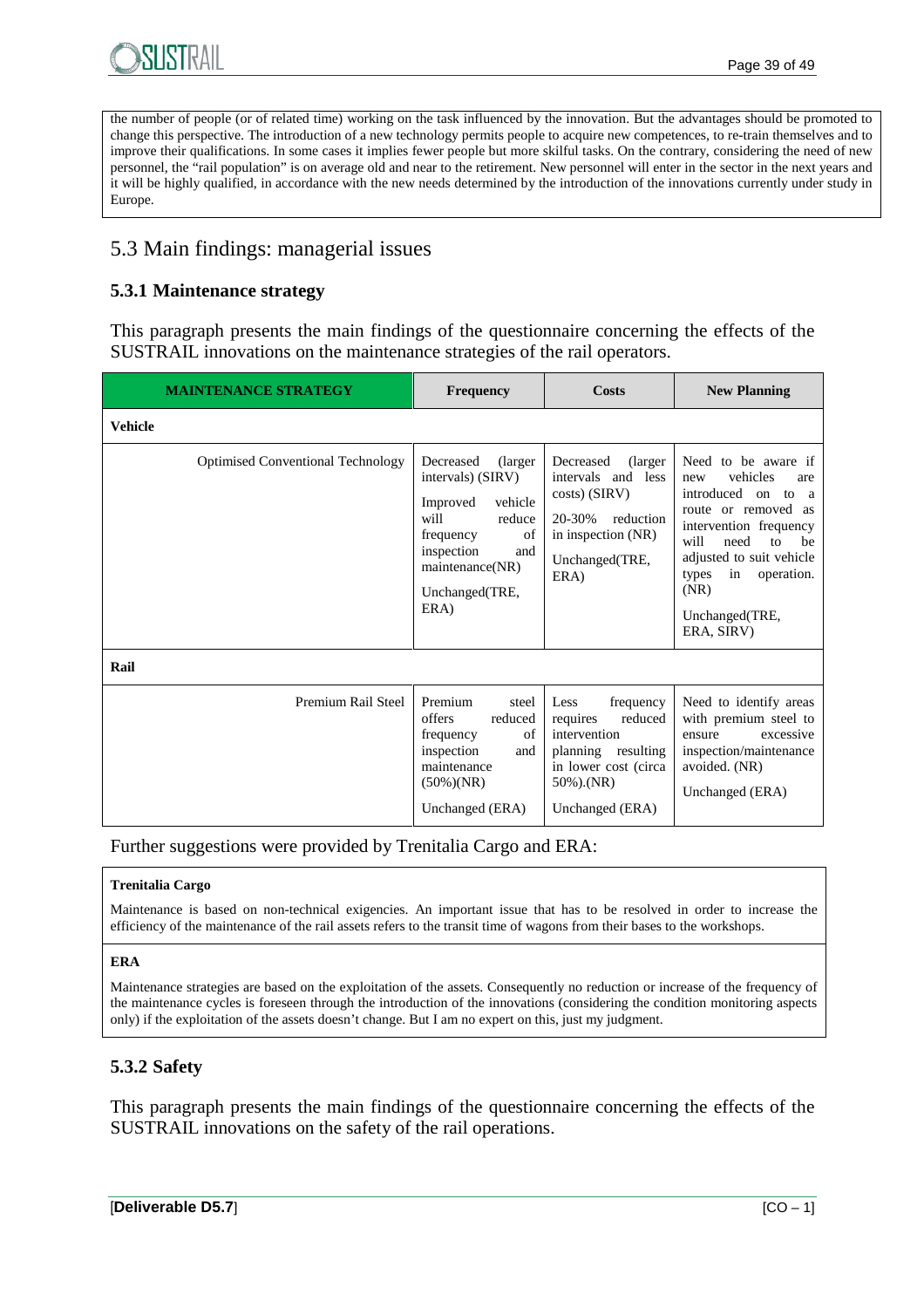the number of people (or of related time) working on the task influenced by the innovation. But the advantages should be promoted to change this perspective. The introduction of a new technology permits people to acquire new competences, to re-train themselves and to improve their qualifications. In some cases it implies fewer people but more skilful tasks. On the contrary, considering the need of new personnel, the "rail population" is on average old and near to the retirement. New personnel will enter in the sector in the next years and it will be highly qualified, in accordance with the new needs determined by the introduction of the innovations currently under study in Europe.

## 5.3 Main findings: managerial issues

### 5.3.1 Maintenance strategy

This paragraph presents the main findings of the questionnaire concerning the effects of the SUSTRAIL innovations on the maintenance strategies of the rail operators.

| MAINTENANCE STRATEGY | Frequency | Costs | New Planning |
|---|---|---|---|
| **Vehicle** | | | |
| Optimised Conventional Technology | Decreased (larger intervals) (SIRV)<br><br>Improved vehicle will reduce frequency of inspection and maintenance(NR)<br><br>Unchanged(TRE, ERA) | Decreased (larger intervals and less costs) (SIRV)<br><br>20-30% reduction in inspection (NR)<br><br>Unchanged(TRE, ERA) | Need to be aware if new vehicles are introduced on to a route or removed as intervention frequency will need to be adjusted to suit vehicle types in operation. (NR)<br><br>Unchanged(TRE, ERA, SIRV) |
| **Rail** | | | |
| Premium Rail Steel | Premium steel offers reduced frequency of inspection and maintenance (50%)(NR)<br><br>Unchanged (ERA) | Less frequency requires reduced intervention planning resulting in lower cost (circa 50%).(NR)<br><br>Unchanged (ERA) | Need to identify areas with premium steel to ensure excessive inspection/maintenance avoided. (NR)<br><br>Unchanged (ERA) |

Further suggestions were provided by Trenitalia Cargo and ERA:

**Trenitalia Cargo**

Maintenance is based on non-technical exigencies. An important issue that has to be resolved in order to increase the efficiency of the maintenance of the rail assets refers to the transit time of wagons from their bases to the workshops.

**ERA**

Maintenance strategies are based on the exploitation of the assets. Consequently no reduction or increase of the frequency of the maintenance cycles is foreseen through the introduction of the innovations (considering the condition monitoring aspects only) if the exploitation of the assets doesn't change. But I am no expert on this, just my judgment.

### 5.3.2 Safety

This paragraph presents the main findings of the questionnaire concerning the effects of the SUSTRAIL innovations on the safety of the rail operations.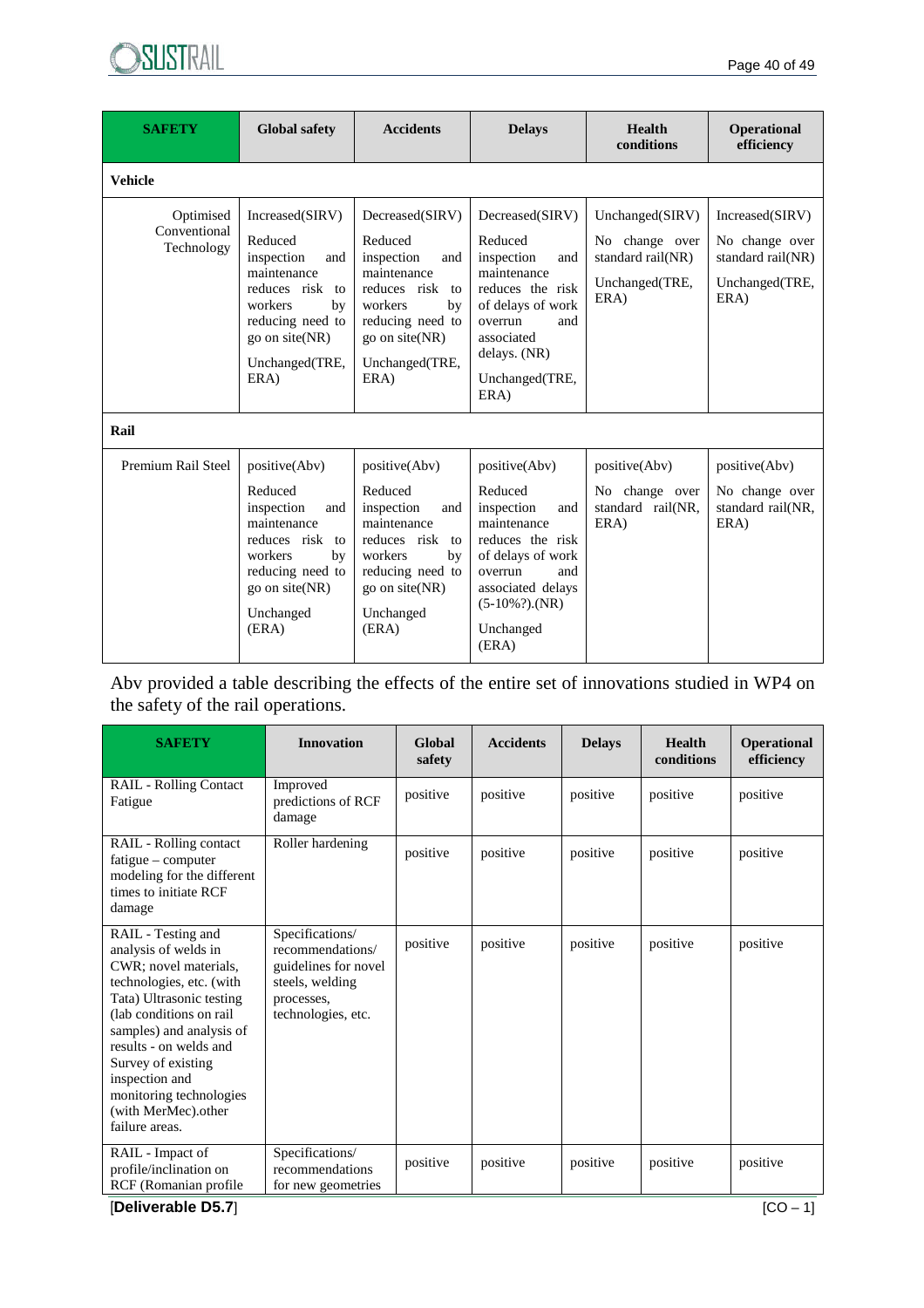| SAFETY | Global safety | Accidents | Delays | Health conditions | Operational efficiency |
|---|---|---|---|---|---|
| **Vehicle** | | | | | |
| Optimised Conventional Technology | Increased(SIRV) Reduced inspection and maintenance reduces risk to workers by reducing need to go on site(NR) Unchanged(TRE, ERA) | Decreased(SIRV) Reduced inspection and maintenance reduces risk to workers by reducing need to go on site(NR) Unchanged(TRE, ERA) | Decreased(SIRV) Reduced inspection and maintenance reduces the risk of delays of work overrun and associated delays. (NR) Unchanged(TRE, ERA) | Unchanged(SIRV) No change over standard rail(NR) Unchanged(TRE, ERA) | Increased(SIRV) No change over standard rail(NR) Unchanged(TRE, ERA) |
| **Rail** | | | | | |
| Premium Rail Steel | positive(Abv) Reduced inspection and maintenance reduces risk to workers by reducing need to go on site(NR) Unchanged (ERA) | positive(Abv) Reduced inspection and maintenance reduces risk to workers by reducing need to go on site(NR) Unchanged (ERA) | positive(Abv) Reduced inspection and maintenance reduces the risk of delays of work overrun and associated delays (5-10%?).(NR) Unchanged (ERA) | positive(Abv) No change over standard rail(NR, ERA) | positive(Abv) No change over standard rail(NR, ERA) |

Abv provided a table describing the effects of the entire set of innovations studied in WP4 on the safety of the rail operations.

| SAFETY | Innovation | Global safety | Accidents | Delays | Health conditions | Operational efficiency |
|---|---|---|---|---|---|---|
| RAIL - Rolling Contact Fatigue | Improved predictions of RCF damage | positive | positive | positive | positive | positive |
| RAIL - Rolling contact fatigue – computer modeling for the different times to initiate RCF damage | Roller hardening | positive | positive | positive | positive | positive |
| RAIL - Testing and analysis of welds in CWR; novel materials, technologies, etc. (with Tata) Ultrasonic testing (lab conditions on rail samples) and analysis of results - on welds and Survey of existing inspection and monitoring technologies (with MerMec).other failure areas. | Specifications/ recommendations/ guidelines for novel steels, welding processes, technologies, etc. | positive | positive | positive | positive | positive |
| RAIL - Impact of profile/inclination on RCF (Romanian profile | Specifications/ recommendations for new geometries | positive | positive | positive | positive | positive |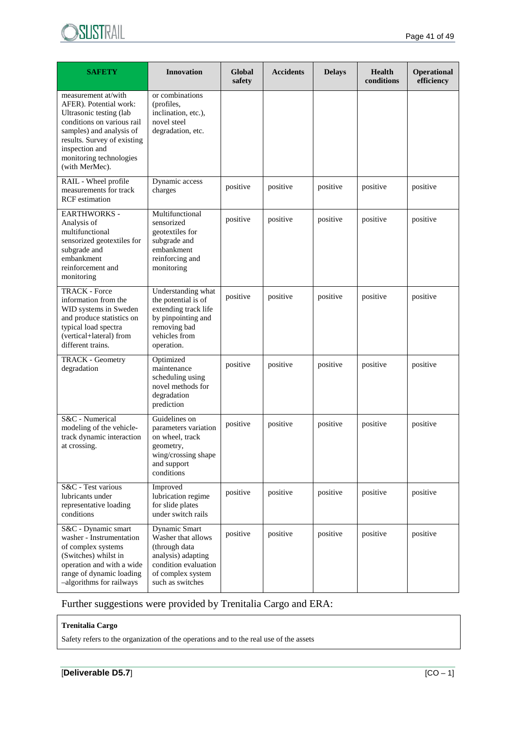| SAFETY | Innovation | Global safety | Accidents | Delays | Health conditions | Operational efficiency |
|---|---|---|---|---|---|---|
| measurement at/with AFER). Potential work: Ultrasonic testing (lab conditions on various rail samples) and analysis of results. Survey of existing inspection and monitoring technologies (with MerMec). | or combinations (profiles, inclination, etc.), novel steel degradation, etc. | | | | | |
| RAIL - Wheel profile measurements for track RCF estimation | Dynamic access charges | positive | positive | positive | positive | positive |
| EARTHWORKS - Analysis of multifunctional sensorized geotextiles for subgrade and embankment reinforcement and monitoring | Multifunctional sensorized geotextiles for subgrade and embankment reinforcing and monitoring | positive | positive | positive | positive | positive |
| TRACK - Force information from the WID systems in Sweden and produce statistics on typical load spectra (vertical+lateral) from different trains. | Understanding what the potential is of extending track life by pinpointing and removing bad vehicles from operation. | positive | positive | positive | positive | positive |
| TRACK - Geometry degradation | Optimized maintenance scheduling using novel methods for degradation prediction | positive | positive | positive | positive | positive |
| S&C - Numerical modeling of the vehicle-track dynamic interaction at crossing. | Guidelines on parameters variation on wheel, track geometry, wing/crossing shape and support conditions | positive | positive | positive | positive | positive |
| S&C - Test various lubricants under representative loading conditions | Improved lubrication regime for slide plates under switch rails | positive | positive | positive | positive | positive |
| S&C - Dynamic smart washer - Instrumentation of complex systems (Switches) whilst in operation and with a wide range of dynamic loading –algorithms for railways | Dynamic Smart Washer that allows (through data analysis) adapting condition evaluation of complex system such as switches | positive | positive | positive | positive | positive |

Further suggestions were provided by Trenitalia Cargo and ERA:

**Trenitalia Cargo**

Safety refers to the organization of the operations and to the real use of the assets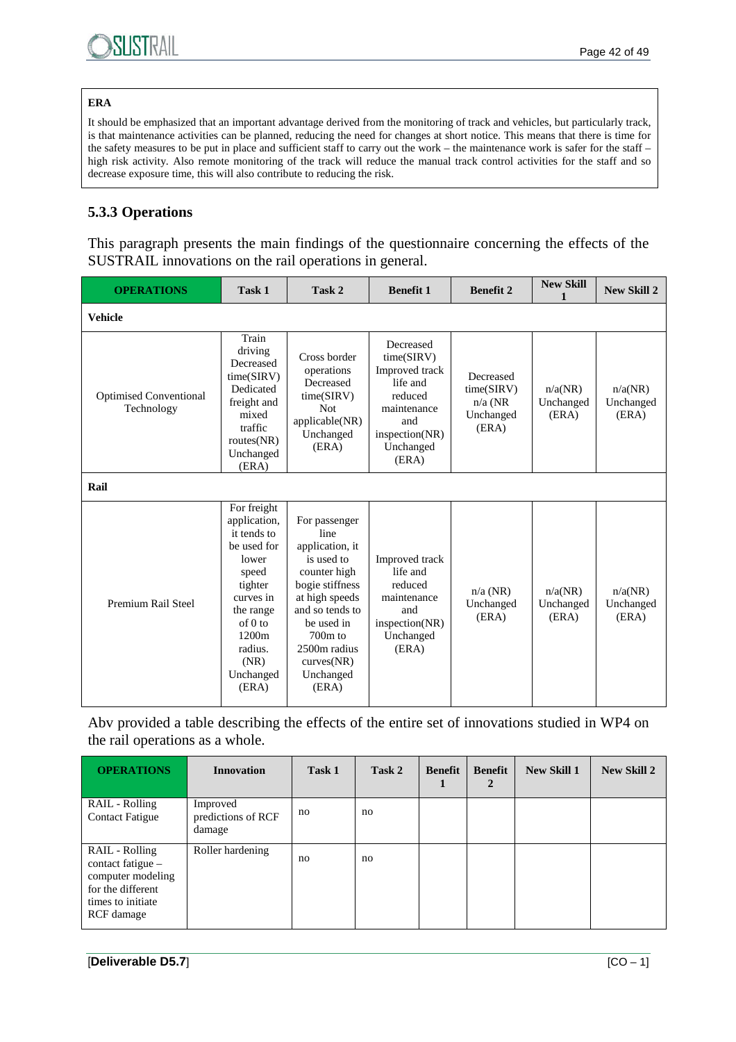**ERA**

It should be emphasized that an important advantage derived from the monitoring of track and vehicles, but particularly track, is that maintenance activities can be planned, reducing the need for changes at short notice. This means that there is time for the safety measures to be put in place and sufficient staff to carry out the work – the maintenance work is safer for the staff – high risk activity. Also remote monitoring of the track will reduce the manual track control activities for the staff and so decrease exposure time, this will also contribute to reducing the risk.

### 5.3.3 Operations

This paragraph presents the main findings of the questionnaire concerning the effects of the SUSTRAIL innovations on the rail operations in general.

| OPERATIONS | Task 1 | Task 2 | Benefit 1 | Benefit 2 | New Skill 1 | New Skill 2 |
|---|---|---|---|---|---|---|
| **Vehicle** | | | | | | |
| Optimised Conventional Technology | Train driving Decreased time(SIRV) Dedicated freight and mixed traffic routes(NR) Unchanged (ERA) | Cross border operations Decreased time(SIRV) Not applicable(NR) Unchanged (ERA) | Decreased time(SIRV) Improved track life and reduced maintenance and inspection(NR) Unchanged (ERA) | Decreased time(SIRV) n/a (NR Unchanged (ERA) | n/a(NR) Unchanged (ERA) | n/a(NR) Unchanged (ERA) |
| **Rail** | | | | | | |
| Premium Rail Steel | For freight application, it tends to be used for lower speed tighter curves in the range of 0 to 1200m radius. (NR) Unchanged (ERA) | For passenger line application, it is used to counter high bogie stiffness at high speeds and so tends to be used in 700m to 2500m radius curves(NR) Unchanged (ERA) | Improved track life and reduced maintenance and inspection(NR) Unchanged (ERA) | n/a (NR) Unchanged (ERA) | n/a(NR) Unchanged (ERA) | n/a(NR) Unchanged (ERA) |

Abv provided a table describing the effects of the entire set of innovations studied in WP4 on the rail operations as a whole.

| OPERATIONS | Innovation | Task 1 | Task 2 | Benefit 1 | Benefit 2 | New Skill 1 | New Skill 2 |
|---|---|---|---|---|---|---|---|
| RAIL - Rolling Contact Fatigue | Improved predictions of RCF damage | no | no | | | | |
| RAIL - Rolling contact fatigue – computer modeling for the different times to initiate RCF damage | Roller hardening | no | no | | | | |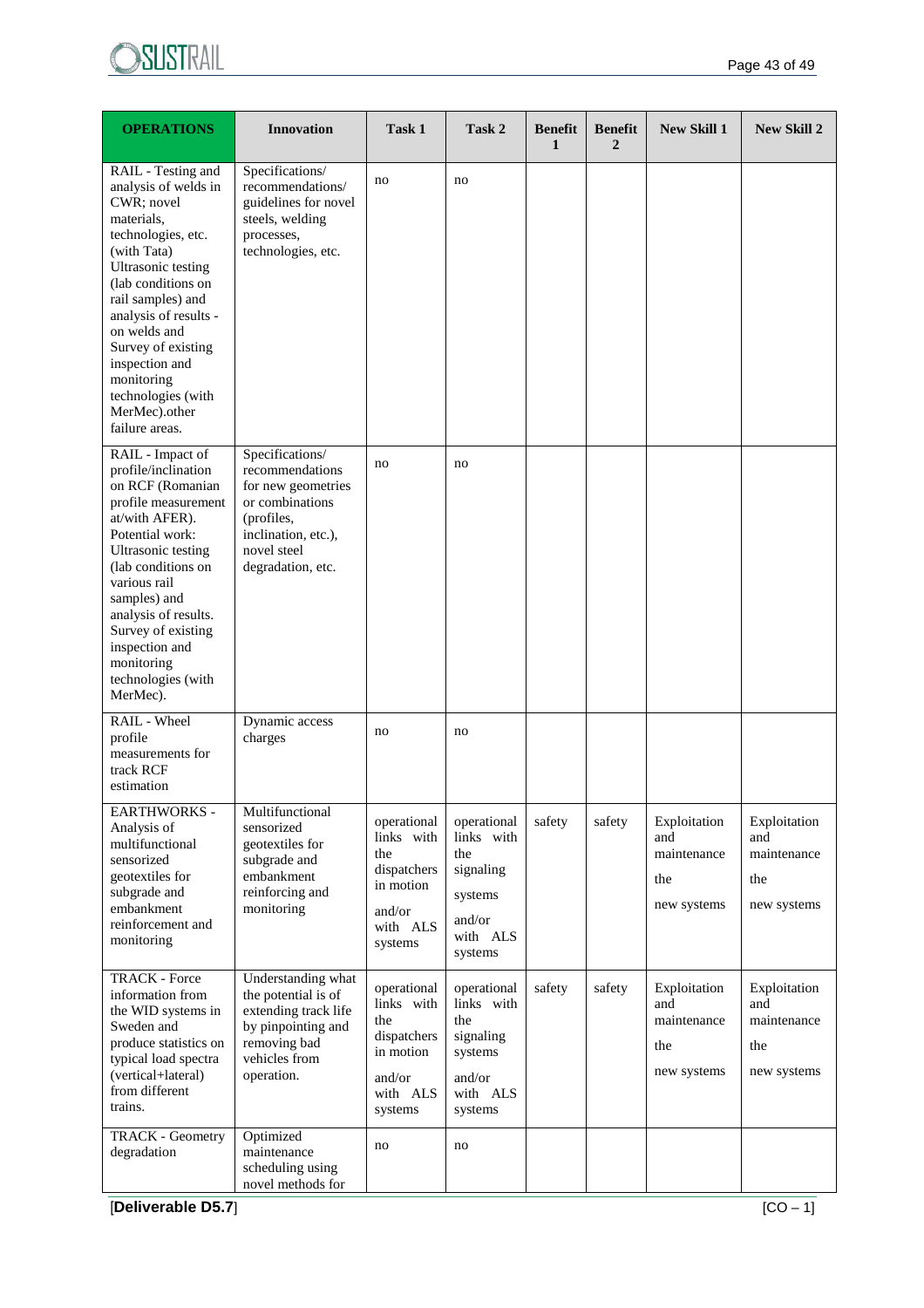| OPERATIONS | Innovation | Task 1 | Task 2 | Benefit 1 | Benefit 2 | New Skill 1 | New Skill 2 |
|---|---|---|---|---|---|---|---|
| RAIL - Testing and analysis of welds in CWR; novel materials, technologies, etc. (with Tata) Ultrasonic testing (lab conditions on rail samples) and analysis of results - on welds and Survey of existing inspection and monitoring technologies (with MerMec).other failure areas. | Specifications/ recommendations/ guidelines for novel steels, welding processes, technologies, etc. | no | no | | | | |
| RAIL - Impact of profile/inclination on RCF (Romanian profile measurement at/with AFER). Potential work: Ultrasonic testing (lab conditions on various rail samples) and analysis of results. Survey of existing inspection and monitoring technologies (with MerMec). | Specifications/ recommendations for new geometries or combinations (profiles, inclination, etc.), novel steel degradation, etc. | no | no | | | | |
| RAIL - Wheel profile measurements for track RCF estimation | Dynamic access charges | no | no | | | | |
| EARTHWORKS - Analysis of multifunctional sensorized geotextiles for subgrade and embankment reinforcement and monitoring | Multifunctional sensorized geotextiles for subgrade and embankment reinforcing and monitoring | operational links with the dispatchers in motion and/or with ALS systems | operational links with the signaling systems and/or with ALS systems | safety | safety | Exploitation and maintenance the new systems | Exploitation and maintenance the new systems |
| TRACK - Force information from the WID systems in Sweden and produce statistics on typical load spectra (vertical+lateral) from different trains. | Understanding what the potential is of extending track life by pinpointing and removing bad vehicles from operation. | operational links with the dispatchers in motion and/or with ALS systems | operational links with the signaling systems and/or with ALS systems | safety | safety | Exploitation and maintenance the new systems | Exploitation and maintenance the new systems |
| TRACK - Geometry degradation | Optimized maintenance scheduling using novel methods for | no | no | | | | |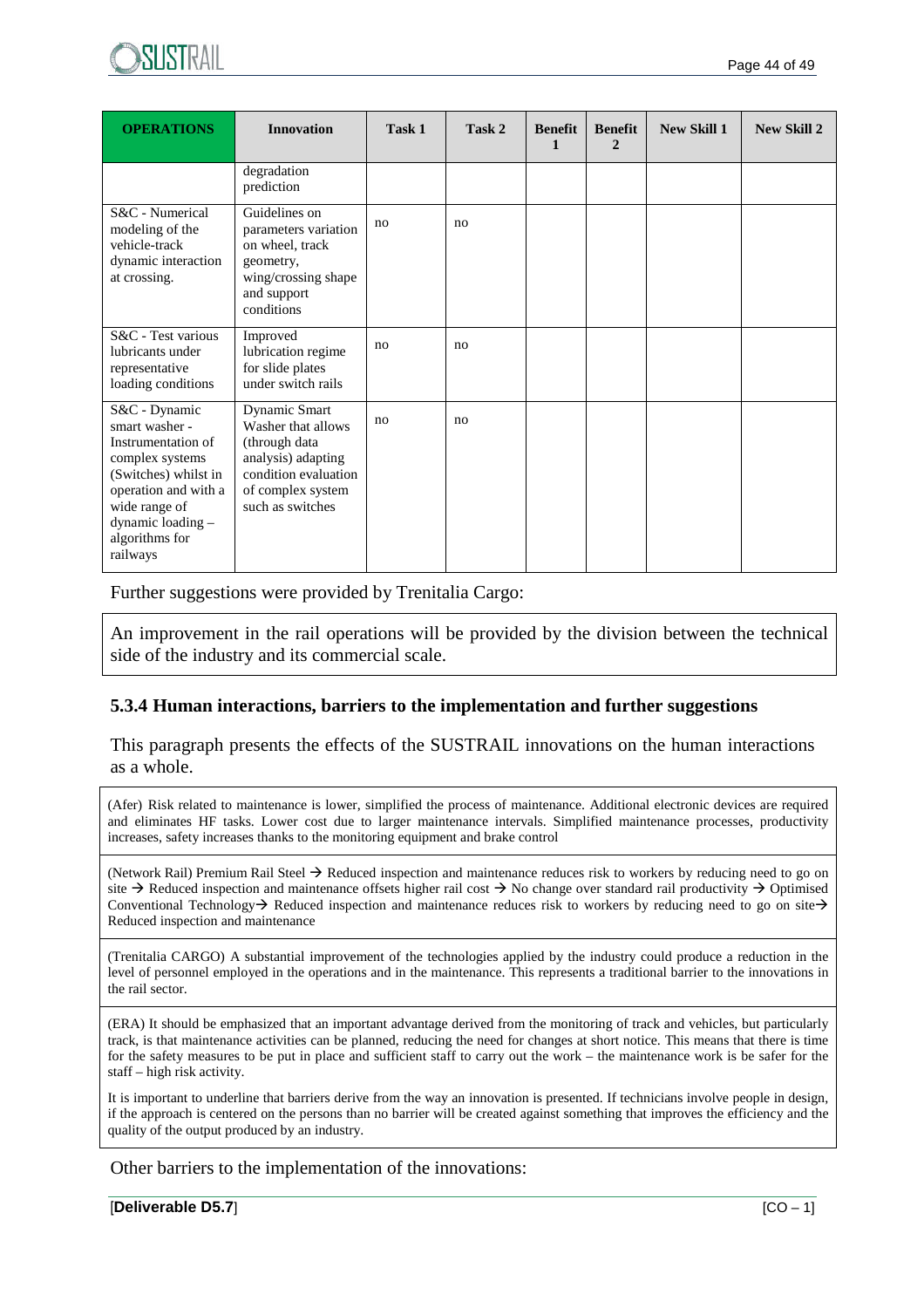| OPERATIONS | Innovation | Task 1 | Task 2 | Benefit 1 | Benefit 2 | New Skill 1 | New Skill 2 |
|---|---|---|---|---|---|---|---|
| | degradation prediction | | | | | | |
| S&C - Numerical modeling of the vehicle-track dynamic interaction at crossing. | Guidelines on parameters variation on wheel, track geometry, wing/crossing shape and support conditions | no | no | | | | |
| S&C - Test various lubricants under representative loading conditions | Improved lubrication regime for slide plates under switch rails | no | no | | | | |
| S&C - Dynamic smart washer - Instrumentation of complex systems (Switches) whilst in operation and with a wide range of dynamic loading – algorithms for railways | Dynamic Smart Washer that allows (through data analysis) adapting condition evaluation of complex system such as switches | no | no | | | | |

Further suggestions were provided by Trenitalia Cargo:

An improvement in the rail operations will be provided by the division between the technical side of the industry and its commercial scale.

### 5.3.4 Human interactions, barriers to the implementation and further suggestions

This paragraph presents the effects of the SUSTRAIL innovations on the human interactions as a whole.

(Afer) Risk related to maintenance is lower, simplified the process of maintenance. Additional electronic devices are required and eliminates HF tasks. Lower cost due to larger maintenance intervals. Simplified maintenance processes, productivity increases, safety increases thanks to the monitoring equipment and brake control

(Network Rail) Premium Rail Steel → Reduced inspection and maintenance reduces risk to workers by reducing need to go on site → Reduced inspection and maintenance offsets higher rail cost → No change over standard rail productivity → Optimised Conventional Technology→ Reduced inspection and maintenance reduces risk to workers by reducing need to go on site→ Reduced inspection and maintenance

(Trenitalia CARGO) A substantial improvement of the technologies applied by the industry could produce a reduction in the level of personnel employed in the operations and in the maintenance. This represents a traditional barrier to the innovations in the rail sector.

(ERA) It should be emphasized that an important advantage derived from the monitoring of track and vehicles, but particularly track, is that maintenance activities can be planned, reducing the need for changes at short notice. This means that there is time for the safety measures to be put in place and sufficient staff to carry out the work – the maintenance work is be safer for the staff – high risk activity.

It is important to underline that barriers derive from the way an innovation is presented. If technicians involve people in design, if the approach is centered on the persons than no barrier will be created against something that improves the efficiency and the quality of the output produced by an industry.

Other barriers to the implementation of the innovations: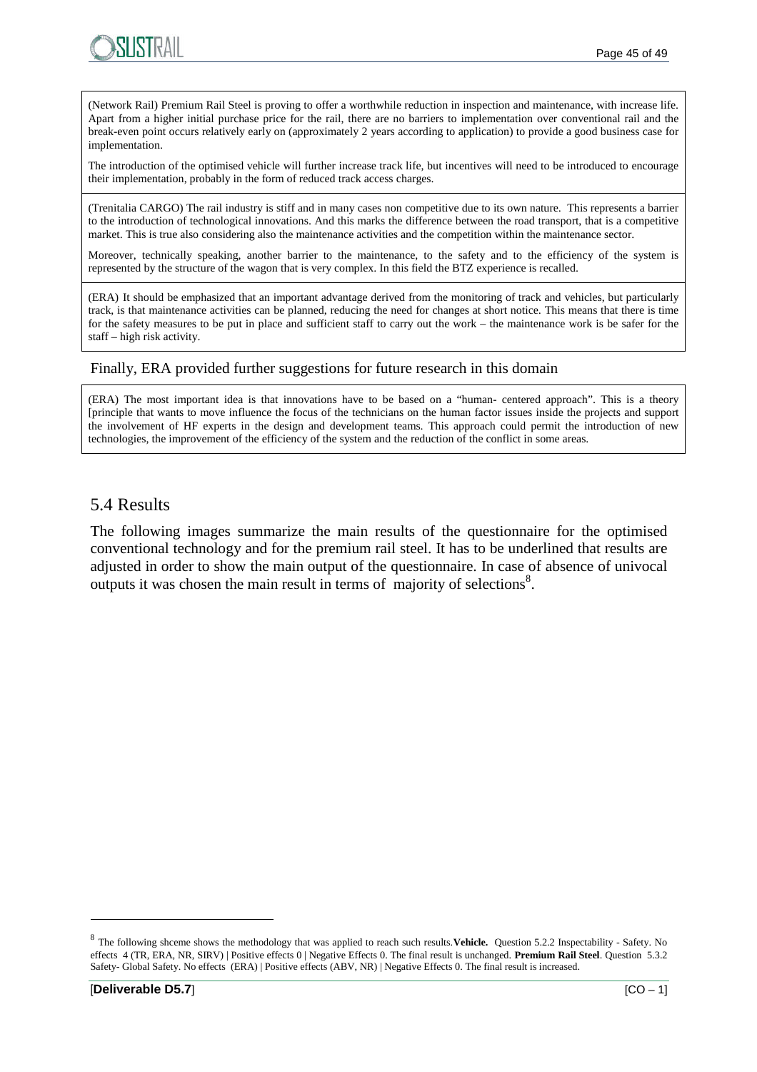(Network Rail) Premium Rail Steel is proving to offer a worthwhile reduction in inspection and maintenance, with increase life. Apart from a higher initial purchase price for the rail, there are no barriers to implementation over conventional rail and the break-even point occurs relatively early on (approximately 2 years according to application) to provide a good business case for implementation.

The introduction of the optimised vehicle will further increase track life, but incentives will need to be introduced to encourage their implementation, probably in the form of reduced track access charges.

(Trenitalia CARGO) The rail industry is stiff and in many cases non competitive due to its own nature. This represents a barrier to the introduction of technological innovations. And this marks the difference between the road transport, that is a competitive market. This is true also considering also the maintenance activities and the competition within the maintenance sector.

Moreover, technically speaking, another barrier to the maintenance, to the safety and to the efficiency of the system is represented by the structure of the wagon that is very complex. In this field the BTZ experience is recalled.

(ERA) It should be emphasized that an important advantage derived from the monitoring of track and vehicles, but particularly track, is that maintenance activities can be planned, reducing the need for changes at short notice. This means that there is time for the safety measures to be put in place and sufficient staff to carry out the work – the maintenance work is be safer for the staff – high risk activity.

Finally, ERA provided further suggestions for future research in this domain

(ERA) The most important idea is that innovations have to be based on a "human- centered approach". This is a theory [principle that wants to move influence the focus of the technicians on the human factor issues inside the projects and support the involvement of HF experts in the design and development teams. This approach could permit the introduction of new technologies, the improvement of the efficiency of the system and the reduction of the conflict in some areas.

## 5.4 Results

The following images summarize the main results of the questionnaire for the optimised conventional technology and for the premium rail steel. It has to be underlined that results are adjusted in order to show the main output of the questionnaire. In case of absence of univocal outputs it was chosen the main result in terms of majority of selections[8].

[8] The following shceme shows the methodology that was applied to reach such results.**Vehicle.** Question 5.2.2 Inspectability - Safety. No effects 4 (TR, ERA, NR, SIRV) | Positive effects 0 | Negative Effects 0. The final result is unchanged. **Premium Rail Steel**. Question 5.3.2 Safety- Global Safety. No effects (ERA) | Positive effects (ABV, NR) | Negative Effects 0. The final result is increased.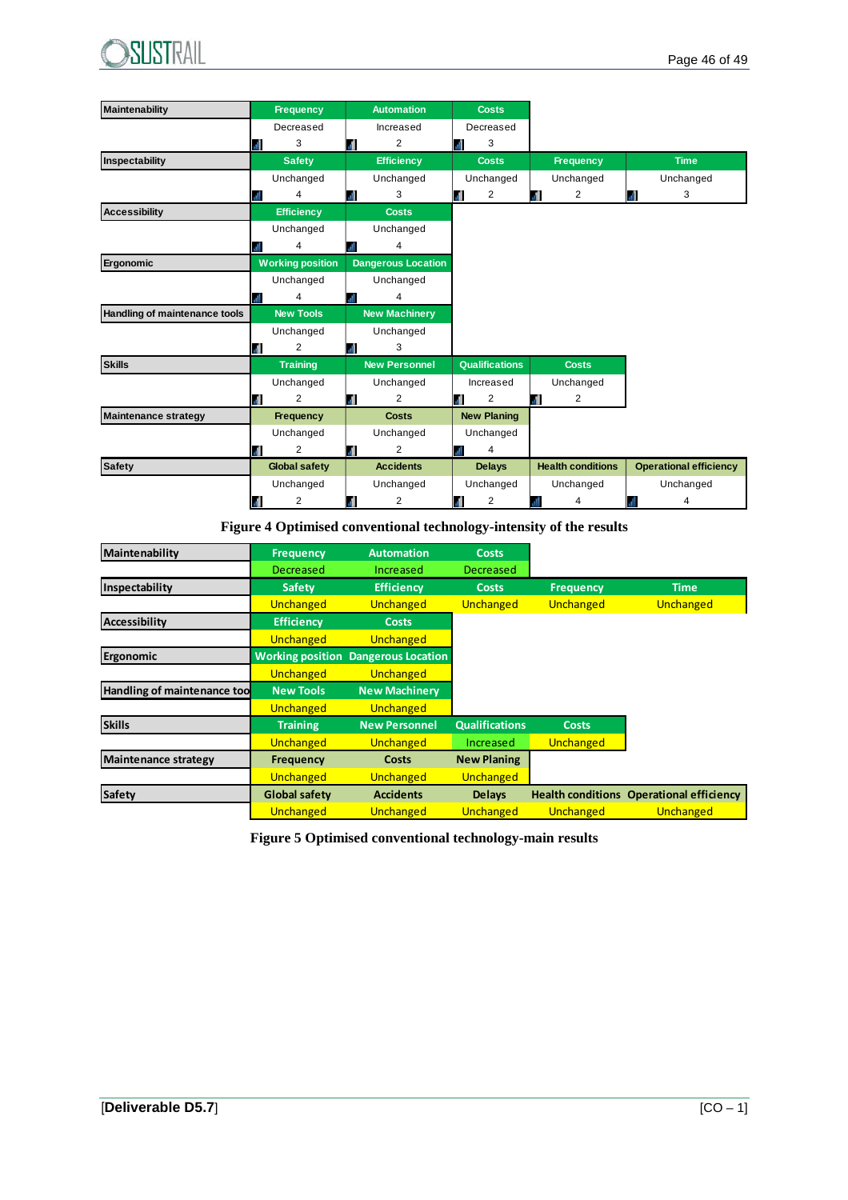| Maintenability | Frequency | Automation | Costs | | |
|---|---|---|---|---|---|
| | Decreased | Increased | Decreased | | |
| | 3 | 2 | 3 | | |
| **Inspectability** | **Safety** | **Efficiency** | **Costs** | **Frequency** | **Time** |
| | Unchanged | Unchanged | Unchanged | Unchanged | Unchanged |
| | 4 | 3 | 2 | 2 | 3 |
| **Accessibility** | **Efficiency** | **Costs** | | | |
| | Unchanged | Unchanged | | | |
| | 4 | 4 | | | |
| **Ergonomic** | **Working position** | **Dangerous Location** | | | |
| | Unchanged | Unchanged | | | |
| | 4 | 4 | | | |
| **Handling of maintenance tools** | **New Tools** | **New Machinery** | | | |
| | Unchanged | Unchanged | | | |
| | 2 | 3 | | | |
| **Skills** | **Training** | **New Personnel** | **Qualifications** | **Costs** | |
| | Unchanged | Unchanged | Increased | Unchanged | |
| | 2 | 2 | 2 | 2 | |
| **Maintenance strategy** | **Frequency** | **Costs** | **New Planing** | | |
| | Unchanged | Unchanged | Unchanged | | |
| | 2 | 2 | 4 | | |
| **Safety** | **Global safety** | **Accidents** | **Delays** | **Health conditions** | **Operational efficiency** |
| | Unchanged | Unchanged | Unchanged | Unchanged | Unchanged |
| | 2 | 2 | 2 | 4 | 4 |

**Figure 4 Optimised conventional technology-intensity of the results**

| Maintenability | Frequency | Automation | Costs | | |
|---|---|---|---|---|---|
| | Decreased | Increased | Decreased | | |
| **Inspectability** | **Safety** | **Efficiency** | **Costs** | **Frequency** | **Time** |
| | Unchanged | Unchanged | Unchanged | Unchanged | Unchanged |
| **Accessibility** | **Efficiency** | **Costs** | | | |
| | Unchanged | Unchanged | | | |
| **Ergonomic** | **Working position** | **Dangerous Location** | | | |
| | Unchanged | Unchanged | | | |
| **Handling of maintenance too** | **New Tools** | **New Machinery** | | | |
| | Unchanged | Unchanged | | | |
| **Skills** | **Training** | **New Personnel** | **Qualifications** | **Costs** | |
| | Unchanged | Unchanged | Increased | Unchanged | |
| **Maintenance strategy** | **Frequency** | **Costs** | **New Planing** | | |
| | Unchanged | Unchanged | Unchanged | | |
| **Safety** | **Global safety** | **Accidents** | **Delays** | **Health conditions** | **Operational efficiency** |
| | Unchanged | Unchanged | Unchanged | Unchanged | Unchanged |

**Figure 5 Optimised conventional technology-main results**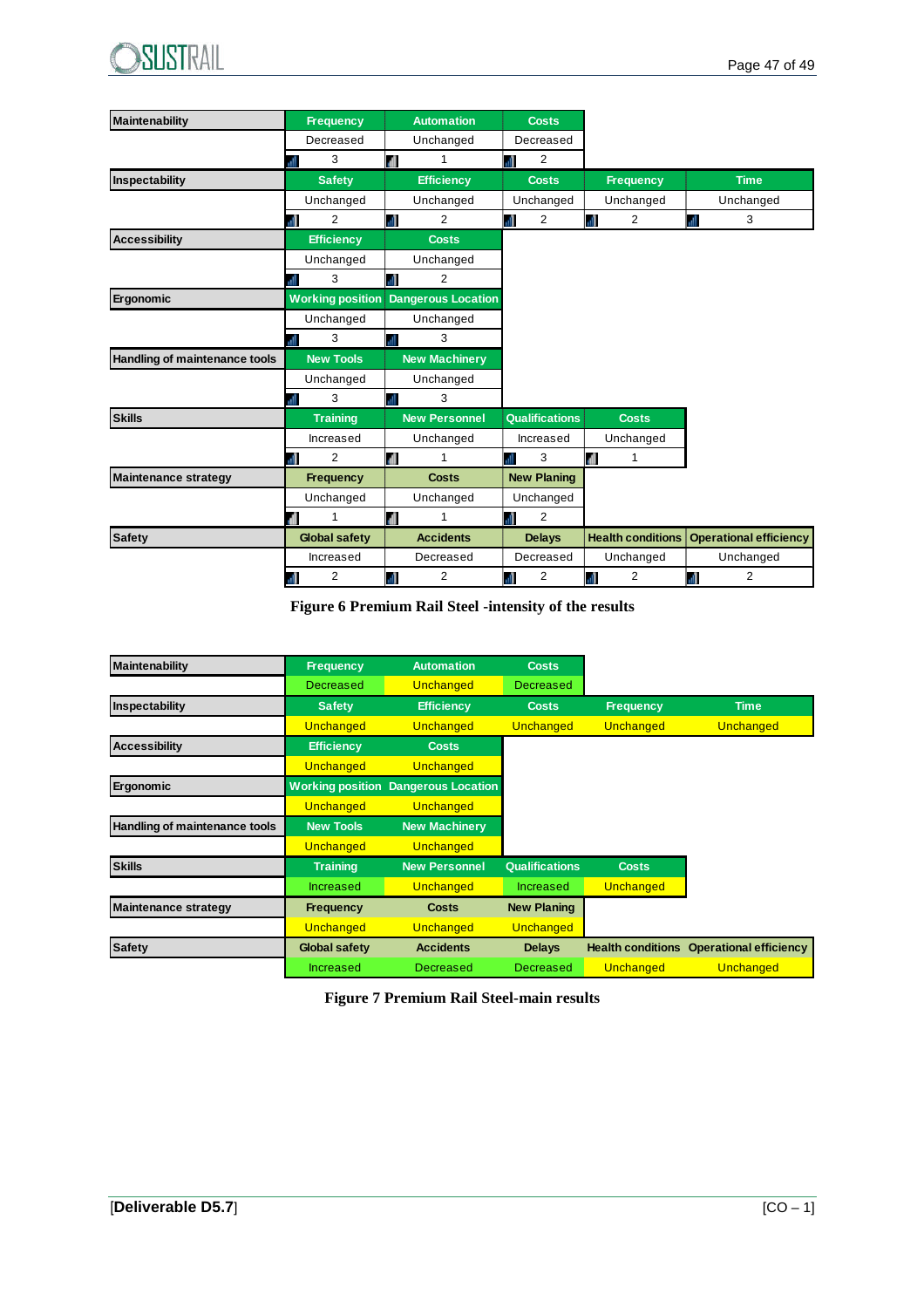| Maintenability | Frequency | Automation | Costs | | |
|---|---|---|---|---|---|
| | Decreased | Unchanged | Decreased | | |
| | 3 | 1 | 2 | | |
| **Inspectability** | Safety | Efficiency | Costs | Frequency | Time |
| | Unchanged | Unchanged | Unchanged | Unchanged | Unchanged |
| | 2 | 2 | 2 | 2 | 3 |
| **Accessibility** | Efficiency | Costs | | | |
| | Unchanged | Unchanged | | | |
| | 3 | 2 | | | |
| **Ergonomic** | Working position | Dangerous Location | | | |
| | Unchanged | Unchanged | | | |
| | 3 | 3 | | | |
| **Handling of maintenance tools** | New Tools | New Machinery | | | |
| | Unchanged | Unchanged | | | |
| | 3 | 3 | | | |
| **Skills** | Training | New Personnel | Qualifications | Costs | |
| | Increased | Unchanged | Increased | Unchanged | |
| | 2 | 1 | 3 | 1 | |
| **Maintenance strategy** | Frequency | Costs | New Planing | | |
| | Unchanged | Unchanged | Unchanged | | |
| | 1 | 1 | 2 | | |
| **Safety** | Global safety | Accidents | Delays | Health conditions | Operational efficiency |
| | Increased | Decreased | Decreased | Unchanged | Unchanged |
| | 2 | 2 | 2 | 2 | 2 |

**Figure 6 Premium Rail Steel -intensity of the results**

| Maintenability | Frequency | Automation | Costs | | |
|---|---|---|---|---|---|
| | Decreased | Unchanged | Decreased | | |
| **Inspectability** | Safety | Efficiency | Costs | Frequency | Time |
| | Unchanged | Unchanged | Unchanged | Unchanged | Unchanged |
| **Accessibility** | Efficiency | Costs | | | |
| | Unchanged | Unchanged | | | |
| **Ergonomic** | Working position | Dangerous Location | | | |
| | Unchanged | Unchanged | | | |
| **Handling of maintenance tools** | New Tools | New Machinery | | | |
| | Unchanged | Unchanged | | | |
| **Skills** | Training | New Personnel | Qualifications | Costs | |
| | Increased | Unchanged | Increased | Unchanged | |
| **Maintenance strategy** | Frequency | Costs | New Planing | | |
| | Unchanged | Unchanged | Unchanged | | |
| **Safety** | Global safety | Accidents | Delays | Health conditions | Operational efficiency |
| | Increased | Decreased | Decreased | Unchanged | Unchanged |

**Figure 7 Premium Rail Steel-main results**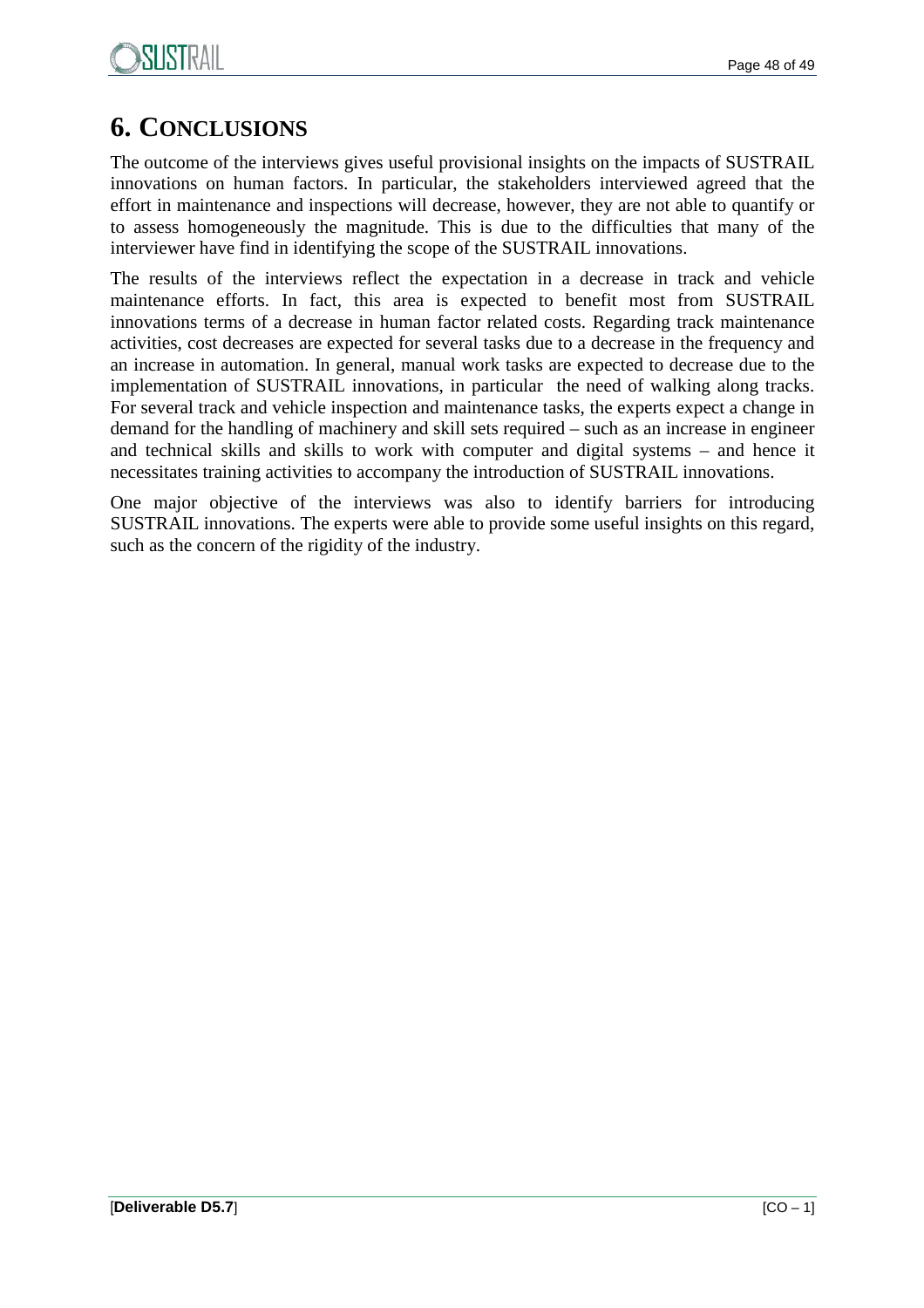# 6. CONCLUSIONS

The outcome of the interviews gives useful provisional insights on the impacts of SUSTRAIL innovations on human factors. In particular, the stakeholders interviewed agreed that the effort in maintenance and inspections will decrease, however, they are not able to quantify or to assess homogeneously the magnitude. This is due to the difficulties that many of the interviewer have find in identifying the scope of the SUSTRAIL innovations.

The results of the interviews reflect the expectation in a decrease in track and vehicle maintenance efforts. In fact, this area is expected to benefit most from SUSTRAIL innovations terms of a decrease in human factor related costs. Regarding track maintenance activities, cost decreases are expected for several tasks due to a decrease in the frequency and an increase in automation. In general, manual work tasks are expected to decrease due to the implementation of SUSTRAIL innovations, in particular the need of walking along tracks. For several track and vehicle inspection and maintenance tasks, the experts expect a change in demand for the handling of machinery and skill sets required – such as an increase in engineer and technical skills and skills to work with computer and digital systems – and hence it necessitates training activities to accompany the introduction of SUSTRAIL innovations.

One major objective of the interviews was also to identify barriers for introducing SUSTRAIL innovations. The experts were able to provide some useful insights on this regard, such as the concern of the rigidity of the industry.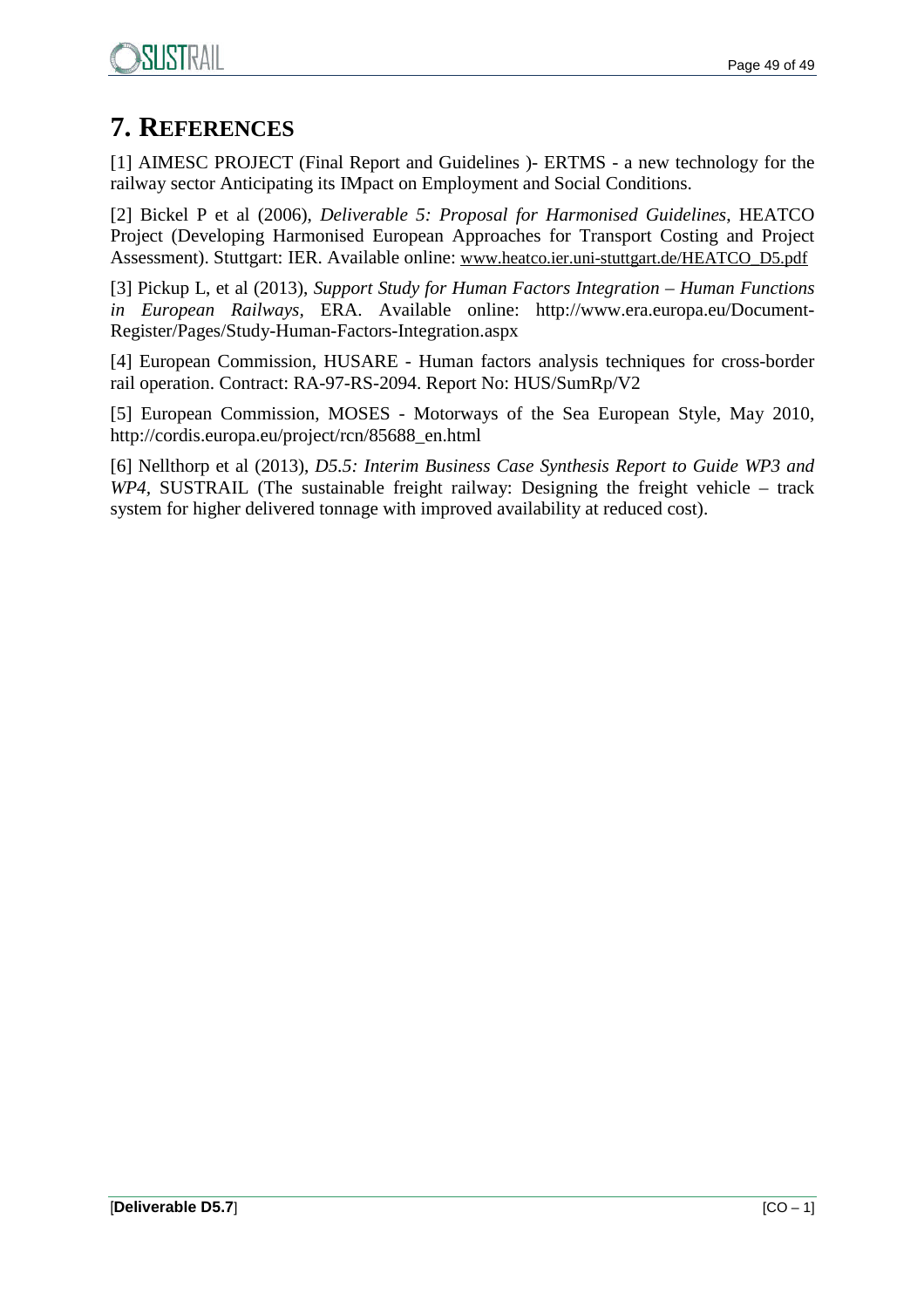# 7. REFERENCES

[1] AIMESC PROJECT (Final Report and Guidelines )- ERTMS - a new technology for the railway sector Anticipating its IMpact on Employment and Social Conditions.

[2] Bickel P et al (2006), *Deliverable 5: Proposal for Harmonised Guidelines*, HEATCO Project (Developing Harmonised European Approaches for Transport Costing and Project Assessment). Stuttgart: IER. Available online: www.heatco.ier.uni-stuttgart.de/HEATCO_D5.pdf

[3] Pickup L, et al (2013), *Support Study for Human Factors Integration – Human Functions in European Railways*, ERA. Available online: http://www.era.europa.eu/Document-Register/Pages/Study-Human-Factors-Integration.aspx

[4] European Commission, HUSARE - Human factors analysis techniques for cross-border rail operation. Contract: RA-97-RS-2094. Report No: HUS/SumRp/V2

[5] European Commission, MOSES - Motorways of the Sea European Style, May 2010, http://cordis.europa.eu/project/rcn/85688_en.html

[6] Nellthorp et al (2013), *D5.5: Interim Business Case Synthesis Report to Guide WP3 and WP4*, SUSTRAIL (The sustainable freight railway: Designing the freight vehicle – track system for higher delivered tonnage with improved availability at reduced cost).